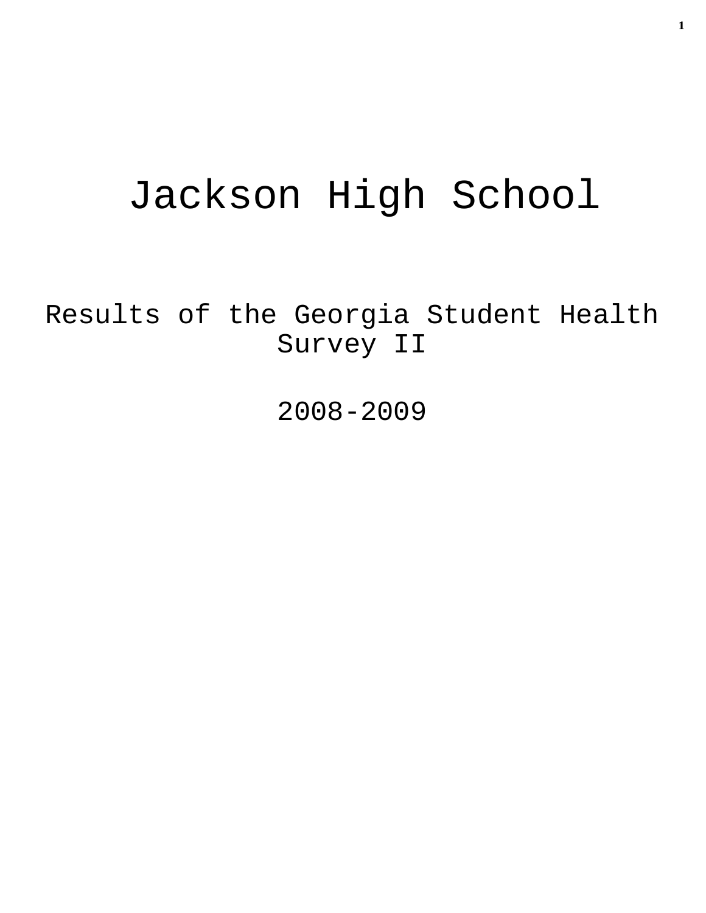# Jackson High School

## Results of the Georgia Student Health Survey II

## 2008-2009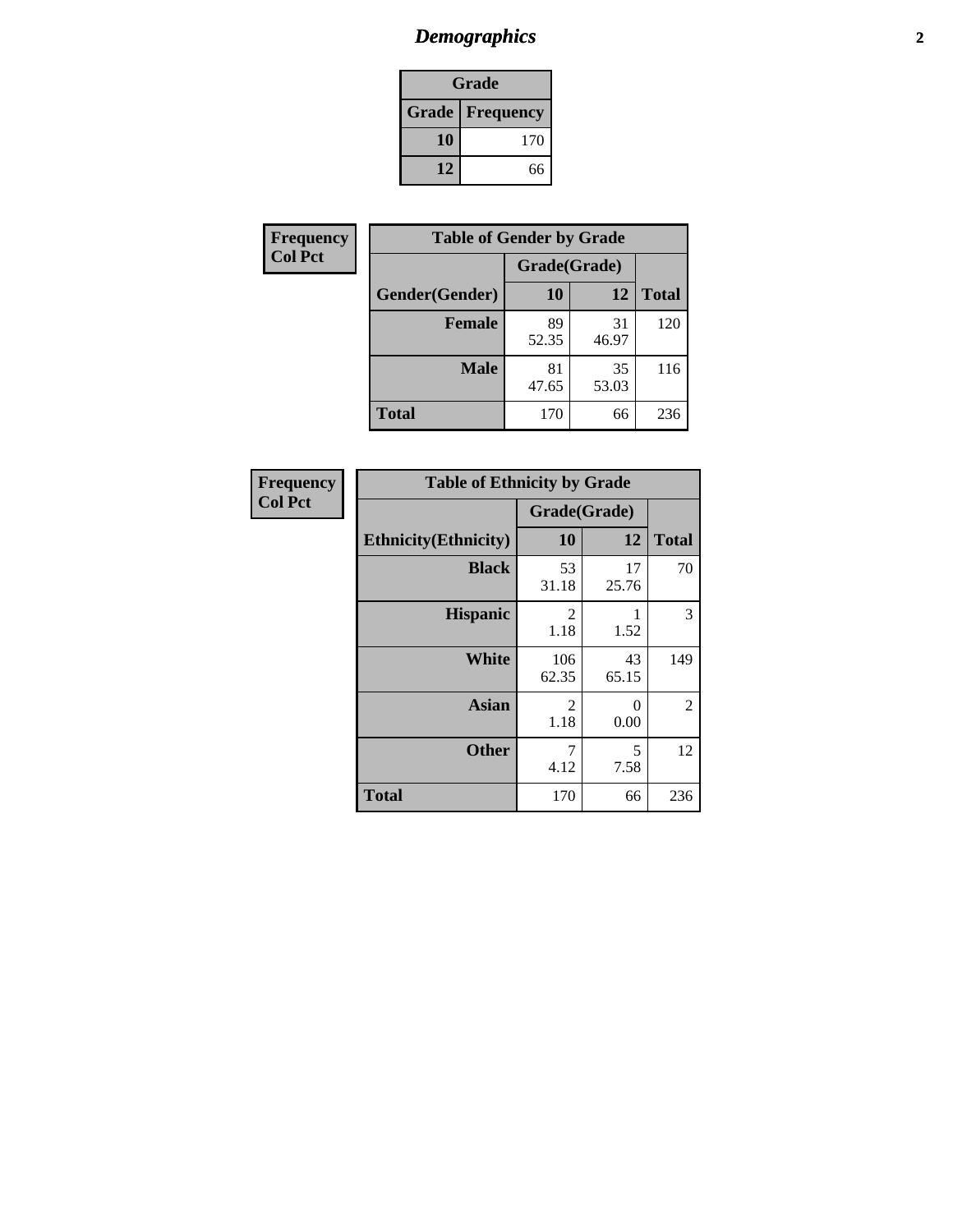# Demographics

| Grade | |
|---|---|
| **Grade** | **Frequency** |
| 10 | 170 |
| 12 | 66 |

**Frequency**
**Col Pct**

| Table of Gender by Grade | | | |
|---|---|---|---|
| | Grade(Grade) | | |
| **Gender(Gender)** | **10** | **12** | **Total** |
| **Female** | 89<br>52.35 | 31<br>46.97 | 120 |
| **Male** | 81<br>47.65 | 35<br>53.03 | 116 |
| **Total** | 170 | 66 | 236 |

**Frequency**
**Col Pct**

| Table of Ethnicity by Grade | | | |
|---|---|---|---|
| | Grade(Grade) | | |
| **Ethnicity(Ethnicity)** | **10** | **12** | **Total** |
| **Black** | 53<br>31.18 | 17<br>25.76 | 70 |
| **Hispanic** | 2<br>1.18 | 1<br>1.52 | 3 |
| **White** | 106<br>62.35 | 43<br>65.15 | 149 |
| **Asian** | 2<br>1.18 | 0<br>0.00 | 2 |
| **Other** | 7<br>4.12 | 5<br>7.58 | 12 |
| **Total** | 170 | 66 | 236 |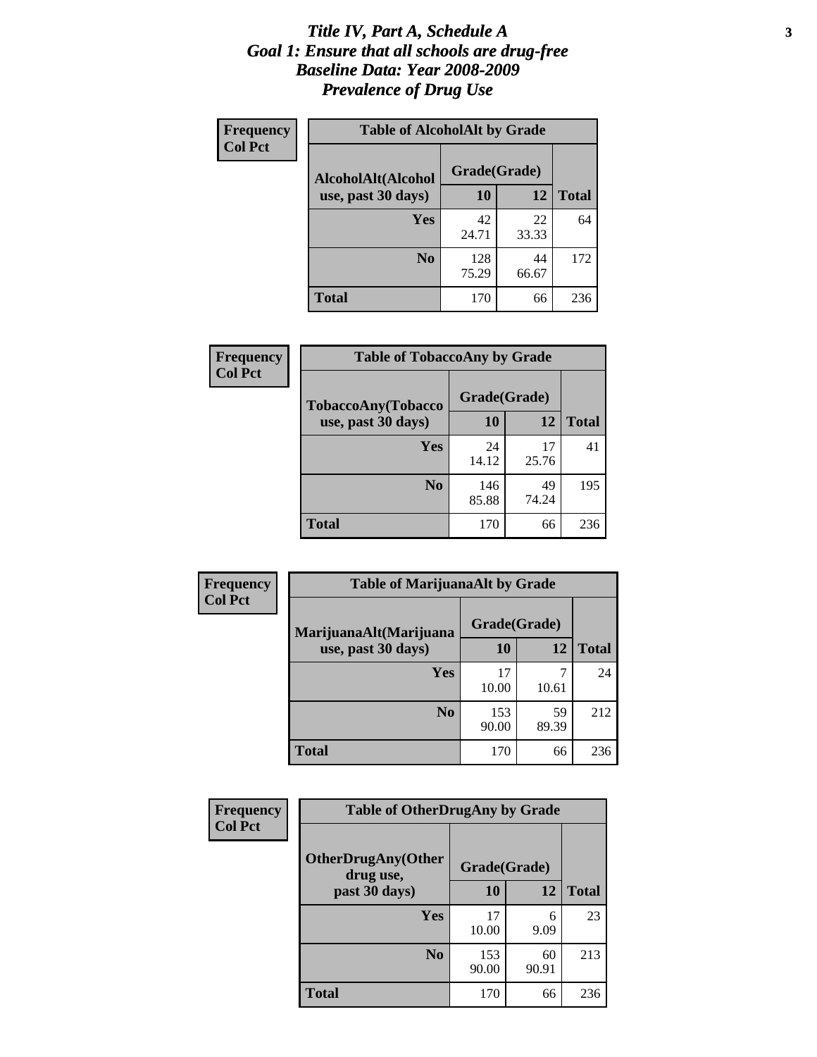# *Title IV, Part A, Schedule A*
# *Goal 1: Ensure that all schools are drug-free*
# *Baseline Data: Year 2008-2009*
# *Prevalence of Drug Use*

**Frequency**
**Col Pct**

**Table of AlcoholAlt by Grade**

| AlcoholAlt(Alcohol use, past 30 days) | Grade(Grade) | | Total |
|---|---|---|---|
| | 10 | 12 | |
| Yes | 42<br>24.71 | 22<br>33.33 | 64 |
| No | 128<br>75.29 | 44<br>66.67 | 172 |
| Total | 170 | 66 | 236 |

**Frequency**
**Col Pct**

**Table of TobaccoAny by Grade**

| TobaccoAny(Tobacco use, past 30 days) | Grade(Grade) | | Total |
|---|---|---|---|
| | 10 | 12 | |
| Yes | 24<br>14.12 | 17<br>25.76 | 41 |
| No | 146<br>85.88 | 49<br>74.24 | 195 |
| Total | 170 | 66 | 236 |

**Frequency**
**Col Pct**

**Table of MarijuanaAlt by Grade**

| MarijuanaAlt(Marijuana use, past 30 days) | Grade(Grade) | | Total |
|---|---|---|---|
| | 10 | 12 | |
| Yes | 17<br>10.00 | 7<br>10.61 | 24 |
| No | 153<br>90.00 | 59<br>89.39 | 212 |
| Total | 170 | 66 | 236 |

**Frequency**
**Col Pct**

**Table of OtherDrugAny by Grade**

| OtherDrugAny(Other drug use, past 30 days) | Grade(Grade) | | Total |
|---|---|---|---|
| | 10 | 12 | |
| Yes | 17<br>10.00 | 6<br>9.09 | 23 |
| No | 153<br>90.00 | 60<br>90.91 | 213 |
| Total | 170 | 66 | 236 |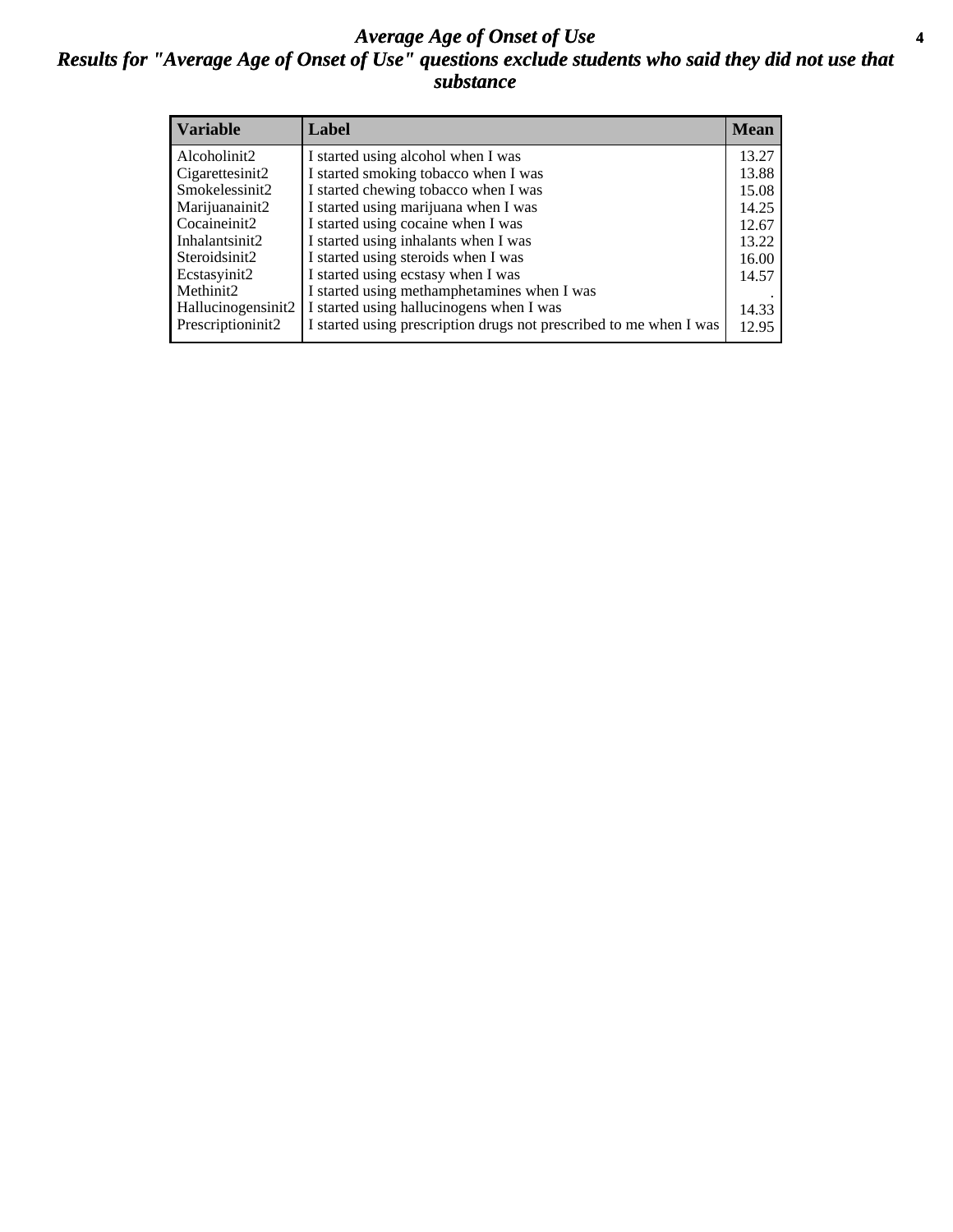# *Average Age of Onset of Use*

## *Results for "Average Age of Onset of Use" questions exclude students who said they did not use that substance*

| Variable | Label | Mean |
|---|---|---|
| Alcoholinit2 | I started using alcohol when I was | 13.27 |
| Cigarettesinit2 | I started smoking tobacco when I was | 13.88 |
| Smokelessinit2 | I started chewing tobacco when I was | 15.08 |
| Marijuanainit2 | I started using marijuana when I was | 14.25 |
| Cocaineinit2 | I started using cocaine when I was | 12.67 |
| Inhalantsinit2 | I started using inhalants when I was | 13.22 |
| Steroidsinit2 | I started using steroids when I was | 16.00 |
| Ecstasyinit2 | I started using ecstasy when I was | 14.57 |
| Methinit2 | I started using methamphetamines when I was | . |
| Hallucinogensinit2 | I started using hallucinogens when I was | 14.33 |
| Prescriptioninit2 | I started using prescription drugs not prescribed to me when I was | 12.95 |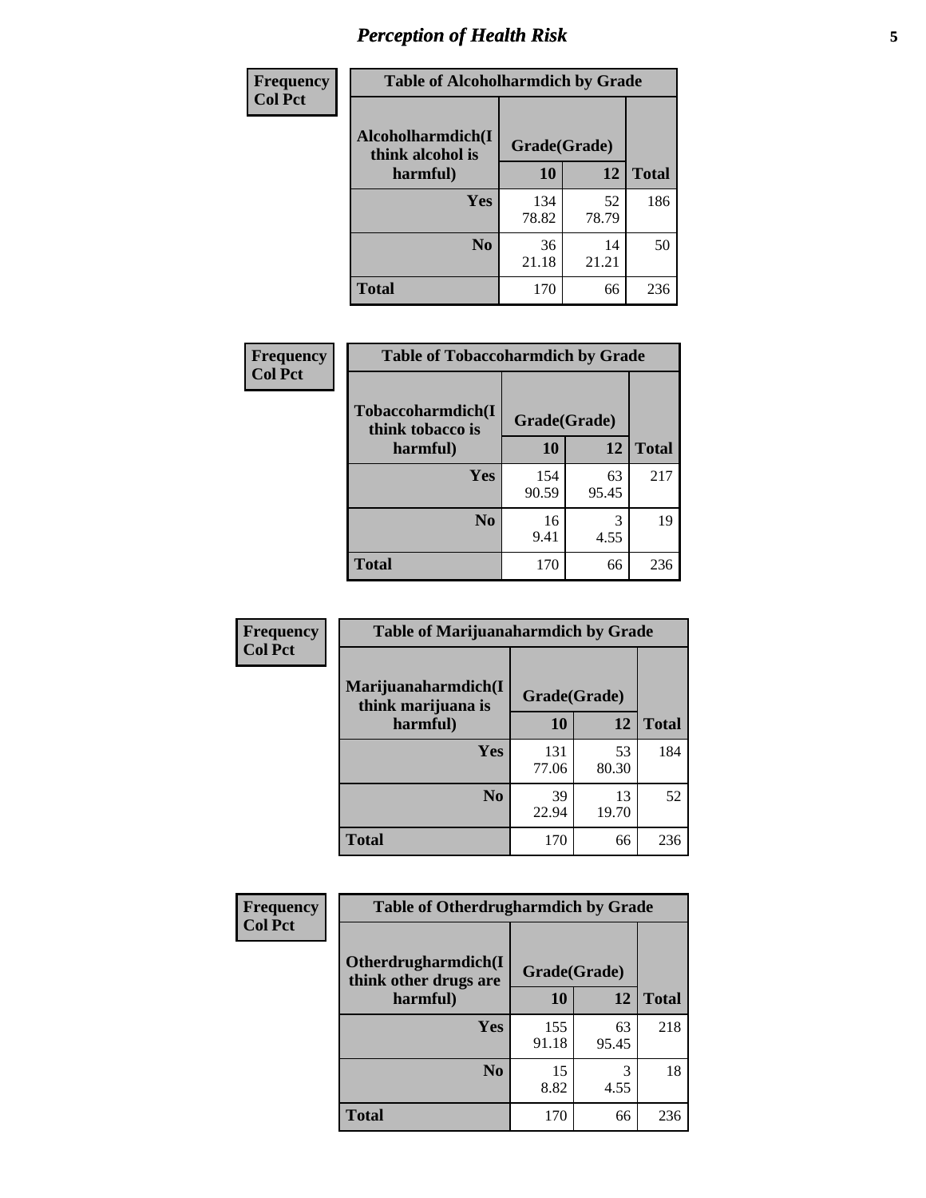*Perception of Health Risk*

| Frequency<br>Col Pct | Table of Alcoholharmdich by Grade | | |
|---|---|---|---|
| Alcoholharmdich(I think alcohol is harmful) | Grade(Grade) | | |
| | 10 | 12 | Total |
| Yes | 134<br>78.82 | 52<br>78.79 | 186 |
| No | 36<br>21.18 | 14<br>21.21 | 50 |
| Total | 170 | 66 | 236 |

| Frequency<br>Col Pct | Table of Tobaccoharmdich by Grade | | |
|---|---|---|---|
| Tobaccoharmdich(I think tobacco is harmful) | Grade(Grade) | | |
| | 10 | 12 | Total |
| Yes | 154<br>90.59 | 63<br>95.45 | 217 |
| No | 16<br>9.41 | 3<br>4.55 | 19 |
| Total | 170 | 66 | 236 |

| Frequency<br>Col Pct | Table of Marijuanaharmdich by Grade | | |
|---|---|---|---|
| Marijuanaharmdich(I think marijuana is harmful) | Grade(Grade) | | |
| | 10 | 12 | Total |
| Yes | 131<br>77.06 | 53<br>80.30 | 184 |
| No | 39<br>22.94 | 13<br>19.70 | 52 |
| Total | 170 | 66 | 236 |

| Frequency<br>Col Pct | Table of Otherdrugharmdich by Grade | | |
|---|---|---|---|
| Otherdrugharmdich(I think other drugs are harmful) | Grade(Grade) | | |
| | 10 | 12 | Total |
| Yes | 155<br>91.18 | 63<br>95.45 | 218 |
| No | 15<br>8.82 | 3<br>4.55 | 18 |
| Total | 170 | 66 | 236 |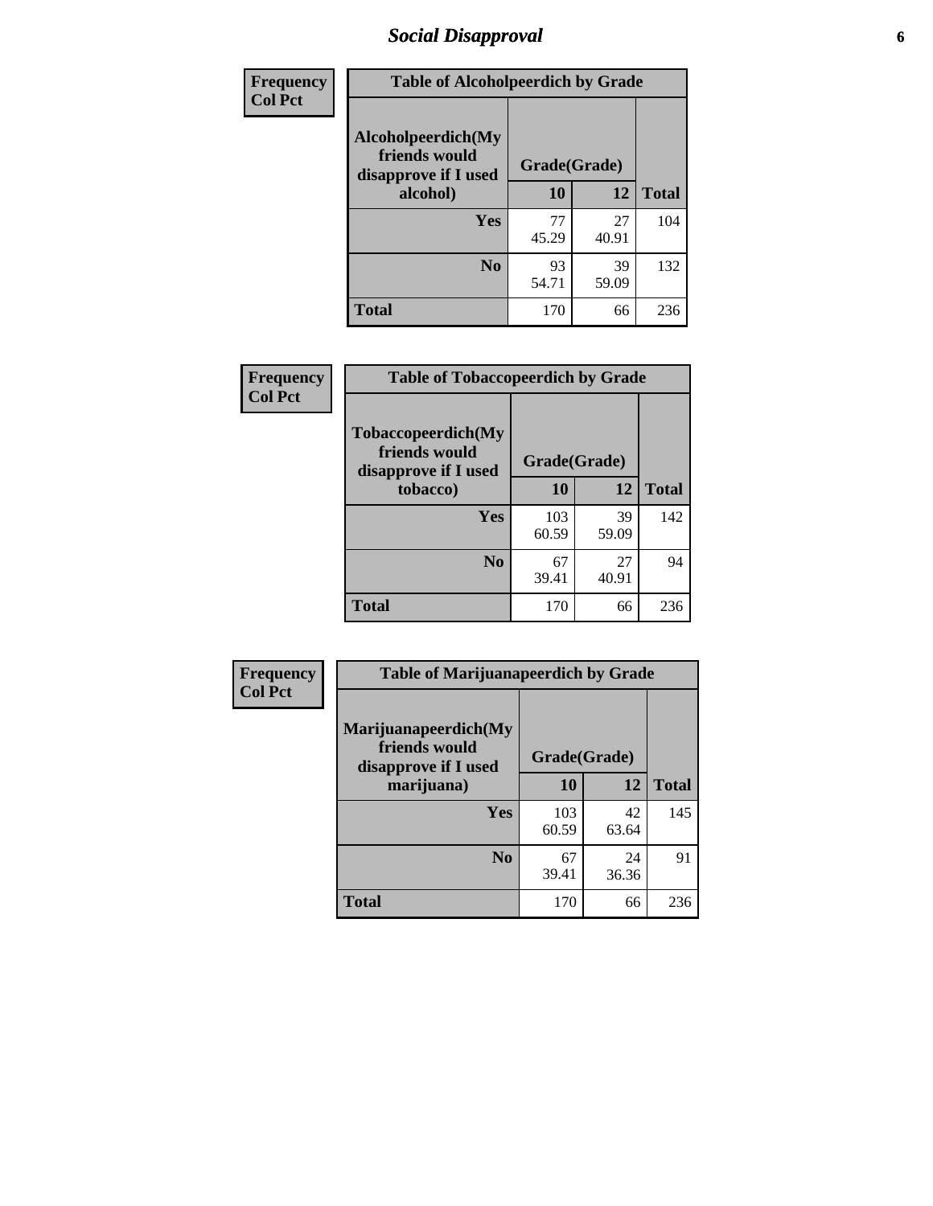## Social Disapproval

Frequency
Col Pct

**Table of Alcoholpeerdich by Grade**

| Alcoholpeerdich(My friends would disapprove if I used alcohol) | Grade(Grade) | | Total |
|---|---|---|---|
| | 10 | 12 | |
| Yes | 77<br>45.29 | 27<br>40.91 | 104 |
| No | 93<br>54.71 | 39<br>59.09 | 132 |
| Total | 170 | 66 | 236 |

Frequency
Col Pct

**Table of Tobaccopeerdich by Grade**

| Tobaccopeerdich(My friends would disapprove if I used tobacco) | Grade(Grade) | | Total |
|---|---|---|---|
| | 10 | 12 | |
| Yes | 103<br>60.59 | 39<br>59.09 | 142 |
| No | 67<br>39.41 | 27<br>40.91 | 94 |
| Total | 170 | 66 | 236 |

Frequency
Col Pct

**Table of Marijuanapeerdich by Grade**

| Marijuanapeerdich(My friends would disapprove if I used marijuana) | Grade(Grade) | | Total |
|---|---|---|---|
| | 10 | 12 | |
| Yes | 103<br>60.59 | 42<br>63.64 | 145 |
| No | 67<br>39.41 | 24<br>36.36 | 91 |
| Total | 170 | 66 | 236 |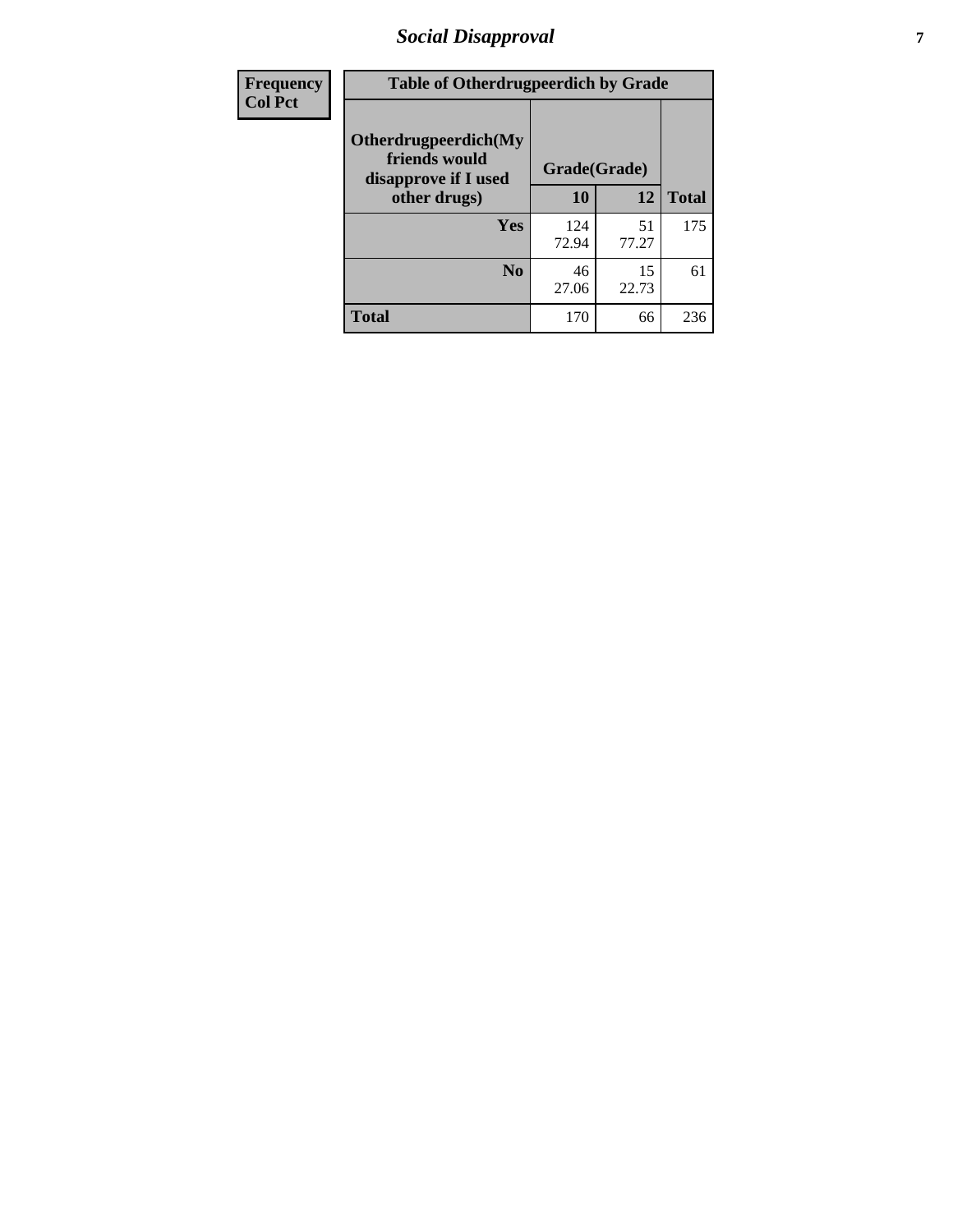# Social Disapproval

| Frequency Col Pct | Table of Otherdrugpeerdich by Grade | | |
|---|---|---|---|
| Otherdrugpeerdich(My friends would disapprove if I used other drugs) | Grade(Grade) | | |
| | 10 | 12 | Total |
| Yes | 124<br>72.94 | 51<br>77.27 | 175 |
| No | 46<br>27.06 | 15<br>22.73 | 61 |
| Total | 170 | 66 | 236 |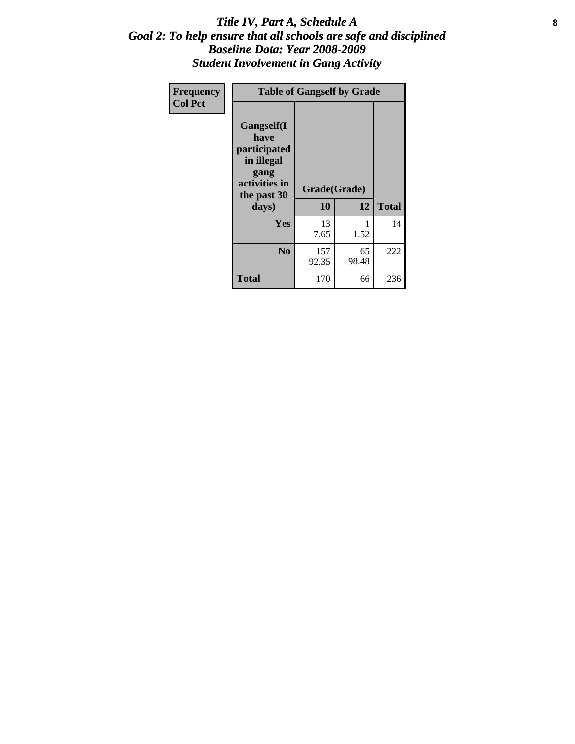# *Title IV, Part A, Schedule A*
## *Goal 2: To help ensure that all schools are safe and disciplined*
## *Baseline Data: Year 2008-2009*
## *Student Involvement in Gang Activity*

| Frequency<br>Col Pct | Table of Gangself by Grade | | |
|---|---|---|---|
| Gangself(I have participated in illegal gang activities in the past 30 days) | Grade(Grade) | | |
| | 10 | 12 | Total |
| Yes | 13<br>7.65 | 1<br>1.52 | 14 |
| No | 157<br>92.35 | 65<br>98.48 | 222 |
| Total | 170 | 66 | 236 |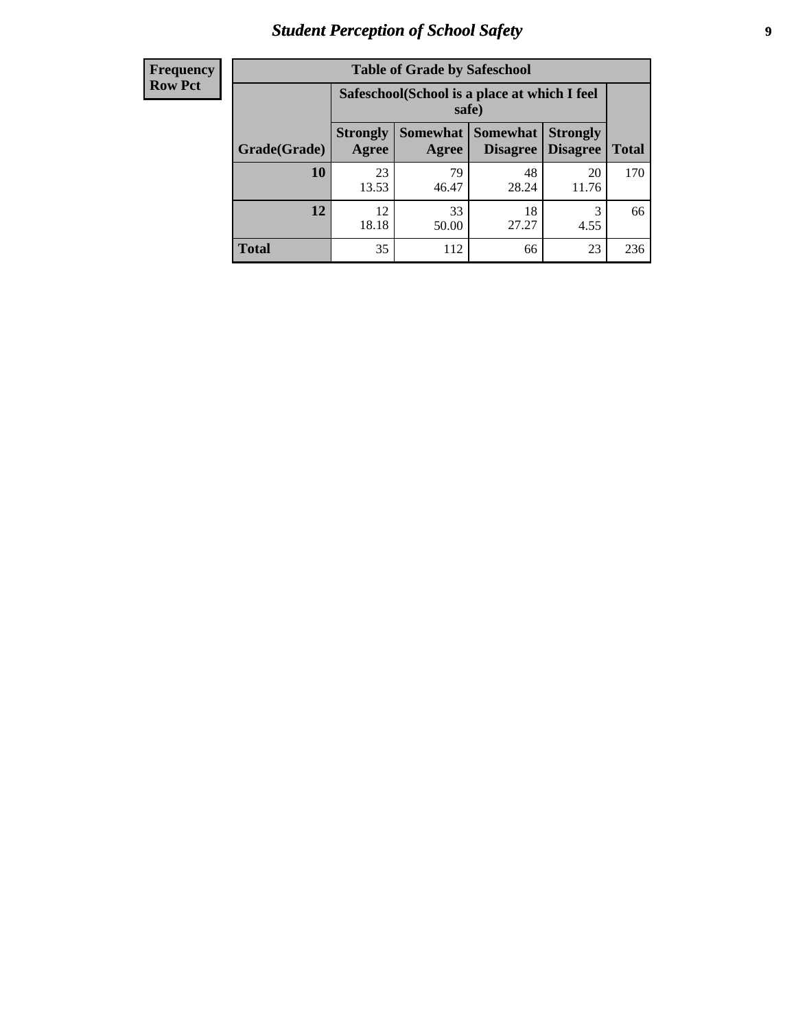# Student Perception of School Safety

| Frequency Row Pct | | | | | |
|---|---|---|---|---|---|

**Table of Grade by Safeschool**

| | Safeschool(School is a place at which I feel safe) | | | | |
|---|---|---|---|---|---|
| **Grade(Grade)** | **Strongly Agree** | **Somewhat Agree** | **Somewhat Disagree** | **Strongly Disagree** | **Total** |
| **10** | 23<br>13.53 | 79<br>46.47 | 48<br>28.24 | 20<br>11.76 | 170 |
| **12** | 12<br>18.18 | 33<br>50.00 | 18<br>27.27 | 3<br>4.55 | 66 |
| **Total** | 35 | 112 | 66 | 23 | 236 |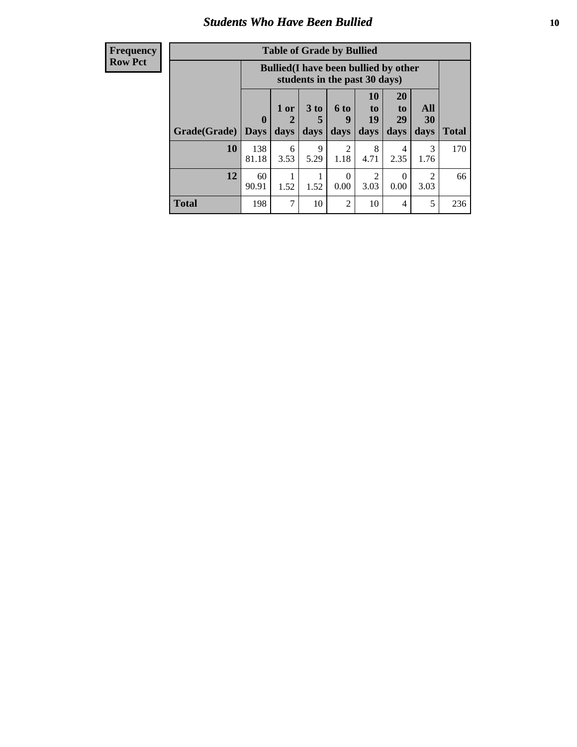## Students Who Have Been Bullied

| Frequency<br>Row Pct |
|---|

**Table of Grade by Bullied**

| Grade(Grade) | Bullied(I have been bullied by other students in the past 30 days) | | | | | | | Total |
|---|---|---|---|---|---|---|---|---|
| | 0 Days | 1 or 2 days | 3 to 5 days | 6 to 9 days | 10 to 19 days | 20 to 29 days | All 30 days | |
| **10** | 138<br>81.18 | 6<br>3.53 | 9<br>5.29 | 2<br>1.18 | 8<br>4.71 | 4<br>2.35 | 3<br>1.76 | 170 |
| **12** | 60<br>90.91 | 1<br>1.52 | 1<br>1.52 | 0<br>0.00 | 2<br>3.03 | 0<br>0.00 | 2<br>3.03 | 66 |
| **Total** | 198 | 7 | 10 | 2 | 10 | 4 | 5 | 236 |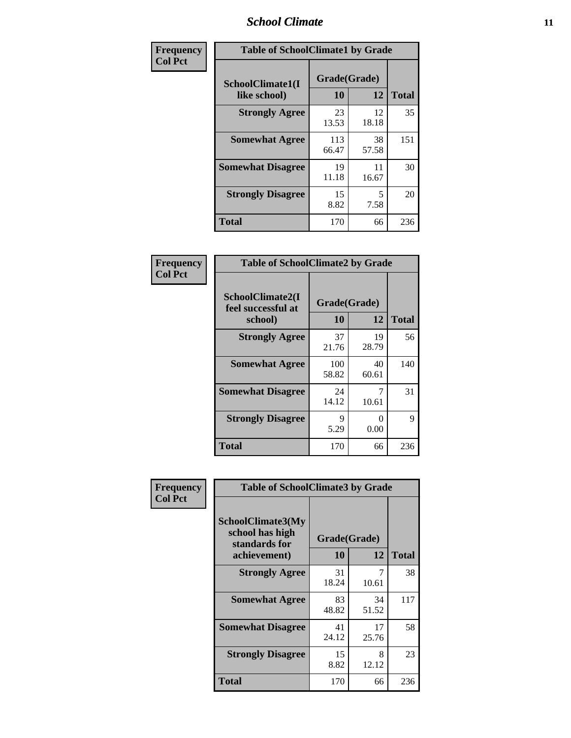| Frequency<br>Col Pct | Table of SchoolClimate1 by Grade | | |
|---|---|---|---|
| **SchoolClimate1(I like school)** | **Grade(Grade)** | | |
| | **10** | **12** | **Total** |
| **Strongly Agree** | 23<br>13.53 | 12<br>18.18 | 35 |
| **Somewhat Agree** | 113<br>66.47 | 38<br>57.58 | 151 |
| **Somewhat Disagree** | 19<br>11.18 | 11<br>16.67 | 30 |
| **Strongly Disagree** | 15<br>8.82 | 5<br>7.58 | 20 |
| **Total** | 170 | 66 | 236 |

| Frequency<br>Col Pct | Table of SchoolClimate2 by Grade | | |
|---|---|---|---|
| **SchoolClimate2(I feel successful at school)** | **Grade(Grade)** | | |
| | **10** | **12** | **Total** |
| **Strongly Agree** | 37<br>21.76 | 19<br>28.79 | 56 |
| **Somewhat Agree** | 100<br>58.82 | 40<br>60.61 | 140 |
| **Somewhat Disagree** | 24<br>14.12 | 7<br>10.61 | 31 |
| **Strongly Disagree** | 9<br>5.29 | 0<br>0.00 | 9 |
| **Total** | 170 | 66 | 236 |

| Frequency<br>Col Pct | Table of SchoolClimate3 by Grade | | |
|---|---|---|---|
| **SchoolClimate3(My school has high standards for achievement)** | **Grade(Grade)** | | |
| | **10** | **12** | **Total** |
| **Strongly Agree** | 31<br>18.24 | 7<br>10.61 | 38 |
| **Somewhat Agree** | 83<br>48.82 | 34<br>51.52 | 117 |
| **Somewhat Disagree** | 41<br>24.12 | 17<br>25.76 | 58 |
| **Strongly Disagree** | 15<br>8.82 | 8<br>12.12 | 23 |
| **Total** | 170 | 66 | 236 |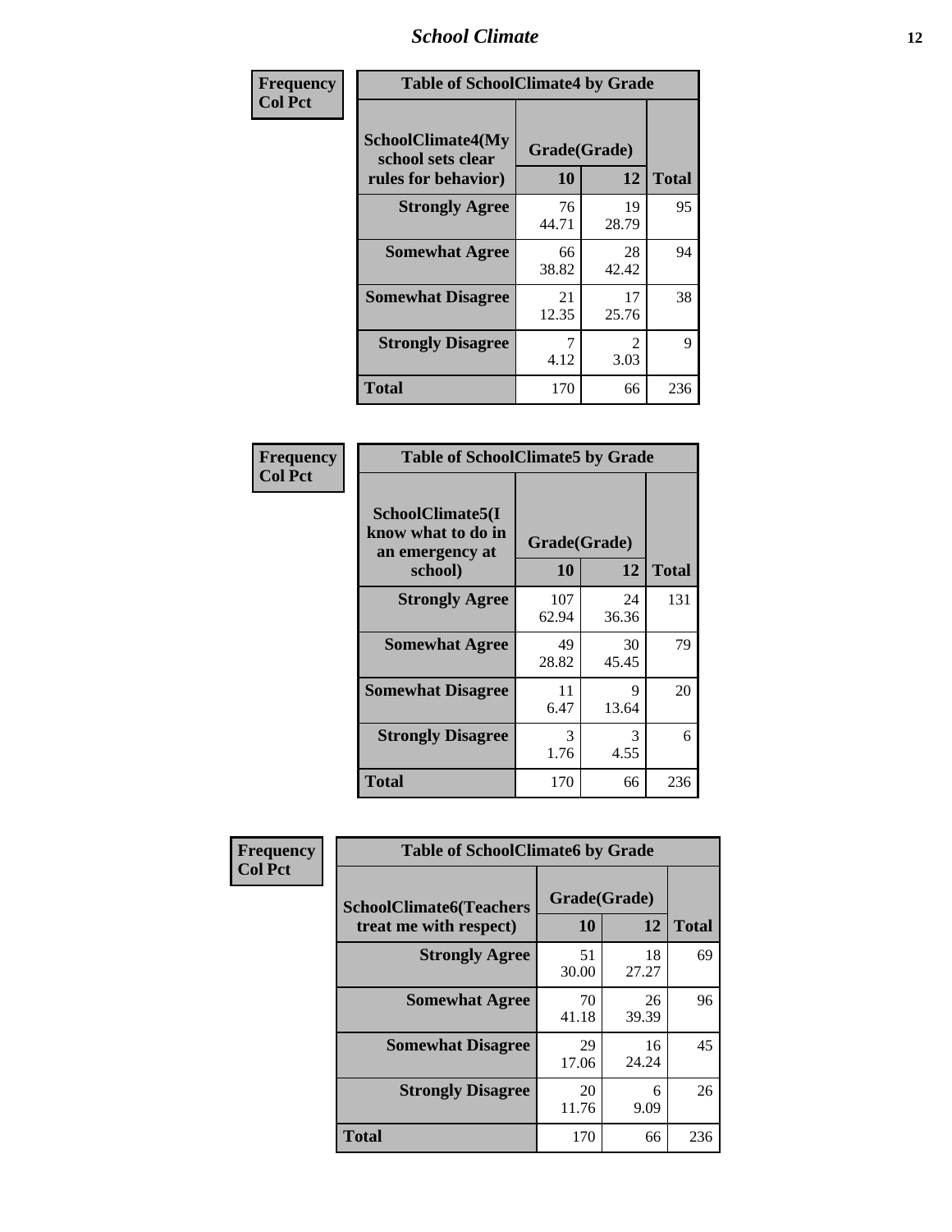| Frequency Col Pct | Table of SchoolClimate4 by Grade | | |
|---|---|---|---|
| SchoolClimate4(My school sets clear rules for behavior) | Grade(Grade) | | |
| | 10 | 12 | Total |
| Strongly Agree | 76<br>44.71 | 19<br>28.79 | 95 |
| Somewhat Agree | 66<br>38.82 | 28<br>42.42 | 94 |
| Somewhat Disagree | 21<br>12.35 | 17<br>25.76 | 38 |
| Strongly Disagree | 7<br>4.12 | 2<br>3.03 | 9 |
| Total | 170 | 66 | 236 |

| Frequency Col Pct | Table of SchoolClimate5 by Grade | | |
|---|---|---|---|
| SchoolClimate5(I know what to do in an emergency at school) | Grade(Grade) | | |
| | 10 | 12 | Total |
| Strongly Agree | 107<br>62.94 | 24<br>36.36 | 131 |
| Somewhat Agree | 49<br>28.82 | 30<br>45.45 | 79 |
| Somewhat Disagree | 11<br>6.47 | 9<br>13.64 | 20 |
| Strongly Disagree | 3<br>1.76 | 3<br>4.55 | 6 |
| Total | 170 | 66 | 236 |

| Frequency Col Pct | Table of SchoolClimate6 by Grade | | |
|---|---|---|---|
| SchoolClimate6(Teachers treat me with respect) | Grade(Grade) | | |
| | 10 | 12 | Total |
| Strongly Agree | 51<br>30.00 | 18<br>27.27 | 69 |
| Somewhat Agree | 70<br>41.18 | 26<br>39.39 | 96 |
| Somewhat Disagree | 29<br>17.06 | 16<br>24.24 | 45 |
| Strongly Disagree | 20<br>11.76 | 6<br>9.09 | 26 |
| Total | 170 | 66 | 236 |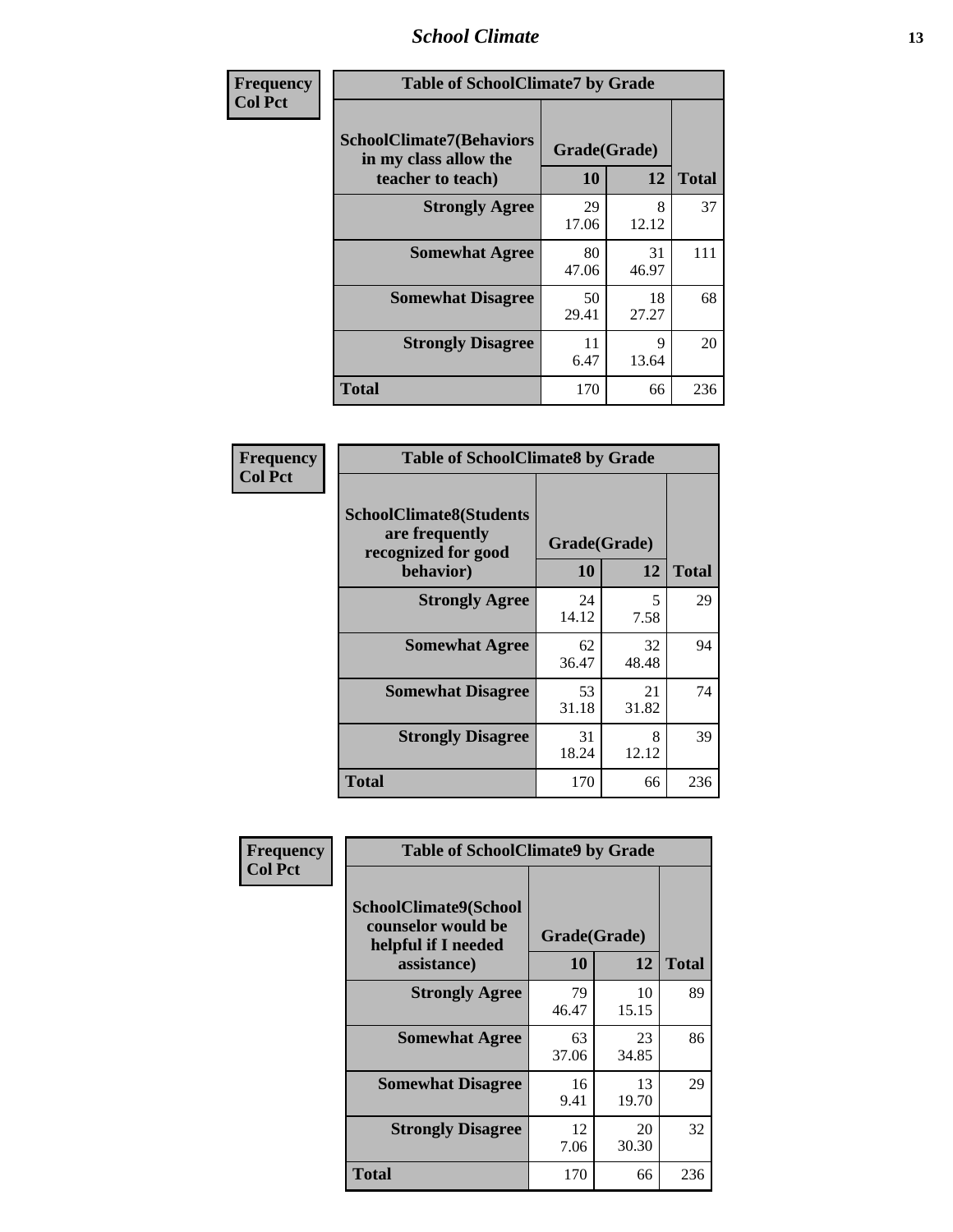**Frequency**
**Col Pct**

| SchoolClimate7(Behaviors in my class allow the teacher to teach) | Grade(Grade) 10 | 12 | Total |
|---|---|---|---|
| **Strongly Agree** | 29<br>17.06 | 8<br>12.12 | 37 |
| **Somewhat Agree** | 80<br>47.06 | 31<br>46.97 | 111 |
| **Somewhat Disagree** | 50<br>29.41 | 18<br>27.27 | 68 |
| **Strongly Disagree** | 11<br>6.47 | 9<br>13.64 | 20 |
| **Total** | 170 | 66 | 236 |

Table of SchoolClimate7 by Grade

**Frequency**
**Col Pct**

| SchoolClimate8(Students are frequently recognized for good behavior) | Grade(Grade) 10 | 12 | Total |
|---|---|---|---|
| **Strongly Agree** | 24<br>14.12 | 5<br>7.58 | 29 |
| **Somewhat Agree** | 62<br>36.47 | 32<br>48.48 | 94 |
| **Somewhat Disagree** | 53<br>31.18 | 21<br>31.82 | 74 |
| **Strongly Disagree** | 31<br>18.24 | 8<br>12.12 | 39 |
| **Total** | 170 | 66 | 236 |

Table of SchoolClimate8 by Grade

**Frequency**
**Col Pct**

| SchoolClimate9(School counselor would be helpful if I needed assistance) | Grade(Grade) 10 | 12 | Total |
|---|---|---|---|
| **Strongly Agree** | 79<br>46.47 | 10<br>15.15 | 89 |
| **Somewhat Agree** | 63<br>37.06 | 23<br>34.85 | 86 |
| **Somewhat Disagree** | 16<br>9.41 | 13<br>19.70 | 29 |
| **Strongly Disagree** | 12<br>7.06 | 20<br>30.30 | 32 |
| **Total** | 170 | 66 | 236 |

Table of SchoolClimate9 by Grade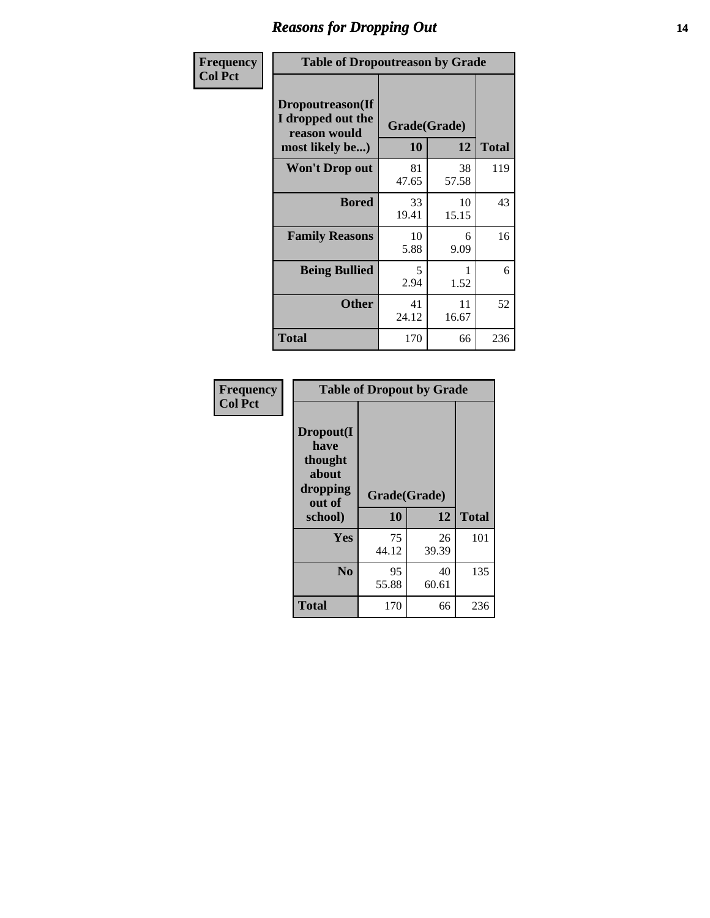# Reasons for Dropping Out

| Frequency<br>Col Pct | | | |
|---|---|---|---|

**Table of Dropoutreason by Grade**

| Dropoutreason(If I dropped out the reason would most likely be...) | Grade(Grade) 10 | 12 | Total |
|---|---|---|---|
| Won't Drop out | 81<br>47.65 | 38<br>57.58 | 119 |
| Bored | 33<br>19.41 | 10<br>15.15 | 43 |
| Family Reasons | 10<br>5.88 | 6<br>9.09 | 16 |
| Being Bullied | 5<br>2.94 | 1<br>1.52 | 6 |
| Other | 41<br>24.12 | 11<br>16.67 | 52 |
| Total | 170 | 66 | 236 |

| Frequency<br>Col Pct |
|---|

**Table of Dropout by Grade**

| Dropout(I have thought about dropping out of school) | Grade(Grade) 10 | 12 | Total |
|---|---|---|---|
| Yes | 75<br>44.12 | 26<br>39.39 | 101 |
| No | 95<br>55.88 | 40<br>60.61 | 135 |
| Total | 170 | 66 | 236 |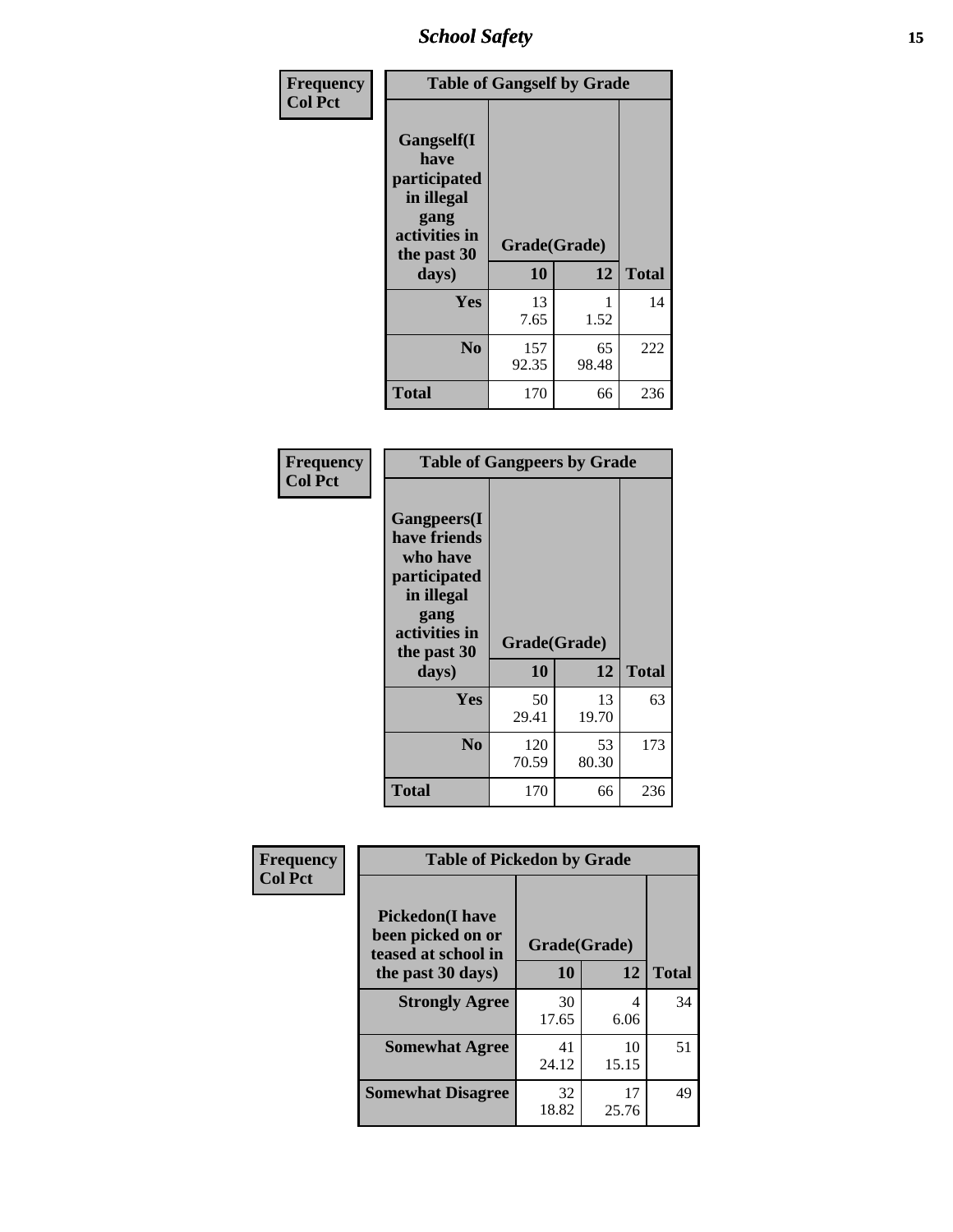| Frequency<br>Col Pct | Table of Gangself by Grade | | |
|---|---|---|---|
| **Gangself(I have participated in illegal gang activities in the past 30 days)** | **Grade(Grade)** | | |
| | **10** | **12** | **Total** |
| **Yes** | 13<br>7.65 | 1<br>1.52 | 14 |
| **No** | 157<br>92.35 | 65<br>98.48 | 222 |
| **Total** | 170 | 66 | 236 |

| Frequency<br>Col Pct | Table of Gangpeers by Grade | | |
|---|---|---|---|
| **Gangpeers(I have friends who have participated in illegal gang activities in the past 30 days)** | **Grade(Grade)** | | |
| | **10** | **12** | **Total** |
| **Yes** | 50<br>29.41 | 13<br>19.70 | 63 |
| **No** | 120<br>70.59 | 53<br>80.30 | 173 |
| **Total** | 170 | 66 | 236 |

| Frequency<br>Col Pct | Table of Pickedon by Grade | | |
|---|---|---|---|
| **Pickedon(I have been picked on or teased at school in the past 30 days)** | **Grade(Grade)** | | |
| | **10** | **12** | **Total** |
| **Strongly Agree** | 30<br>17.65 | 4<br>6.06 | 34 |
| **Somewhat Agree** | 41<br>24.12 | 10<br>15.15 | 51 |
| **Somewhat Disagree** | 32<br>18.82 | 17<br>25.76 | 49 |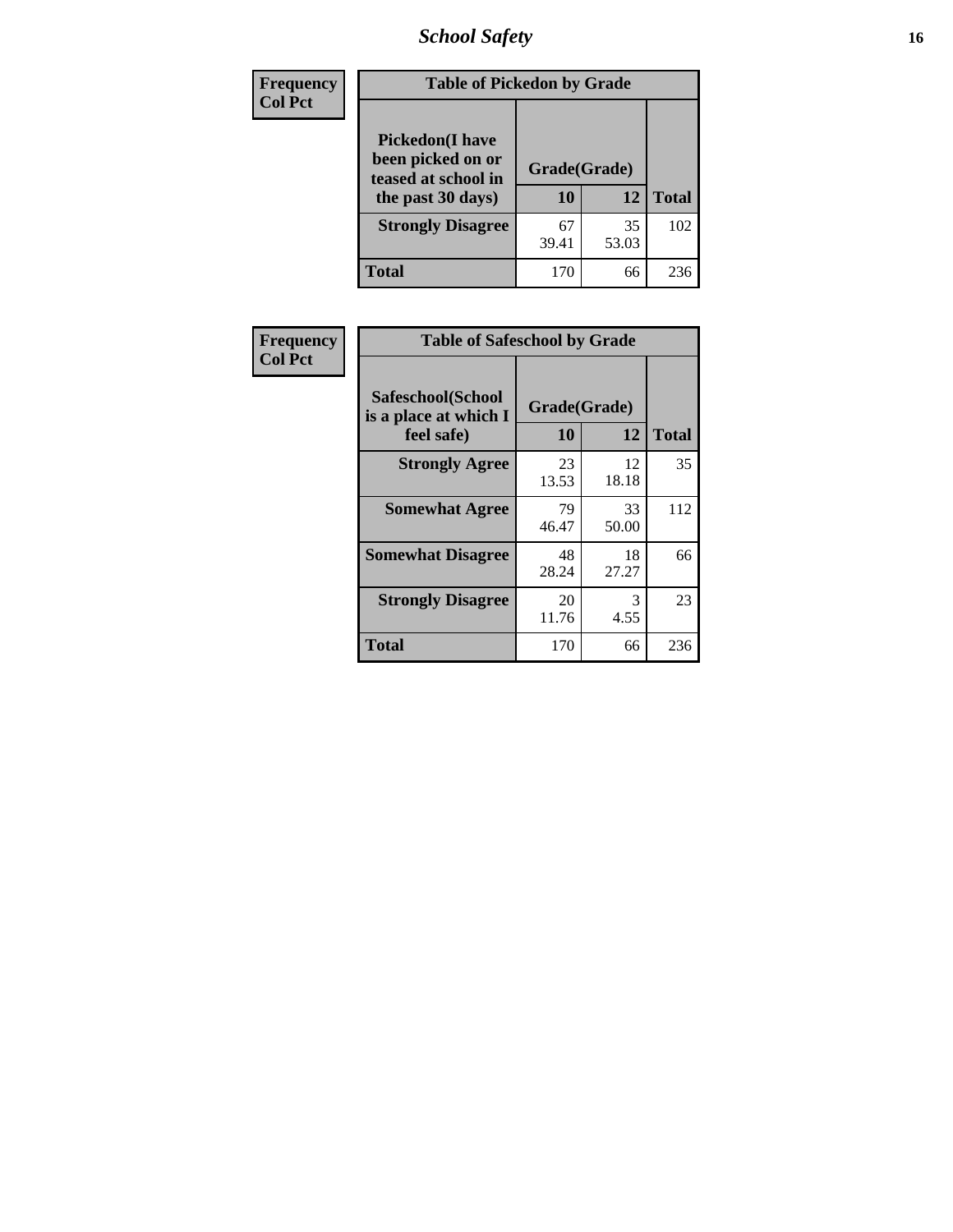| Frequency<br>Col Pct |
|---|

**Table of Pickedon by Grade**

| Pickedon(I have been picked on or teased at school in the past 30 days) | Grade(Grade) | | Total |
|---|---|---|---|
| | 10 | 12 | |
| Strongly Disagree | 67<br>39.41 | 35<br>53.03 | 102 |
| Total | 170 | 66 | 236 |

| Frequency<br>Col Pct |
|---|

**Table of Safeschool by Grade**

| Safeschool(School is a place at which I feel safe) | Grade(Grade) | | Total |
|---|---|---|---|
| | 10 | 12 | |
| Strongly Agree | 23<br>13.53 | 12<br>18.18 | 35 |
| Somewhat Agree | 79<br>46.47 | 33<br>50.00 | 112 |
| Somewhat Disagree | 48<br>28.24 | 18<br>27.27 | 66 |
| Strongly Disagree | 20<br>11.76 | 3<br>4.55 | 23 |
| Total | 170 | 66 | 236 |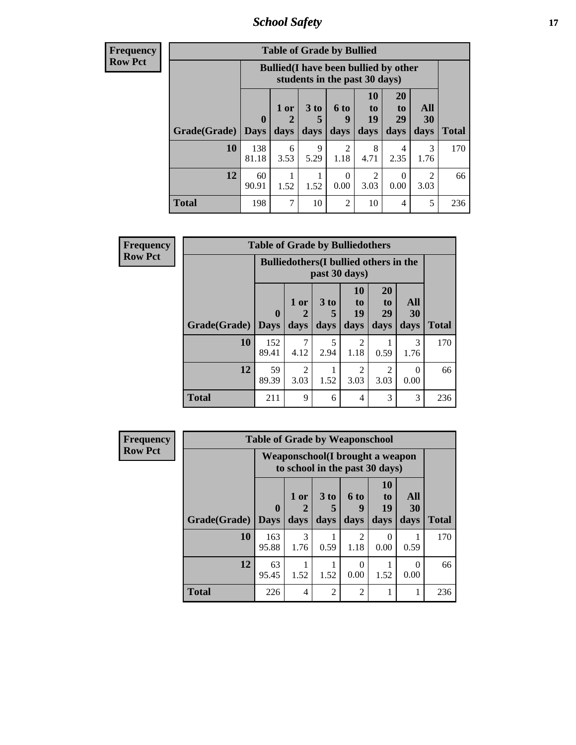## School Safety

**Frequency**
**Row Pct**

**Table of Grade by Bullied**

| Grade(Grade) | Bullied(I have been bullied by other students in the past 30 days) | | | | | | | Total |
|---|---|---|---|---|---|---|---|---|
| | 0 Days | 1 or 2 days | 3 to 5 days | 6 to 9 days | 10 to 19 days | 20 to 29 days | All 30 days | |
| **10** | 138<br>81.18 | 6<br>3.53 | 9<br>5.29 | 2<br>1.18 | 8<br>4.71 | 4<br>2.35 | 3<br>1.76 | 170 |
| **12** | 60<br>90.91 | 1<br>1.52 | 1<br>1.52 | 0<br>0.00 | 2<br>3.03 | 0<br>0.00 | 2<br>3.03 | 66 |
| **Total** | 198 | 7 | 10 | 2 | 10 | 4 | 5 | 236 |

**Frequency**
**Row Pct**

**Table of Grade by Bulliedothers**

| Grade(Grade) | Bulliedothers(I bullied others in the past 30 days) | | | | | | Total |
|---|---|---|---|---|---|---|---|
| | 0 Days | 1 or 2 days | 3 to 5 days | 10 to 19 days | 20 to 29 days | All 30 days | |
| **10** | 152<br>89.41 | 7<br>4.12 | 5<br>2.94 | 2<br>1.18 | 1<br>0.59 | 3<br>1.76 | 170 |
| **12** | 59<br>89.39 | 2<br>3.03 | 1<br>1.52 | 2<br>3.03 | 2<br>3.03 | 0<br>0.00 | 66 |
| **Total** | 211 | 9 | 6 | 4 | 3 | 3 | 236 |

**Frequency**
**Row Pct**

**Table of Grade by Weaponschool**

| Grade(Grade) | Weaponschool(I brought a weapon to school in the past 30 days) | | | | | | Total |
|---|---|---|---|---|---|---|---|
| | 0 Days | 1 or 2 days | 3 to 5 days | 6 to 9 days | 10 to 19 days | All 30 days | |
| **10** | 163<br>95.88 | 3<br>1.76 | 1<br>0.59 | 2<br>1.18 | 0<br>0.00 | 1<br>0.59 | 170 |
| **12** | 63<br>95.45 | 1<br>1.52 | 1<br>1.52 | 0<br>0.00 | 1<br>1.52 | 0<br>0.00 | 66 |
| **Total** | 226 | 4 | 2 | 2 | 1 | 1 | 236 |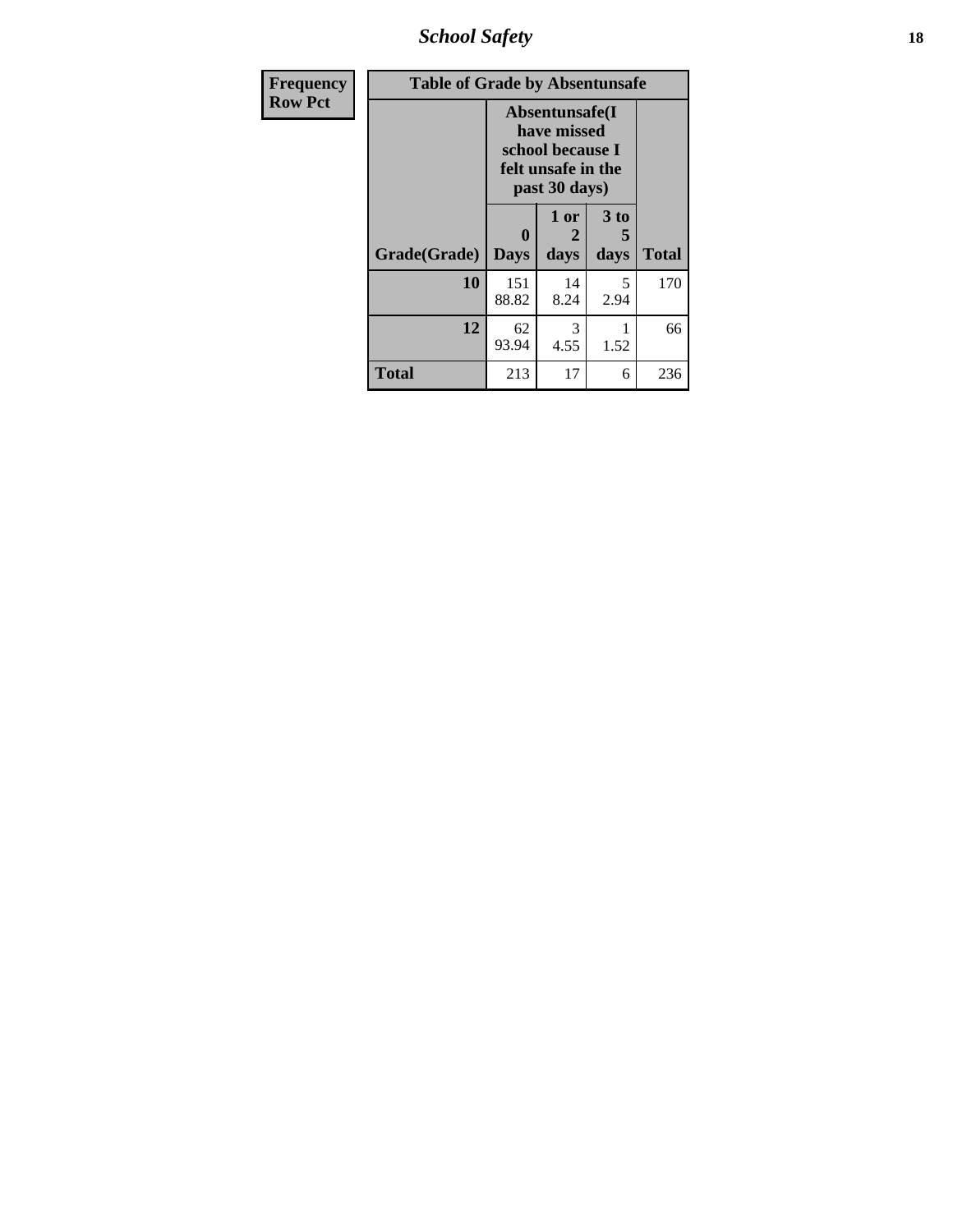| Frequency<br>Row Pct | Table of Grade by Absentunsafe | | | |
|---|---|---|---|---|
| | Absentunsafe(I have missed school because I felt unsafe in the past 30 days) | | | |
| Grade(Grade) | 0 Days | 1 or 2 days | 3 to 5 days | Total |
| 10 | 151<br>88.82 | 14<br>8.24 | 5<br>2.94 | 170 |
| 12 | 62<br>93.94 | 3<br>4.55 | 1<br>1.52 | 66 |
| Total | 213 | 17 | 6 | 236 |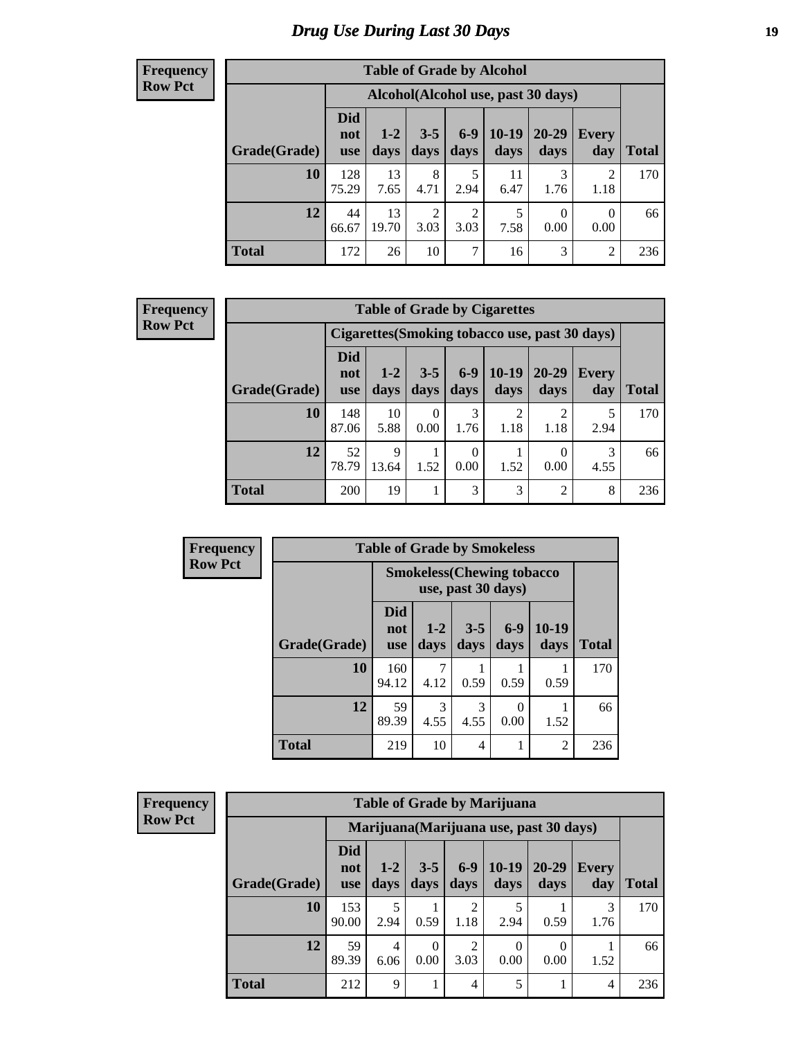# Drug Use During Last 30 Days

**Frequency**
**Row Pct**

| Table of Grade by Alcohol | | | | | | | | |
|---|---|---|---|---|---|---|---|---|
| | Alcohol(Alcohol use, past 30 days) | | | | | | | |
| Grade(Grade) | Did not use | 1-2 days | 3-5 days | 6-9 days | 10-19 days | 20-29 days | Every day | Total |
| **10** | 128<br>75.29 | 13<br>7.65 | 8<br>4.71 | 5<br>2.94 | 11<br>6.47 | 3<br>1.76 | 2<br>1.18 | 170 |
| **12** | 44<br>66.67 | 13<br>19.70 | 2<br>3.03 | 2<br>3.03 | 5<br>7.58 | 0<br>0.00 | 0<br>0.00 | 66 |
| **Total** | 172 | 26 | 10 | 7 | 16 | 3 | 2 | 236 |

**Frequency**
**Row Pct**

| Table of Grade by Cigarettes | | | | | | | | |
|---|---|---|---|---|---|---|---|---|
| | Cigarettes(Smoking tobacco use, past 30 days) | | | | | | | |
| Grade(Grade) | Did not use | 1-2 days | 3-5 days | 6-9 days | 10-19 days | 20-29 days | Every day | Total |
| **10** | 148<br>87.06 | 10<br>5.88 | 0<br>0.00 | 3<br>1.76 | 2<br>1.18 | 2<br>1.18 | 5<br>2.94 | 170 |
| **12** | 52<br>78.79 | 9<br>13.64 | 1<br>1.52 | 0<br>0.00 | 1<br>1.52 | 0<br>0.00 | 3<br>4.55 | 66 |
| **Total** | 200 | 19 | 1 | 3 | 3 | 2 | 8 | 236 |

**Frequency**
**Row Pct**

| Table of Grade by Smokeless | | | | | | |
|---|---|---|---|---|---|---|
| | Smokeless(Chewing tobacco use, past 30 days) | | | | | |
| Grade(Grade) | Did not use | 1-2 days | 3-5 days | 6-9 days | 10-19 days | Total |
| **10** | 160<br>94.12 | 7<br>4.12 | 1<br>0.59 | 1<br>0.59 | 1<br>0.59 | 170 |
| **12** | 59<br>89.39 | 3<br>4.55 | 3<br>4.55 | 0<br>0.00 | 1<br>1.52 | 66 |
| **Total** | 219 | 10 | 4 | 1 | 2 | 236 |

**Frequency**
**Row Pct**

| Table of Grade by Marijuana | | | | | | | | |
|---|---|---|---|---|---|---|---|---|
| | Marijuana(Marijuana use, past 30 days) | | | | | | | |
| Grade(Grade) | Did not use | 1-2 days | 3-5 days | 6-9 days | 10-19 days | 20-29 days | Every day | Total |
| **10** | 153<br>90.00 | 5<br>2.94 | 1<br>0.59 | 2<br>1.18 | 5<br>2.94 | 1<br>0.59 | 3<br>1.76 | 170 |
| **12** | 59<br>89.39 | 4<br>6.06 | 0<br>0.00 | 2<br>3.03 | 0<br>0.00 | 0<br>0.00 | 1<br>1.52 | 66 |
| **Total** | 212 | 9 | 1 | 4 | 5 | 1 | 4 | 236 |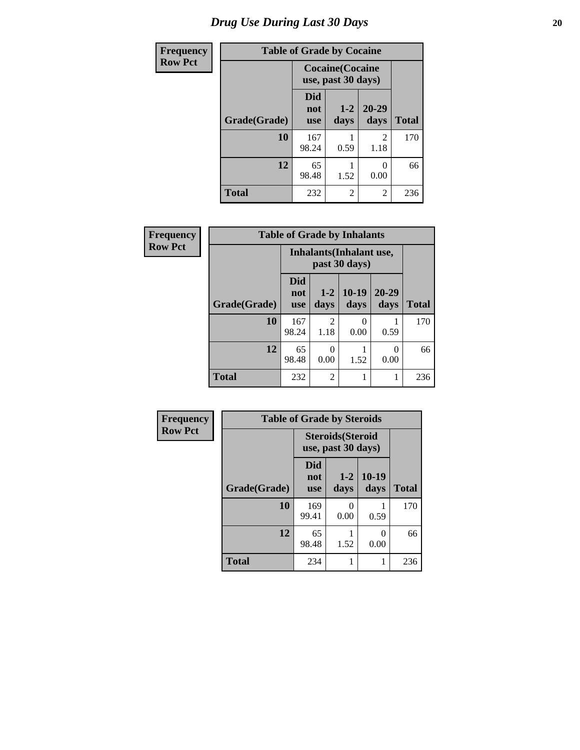# Drug Use During Last 30 Days

**Frequency**
**Row Pct**

| Table of Grade by Cocaine | | | | |
|---|---|---|---|---|
| | Cocaine(Cocaine use, past 30 days) | | | |
| Grade(Grade) | Did not use | 1-2 days | 20-29 days | Total |
| 10 | 167<br>98.24 | 1<br>0.59 | 2<br>1.18 | 170 |
| 12 | 65<br>98.48 | 1<br>1.52 | 0<br>0.00 | 66 |
| Total | 232 | 2 | 2 | 236 |

**Frequency**
**Row Pct**

| Table of Grade by Inhalants | | | | | |
|---|---|---|---|---|---|
| | Inhalants(Inhalant use, past 30 days) | | | | |
| Grade(Grade) | Did not use | 1-2 days | 10-19 days | 20-29 days | Total |
| 10 | 167<br>98.24 | 2<br>1.18 | 0<br>0.00 | 1<br>0.59 | 170 |
| 12 | 65<br>98.48 | 0<br>0.00 | 1<br>1.52 | 0<br>0.00 | 66 |
| Total | 232 | 2 | 1 | 1 | 236 |

**Frequency**
**Row Pct**

| Table of Grade by Steroids | | | | |
|---|---|---|---|---|
| | Steroids(Steroid use, past 30 days) | | | |
| Grade(Grade) | Did not use | 1-2 days | 10-19 days | Total |
| 10 | 169<br>99.41 | 0<br>0.00 | 1<br>0.59 | 170 |
| 12 | 65<br>98.48 | 1<br>1.52 | 0<br>0.00 | 66 |
| Total | 234 | 1 | 1 | 236 |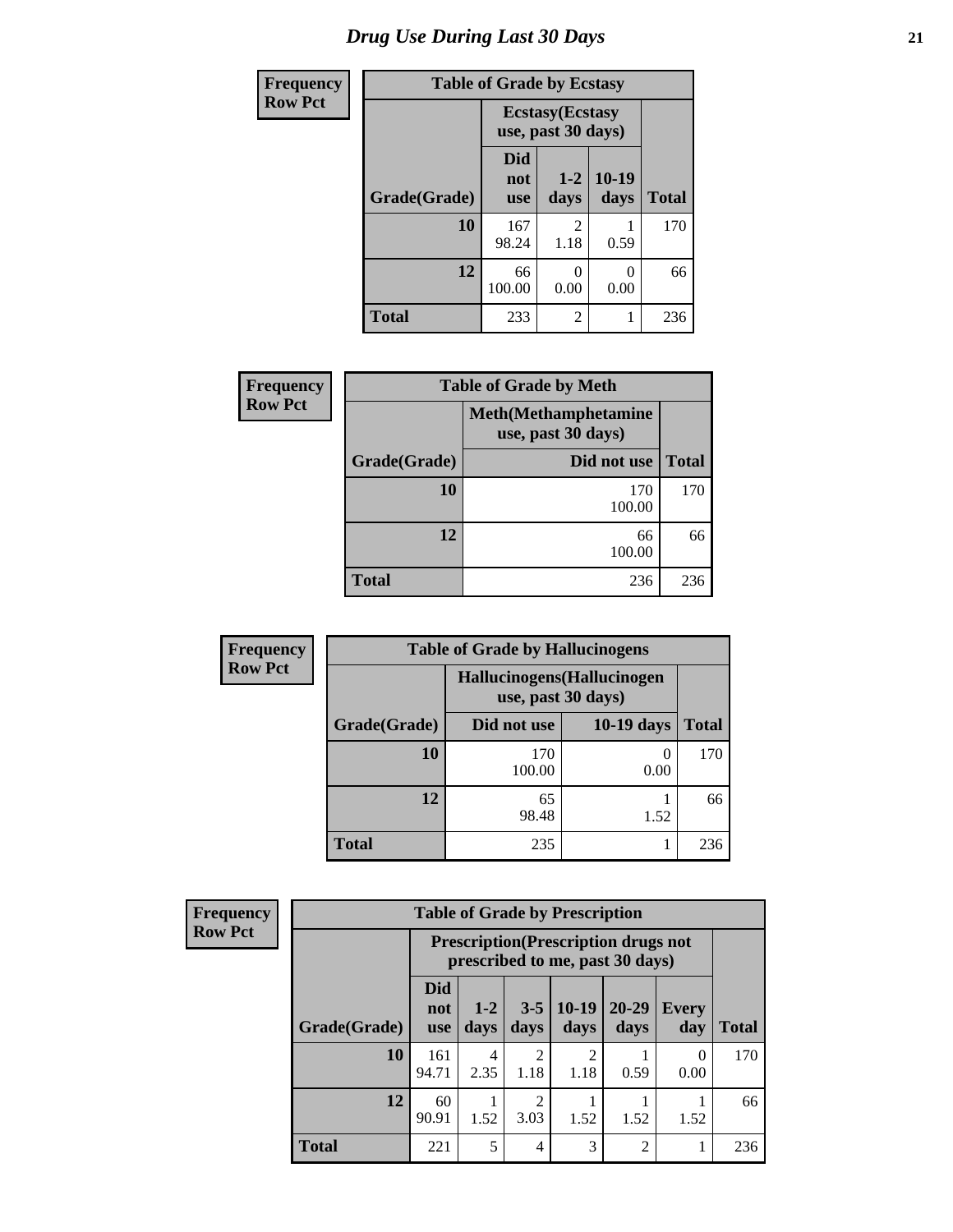# Drug Use During Last 30 Days

| Frequency Row Pct | | | | |
|---|---|---|---|---|
| **Table of Grade by Ecstasy** | | | | |
| | **Ecstasy(Ecstasy use, past 30 days)** | | | |
| **Grade(Grade)** | **Did not use** | **1-2 days** | **10-19 days** | **Total** |
| **10** | 167 98.24 | 2 1.18 | 1 0.59 | 170 |
| **12** | 66 100.00 | 0 0.00 | 0 0.00 | 66 |
| **Total** | 233 | 2 | 1 | 236 |

| Frequency Row Pct | | |
|---|---|---|
| **Table of Grade by Meth** | | |
| | **Meth(Methamphetamine use, past 30 days)** | |
| **Grade(Grade)** | **Did not use** | **Total** |
| **10** | 170 100.00 | 170 |
| **12** | 66 100.00 | 66 |
| **Total** | 236 | 236 |

| Frequency Row Pct | | | |
|---|---|---|---|
| **Table of Grade by Hallucinogens** | | | |
| | **Hallucinogens(Hallucinogen use, past 30 days)** | | |
| **Grade(Grade)** | **Did not use** | **10-19 days** | **Total** |
| **10** | 170 100.00 | 0 0.00 | 170 |
| **12** | 65 98.48 | 1 1.52 | 66 |
| **Total** | 235 | 1 | 236 |

| Frequency Row Pct | | | | | | | |
|---|---|---|---|---|---|---|---|
| **Table of Grade by Prescription** | | | | | | | |
| | **Prescription(Prescription drugs not prescribed to me, past 30 days)** | | | | | | |
| **Grade(Grade)** | **Did not use** | **1-2 days** | **3-5 days** | **10-19 days** | **20-29 days** | **Every day** | **Total** |
| **10** | 161 94.71 | 4 2.35 | 2 1.18 | 2 1.18 | 1 0.59 | 0 0.00 | 170 |
| **12** | 60 90.91 | 1 1.52 | 2 3.03 | 1 1.52 | 1 1.52 | 1 1.52 | 66 |
| **Total** | 221 | 5 | 4 | 3 | 2 | 1 | 236 |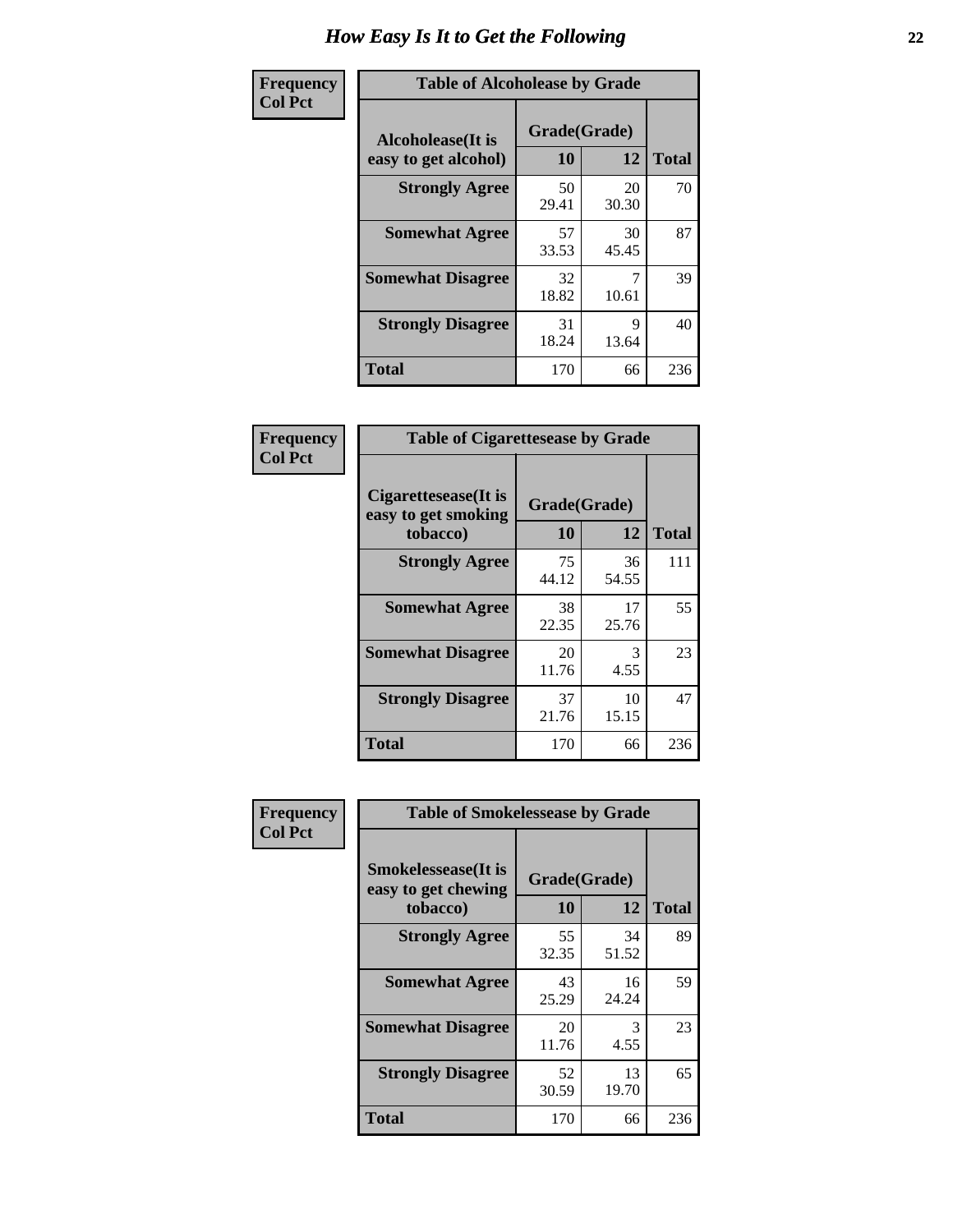# How Easy Is It to Get the Following

**Frequency**
**Col Pct**

| Table of Alcoholease by Grade | | | |
|---|---|---|---|
| Alcoholease(It is easy to get alcohol) | Grade(Grade) | | |
| | 10 | 12 | Total |
| **Strongly Agree** | 50<br>29.41 | 20<br>30.30 | 70 |
| **Somewhat Agree** | 57<br>33.53 | 30<br>45.45 | 87 |
| **Somewhat Disagree** | 32<br>18.82 | 7<br>10.61 | 39 |
| **Strongly Disagree** | 31<br>18.24 | 9<br>13.64 | 40 |
| **Total** | 170 | 66 | 236 |

**Frequency**
**Col Pct**

| Table of Cigarettesease by Grade | | | |
|---|---|---|---|
| Cigarettesease(It is easy to get smoking tobacco) | Grade(Grade) | | |
| | 10 | 12 | Total |
| **Strongly Agree** | 75<br>44.12 | 36<br>54.55 | 111 |
| **Somewhat Agree** | 38<br>22.35 | 17<br>25.76 | 55 |
| **Somewhat Disagree** | 20<br>11.76 | 3<br>4.55 | 23 |
| **Strongly Disagree** | 37<br>21.76 | 10<br>15.15 | 47 |
| **Total** | 170 | 66 | 236 |

**Frequency**
**Col Pct**

| Table of Smokelessease by Grade | | | |
|---|---|---|---|
| Smokelessease(It is easy to get chewing tobacco) | Grade(Grade) | | |
| | 10 | 12 | Total |
| **Strongly Agree** | 55<br>32.35 | 34<br>51.52 | 89 |
| **Somewhat Agree** | 43<br>25.29 | 16<br>24.24 | 59 |
| **Somewhat Disagree** | 20<br>11.76 | 3<br>4.55 | 23 |
| **Strongly Disagree** | 52<br>30.59 | 13<br>19.70 | 65 |
| **Total** | 170 | 66 | 236 |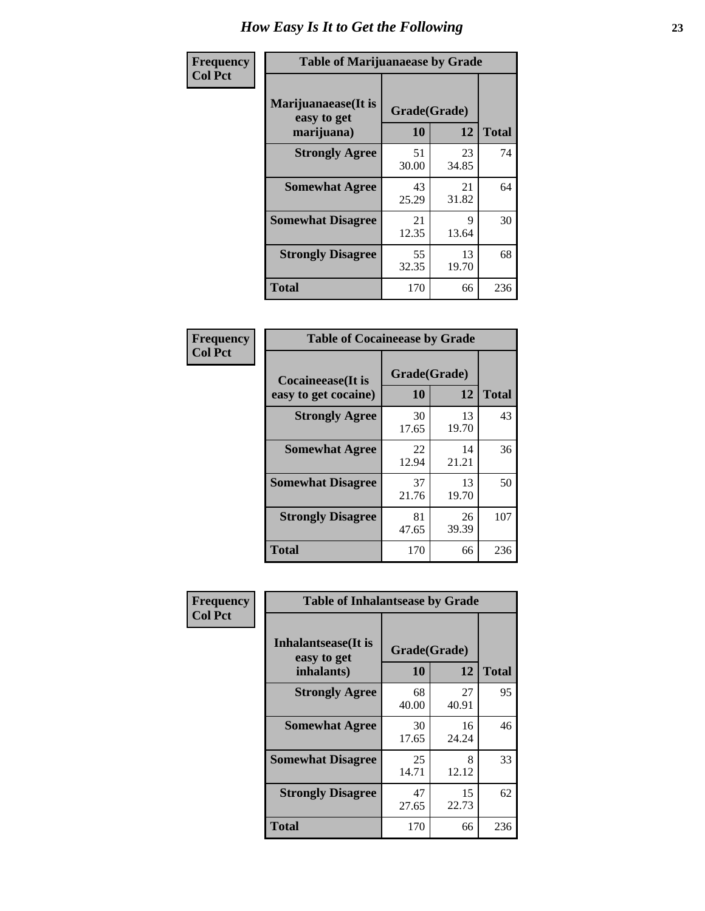# How Easy Is It to Get the Following

**Frequency**
**Col Pct**

**Table of Marijuanaease by Grade**

| Marijuanaease(It is easy to get marijuana) | Grade(Grade) | | Total |
|---|---|---|---|
| | 10 | 12 | |
| **Strongly Agree** | 51<br>30.00 | 23<br>34.85 | 74 |
| **Somewhat Agree** | 43<br>25.29 | 21<br>31.82 | 64 |
| **Somewhat Disagree** | 21<br>12.35 | 9<br>13.64 | 30 |
| **Strongly Disagree** | 55<br>32.35 | 13<br>19.70 | 68 |
| **Total** | 170 | 66 | 236 |

**Frequency**
**Col Pct**

**Table of Cocaineease by Grade**

| Cocaineease(It is easy to get cocaine) | Grade(Grade) | | Total |
|---|---|---|---|
| | 10 | 12 | |
| **Strongly Agree** | 30<br>17.65 | 13<br>19.70 | 43 |
| **Somewhat Agree** | 22<br>12.94 | 14<br>21.21 | 36 |
| **Somewhat Disagree** | 37<br>21.76 | 13<br>19.70 | 50 |
| **Strongly Disagree** | 81<br>47.65 | 26<br>39.39 | 107 |
| **Total** | 170 | 66 | 236 |

**Frequency**
**Col Pct**

**Table of Inhalantsease by Grade**

| Inhalantsease(It is easy to get inhalants) | Grade(Grade) | | Total |
|---|---|---|---|
| | 10 | 12 | |
| **Strongly Agree** | 68<br>40.00 | 27<br>40.91 | 95 |
| **Somewhat Agree** | 30<br>17.65 | 16<br>24.24 | 46 |
| **Somewhat Disagree** | 25<br>14.71 | 8<br>12.12 | 33 |
| **Strongly Disagree** | 47<br>27.65 | 15<br>22.73 | 62 |
| **Total** | 170 | 66 | 236 |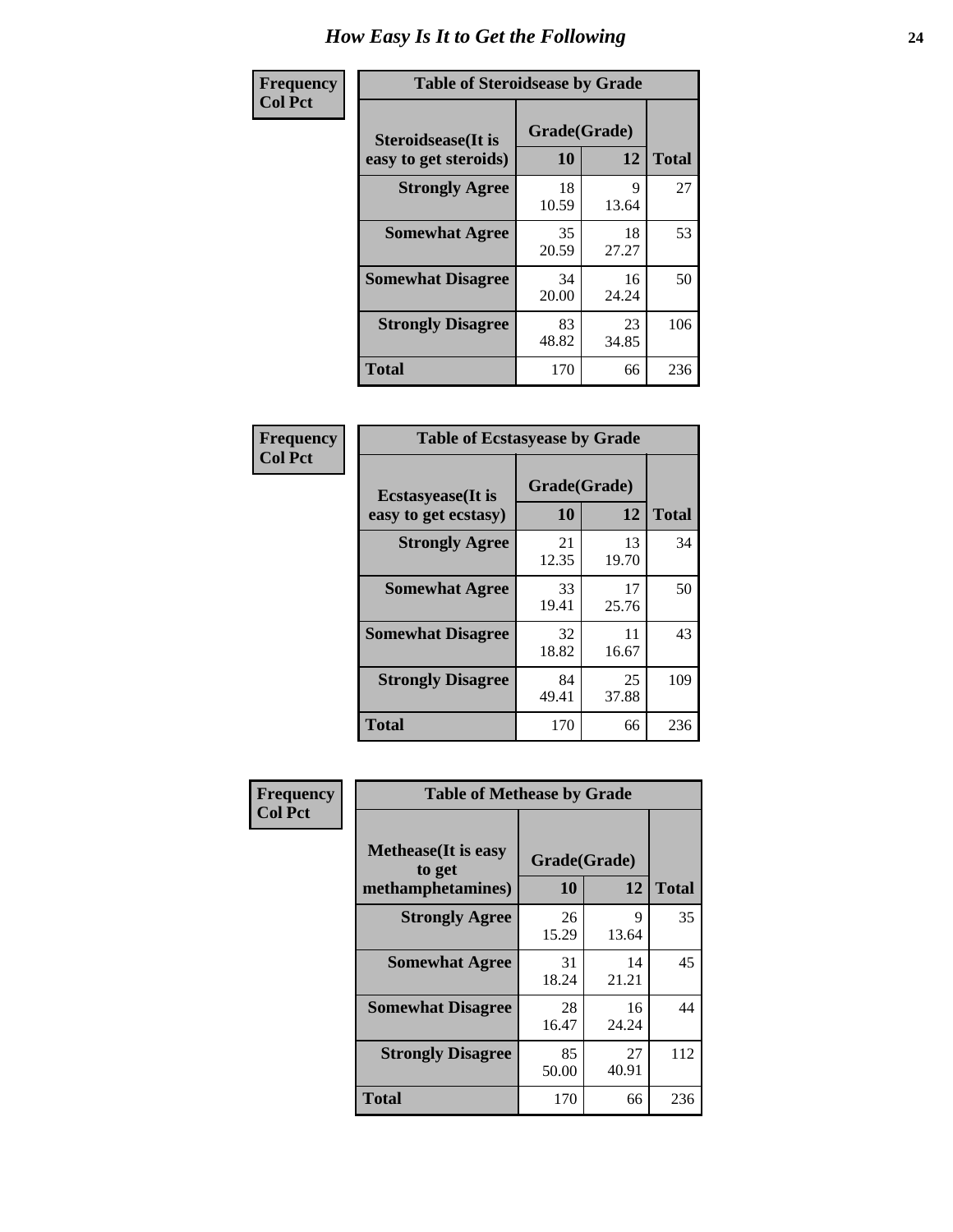# How Easy Is It to Get the Following

**Frequency**
**Col Pct**

**Table of Steroidsease by Grade**

| Steroidsease(It is easy to get steroids) | Grade(Grade) | | Total |
|---|---|---|---|
| | 10 | 12 | |
| **Strongly Agree** | 18<br>10.59 | 9<br>13.64 | 27 |
| **Somewhat Agree** | 35<br>20.59 | 18<br>27.27 | 53 |
| **Somewhat Disagree** | 34<br>20.00 | 16<br>24.24 | 50 |
| **Strongly Disagree** | 83<br>48.82 | 23<br>34.85 | 106 |
| **Total** | 170 | 66 | 236 |

**Frequency**
**Col Pct**

**Table of Ecstasyease by Grade**

| Ecstasyease(It is easy to get ecstasy) | Grade(Grade) | | Total |
|---|---|---|---|
| | 10 | 12 | |
| **Strongly Agree** | 21<br>12.35 | 13<br>19.70 | 34 |
| **Somewhat Agree** | 33<br>19.41 | 17<br>25.76 | 50 |
| **Somewhat Disagree** | 32<br>18.82 | 11<br>16.67 | 43 |
| **Strongly Disagree** | 84<br>49.41 | 25<br>37.88 | 109 |
| **Total** | 170 | 66 | 236 |

**Frequency**
**Col Pct**

**Table of Methease by Grade**

| Methease(It is easy to get methamphetamines) | Grade(Grade) | | Total |
|---|---|---|---|
| | 10 | 12 | |
| **Strongly Agree** | 26<br>15.29 | 9<br>13.64 | 35 |
| **Somewhat Agree** | 31<br>18.24 | 14<br>21.21 | 45 |
| **Somewhat Disagree** | 28<br>16.47 | 16<br>24.24 | 44 |
| **Strongly Disagree** | 85<br>50.00 | 27<br>40.91 | 112 |
| **Total** | 170 | 66 | 236 |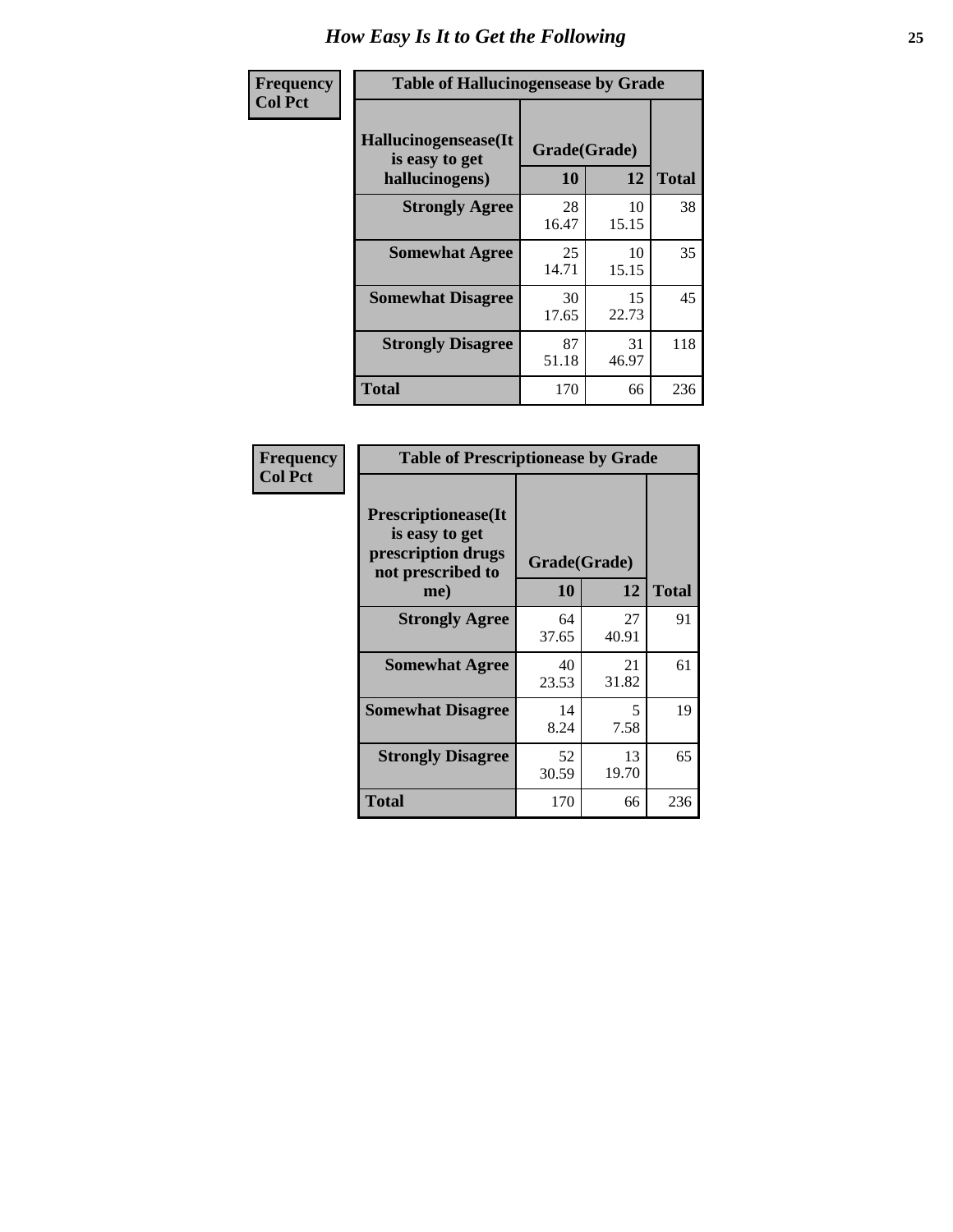# How Easy Is It to Get the Following

| Frequency Col Pct | Table of Hallucinogensease by Grade | | |
|---|---|---|---|
| Hallucinogensease(It is easy to get hallucinogens) | Grade(Grade) | | |
| | 10 | 12 | Total |
| Strongly Agree | 28<br>16.47 | 10<br>15.15 | 38 |
| Somewhat Agree | 25<br>14.71 | 10<br>15.15 | 35 |
| Somewhat Disagree | 30<br>17.65 | 15<br>22.73 | 45 |
| Strongly Disagree | 87<br>51.18 | 31<br>46.97 | 118 |
| Total | 170 | 66 | 236 |

| Frequency Col Pct | Table of Prescriptionease by Grade | | |
|---|---|---|---|
| Prescriptionease(It is easy to get prescription drugs not prescribed to me) | Grade(Grade) | | |
| | 10 | 12 | Total |
| Strongly Agree | 64<br>37.65 | 27<br>40.91 | 91 |
| Somewhat Agree | 40<br>23.53 | 21<br>31.82 | 61 |
| Somewhat Disagree | 14<br>8.24 | 5<br>7.58 | 19 |
| Strongly Disagree | 52<br>30.59 | 13<br>19.70 | 65 |
| Total | 170 | 66 | 236 |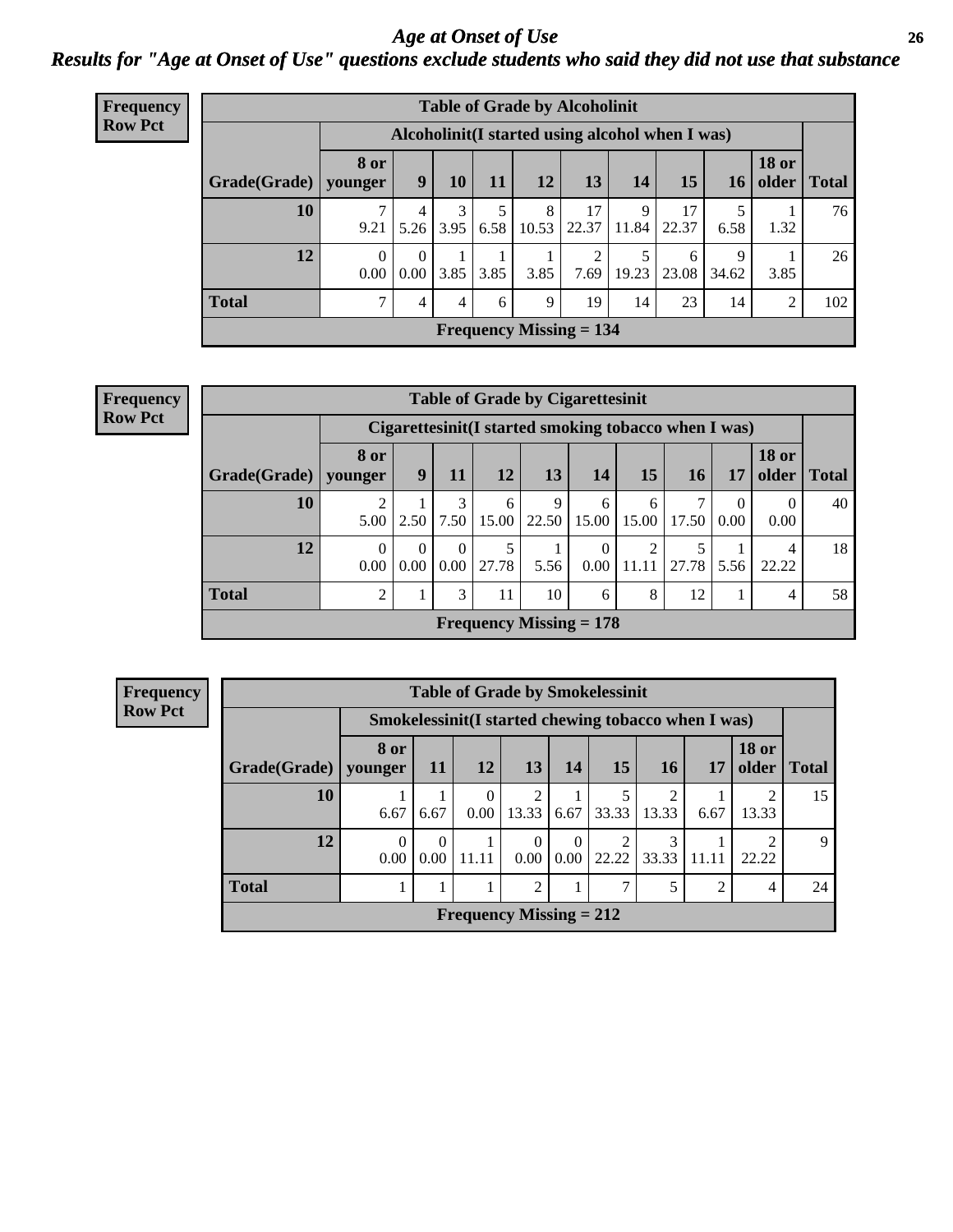# Age at Onset of Use

## Results for "Age at Onset of Use" questions exclude students who said they did not use that substance

**Frequency**
**Row Pct**

**Table of Grade by Alcoholinit**

| Grade(Grade) | Alcoholinit(I started using alcohol when I was) | | | | | | | | | | Total |
|---|---|---|---|---|---|---|---|---|---|---|---|
| | 8 or younger | 9 | 10 | 11 | 12 | 13 | 14 | 15 | 16 | 18 or older | |
| 10 | 7<br>9.21 | 4<br>5.26 | 3<br>3.95 | 5<br>6.58 | 8<br>10.53 | 17<br>22.37 | 9<br>11.84 | 17<br>22.37 | 5<br>6.58 | 1<br>1.32 | 76 |
| 12 | 0<br>0.00 | 0<br>0.00 | 1<br>3.85 | 1<br>3.85 | 1<br>3.85 | 2<br>7.69 | 5<br>19.23 | 6<br>23.08 | 9<br>34.62 | 1<br>3.85 | 26 |
| Total | 7 | 4 | 4 | 6 | 9 | 19 | 14 | 23 | 14 | 2 | 102 |

Frequency Missing = 134

**Frequency**
**Row Pct**

**Table of Grade by Cigarettesinit**

| Grade(Grade) | Cigarettesinit(I started smoking tobacco when I was) | | | | | | | | | | Total |
|---|---|---|---|---|---|---|---|---|---|---|---|
| | 8 or younger | 9 | 11 | 12 | 13 | 14 | 15 | 16 | 17 | 18 or older | |
| 10 | 2<br>5.00 | 1<br>2.50 | 3<br>7.50 | 6<br>15.00 | 9<br>22.50 | 6<br>15.00 | 6<br>15.00 | 7<br>17.50 | 0<br>0.00 | 0<br>0.00 | 40 |
| 12 | 0<br>0.00 | 0<br>0.00 | 0<br>0.00 | 5<br>27.78 | 1<br>5.56 | 0<br>0.00 | 2<br>11.11 | 5<br>27.78 | 1<br>5.56 | 4<br>22.22 | 18 |
| Total | 2 | 1 | 3 | 11 | 10 | 6 | 8 | 12 | 1 | 4 | 58 |

Frequency Missing = 178

**Frequency**
**Row Pct**

**Table of Grade by Smokelessinit**

| Grade(Grade) | Smokelessinit(I started chewing tobacco when I was) | | | | | | | | | Total |
|---|---|---|---|---|---|---|---|---|---|---|
| | 8 or younger | 11 | 12 | 13 | 14 | 15 | 16 | 17 | 18 or older | |
| 10 | 1<br>6.67 | 1<br>6.67 | 0<br>0.00 | 2<br>13.33 | 1<br>6.67 | 5<br>33.33 | 2<br>13.33 | 1<br>6.67 | 2<br>13.33 | 15 |
| 12 | 0<br>0.00 | 0<br>0.00 | 1<br>11.11 | 0<br>0.00 | 0<br>0.00 | 2<br>22.22 | 3<br>33.33 | 1<br>11.11 | 2<br>22.22 | 9 |
| Total | 1 | 1 | 1 | 2 | 1 | 7 | 5 | 2 | 4 | 24 |

Frequency Missing = 212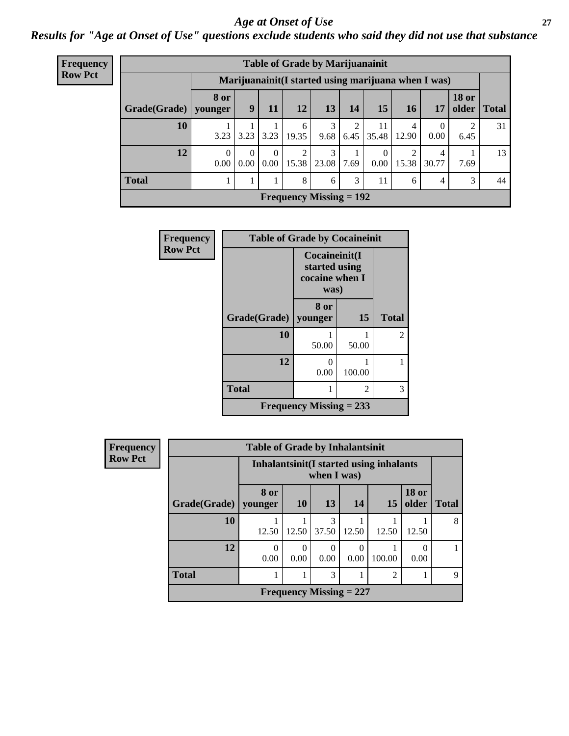# Age at Onset of Use

***Results for "Age at Onset of Use" questions exclude students who said they did not use that substance***

**Frequency**
**Row Pct**

| Table of Grade by Marijuanainit | | | | | | | | | | | |
|---|---|---|---|---|---|---|---|---|---|---|---|
| | Marijuanainit(I started using marijuana when I was) | | | | | | | | | | |
| Grade(Grade) | 8 or younger | 9 | 11 | 12 | 13 | 14 | 15 | 16 | 17 | 18 or older | Total |
| 10 | 1<br>3.23 | 1<br>3.23 | 1<br>3.23 | 6<br>19.35 | 3<br>9.68 | 2<br>6.45 | 11<br>35.48 | 4<br>12.90 | 0<br>0.00 | 2<br>6.45 | 31 |
| 12 | 0<br>0.00 | 0<br>0.00 | 0<br>0.00 | 2<br>15.38 | 3<br>23.08 | 1<br>7.69 | 0<br>0.00 | 2<br>15.38 | 4<br>30.77 | 1<br>7.69 | 13 |
| Total | 1 | 1 | 1 | 8 | 6 | 3 | 11 | 6 | 4 | 3 | 44 |
| Frequency Missing = 192 | | | | | | | | | | | |

**Frequency**
**Row Pct**

| Table of Grade by Cocaineinit | | | |
|---|---|---|---|
| | Cocaineinit(I started using cocaine when I was) | | |
| Grade(Grade) | 8 or younger | 15 | Total |
| 10 | 1<br>50.00 | 1<br>50.00 | 2 |
| 12 | 0<br>0.00 | 1<br>100.00 | 1 |
| Total | 1 | 2 | 3 |
| Frequency Missing = 233 | | | |

**Frequency**
**Row Pct**

| Table of Grade by Inhalantsinit | | | | | | | |
|---|---|---|---|---|---|---|---|
| | Inhalantsinit(I started using inhalants when I was) | | | | | | |
| Grade(Grade) | 8 or younger | 10 | 13 | 14 | 15 | 18 or older | Total |
| 10 | 1<br>12.50 | 1<br>12.50 | 3<br>37.50 | 1<br>12.50 | 1<br>12.50 | 1<br>12.50 | 8 |
| 12 | 0<br>0.00 | 0<br>0.00 | 0<br>0.00 | 0<br>0.00 | 1<br>100.00 | 0<br>0.00 | 1 |
| Total | 1 | 1 | 3 | 1 | 2 | 1 | 9 |
| Frequency Missing = 227 | | | | | | | |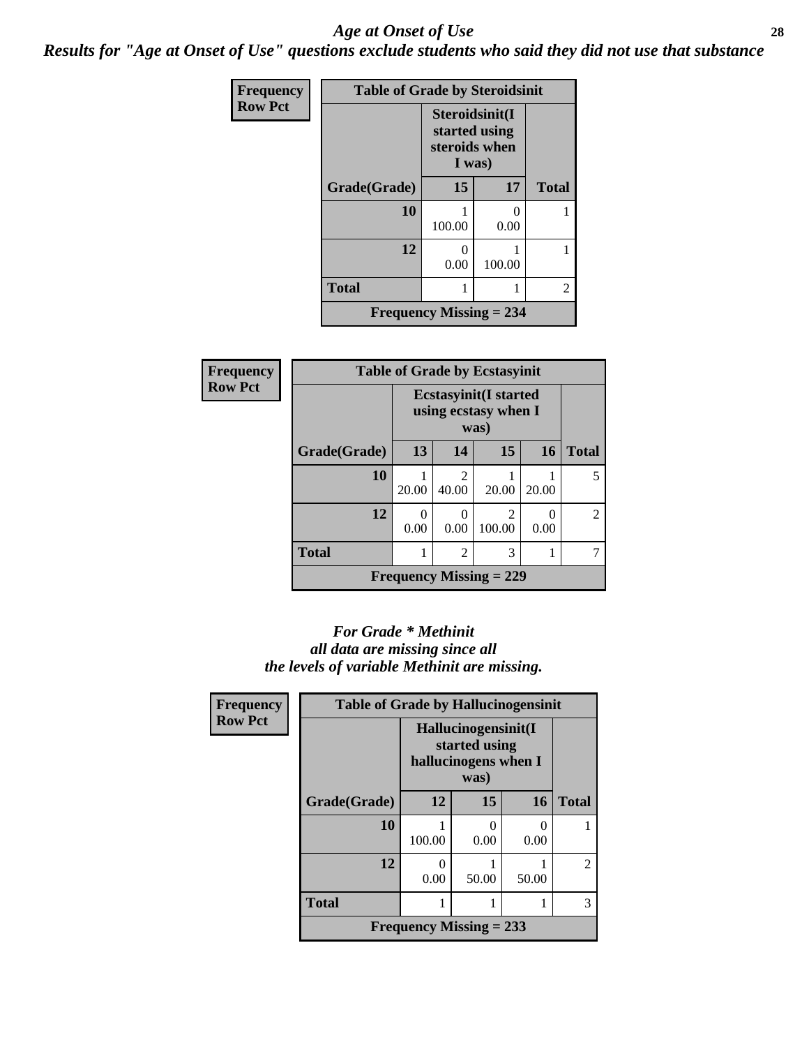# Age at Onset of Use

***Results for "Age at Onset of Use" questions exclude students who said they did not use that substance***

**Frequency**
**Row Pct**

| Table of Grade by Steroidsinit | | | |
|---|---|---|---|
| | Steroidsinit(I started using steroids when I was) | | |
| Grade(Grade) | 15 | 17 | Total |
| 10 | 1<br>100.00 | 0<br>0.00 | 1 |
| 12 | 0<br>0.00 | 1<br>100.00 | 1 |
| Total | 1 | 1 | 2 |
| Frequency Missing = 234 | | | |

**Frequency**
**Row Pct**

| Table of Grade by Ecstasyinit | | | | | |
|---|---|---|---|---|---|
| | Ecstasyinit(I started using ecstasy when I was) | | | | |
| Grade(Grade) | 13 | 14 | 15 | 16 | Total |
| 10 | 1<br>20.00 | 2<br>40.00 | 1<br>20.00 | 1<br>20.00 | 5 |
| 12 | 0<br>0.00 | 0<br>0.00 | 2<br>100.00 | 0<br>0.00 | 2 |
| Total | 1 | 2 | 3 | 1 | 7 |
| Frequency Missing = 229 | | | | | |

*For Grade * Methinit*
*all data are missing since all*
*the levels of variable Methinit are missing.*

**Frequency**
**Row Pct**

| Table of Grade by Hallucinogensinit | | | | |
|---|---|---|---|---|
| | Hallucinogensinit(I started using hallucinogens when I was) | | | |
| Grade(Grade) | 12 | 15 | 16 | Total |
| 10 | 1<br>100.00 | 0<br>0.00 | 0<br>0.00 | 1 |
| 12 | 0<br>0.00 | 1<br>50.00 | 1<br>50.00 | 2 |
| Total | 1 | 1 | 1 | 3 |
| Frequency Missing = 233 | | | | |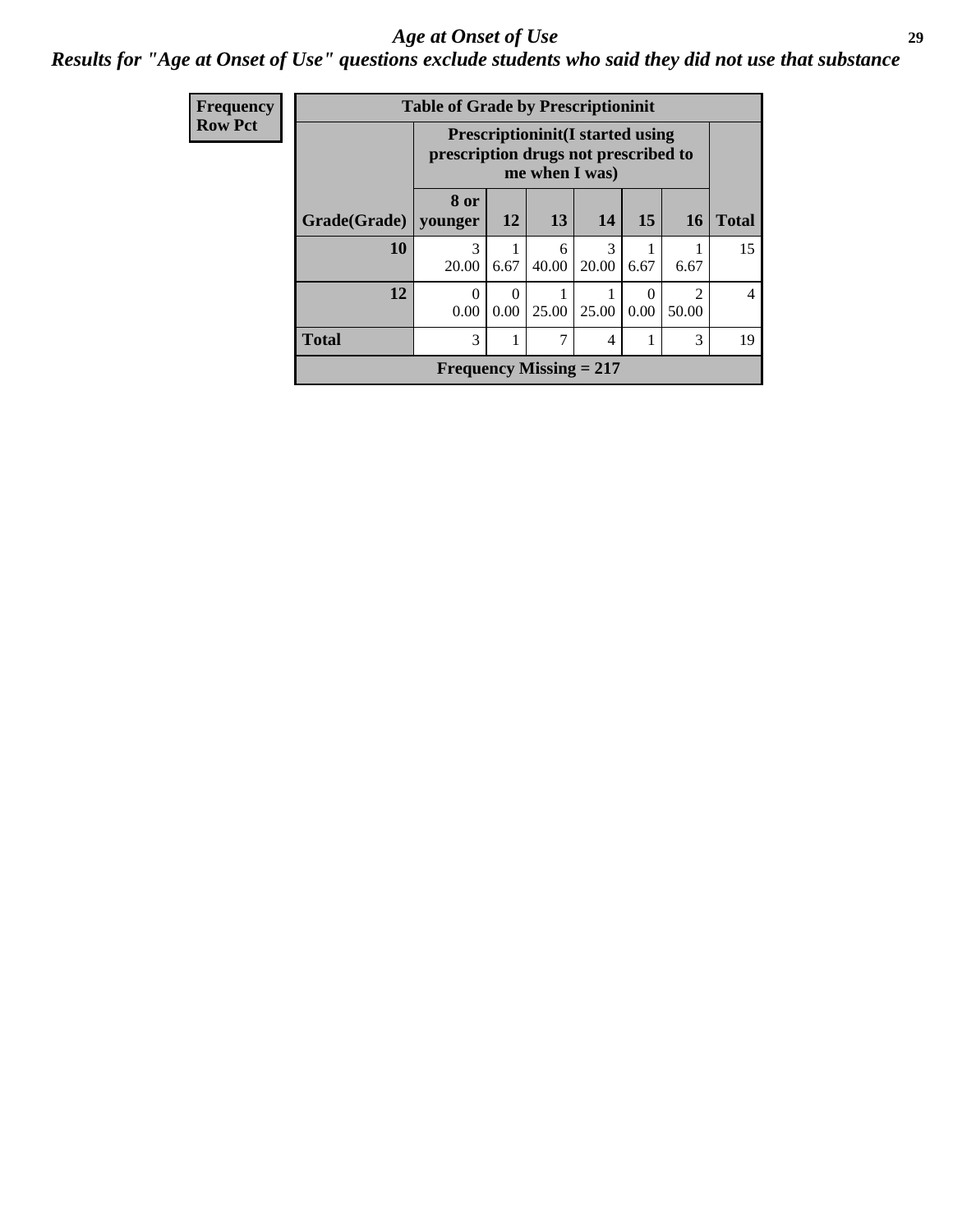# Age at Onset of Use

## Results for "Age at Onset of Use" questions exclude students who said they did not use that substance

| Frequency<br>Row Pct | | | | | | | |
|---|---|---|---|---|---|---|---|

**Table of Grade by Prescriptioninit**

| | Prescriptioninit(I started using prescription drugs not prescribed to me when I was) | | | | | | |
|---|---|---|---|---|---|---|---|
| Grade(Grade) | 8 or younger | 12 | 13 | 14 | 15 | 16 | Total |
| 10 | 3<br>20.00 | 1<br>6.67 | 6<br>40.00 | 3<br>20.00 | 1<br>6.67 | 1<br>6.67 | 15 |
| 12 | 0<br>0.00 | 0<br>0.00 | 1<br>25.00 | 1<br>25.00 | 0<br>0.00 | 2<br>50.00 | 4 |
| Total | 3 | 1 | 7 | 4 | 1 | 3 | 19 |

Frequency Missing = 217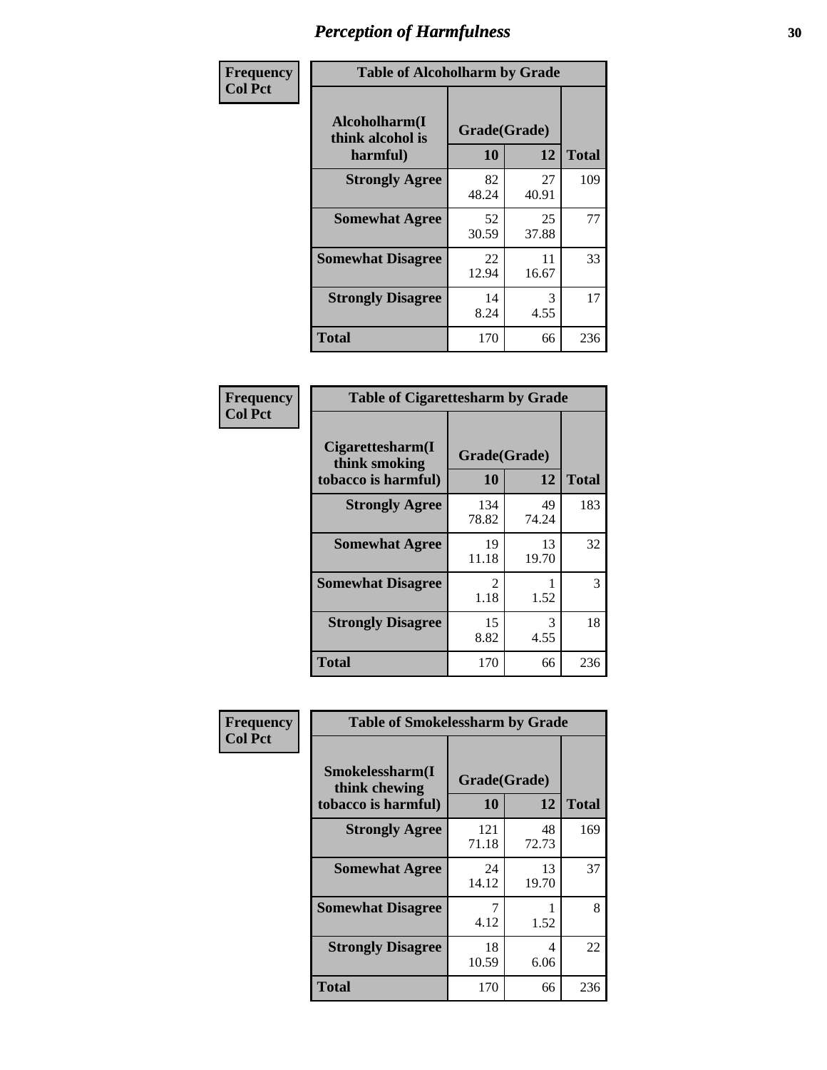# Perception of Harmfulness

| Frequency Col Pct | Table of Alcoholharm by Grade | | |
|---|---|---|---|
| Alcoholharm(I think alcohol is harmful) | Grade(Grade) | | |
| | 10 | 12 | Total |
| Strongly Agree | 82<br>48.24 | 27<br>40.91 | 109 |
| Somewhat Agree | 52<br>30.59 | 25<br>37.88 | 77 |
| Somewhat Disagree | 22<br>12.94 | 11<br>16.67 | 33 |
| Strongly Disagree | 14<br>8.24 | 3<br>4.55 | 17 |
| Total | 170 | 66 | 236 |

| Frequency Col Pct | Table of Cigarettesharm by Grade | | |
|---|---|---|---|
| Cigarettesharm(I think smoking tobacco is harmful) | Grade(Grade) | | |
| | 10 | 12 | Total |
| Strongly Agree | 134<br>78.82 | 49<br>74.24 | 183 |
| Somewhat Agree | 19<br>11.18 | 13<br>19.70 | 32 |
| Somewhat Disagree | 2<br>1.18 | 1<br>1.52 | 3 |
| Strongly Disagree | 15<br>8.82 | 3<br>4.55 | 18 |
| Total | 170 | 66 | 236 |

| Frequency Col Pct | Table of Smokelessharm by Grade | | |
|---|---|---|---|
| Smokelessharm(I think chewing tobacco is harmful) | Grade(Grade) | | |
| | 10 | 12 | Total |
| Strongly Agree | 121<br>71.18 | 48<br>72.73 | 169 |
| Somewhat Agree | 24<br>14.12 | 13<br>19.70 | 37 |
| Somewhat Disagree | 7<br>4.12 | 1<br>1.52 | 8 |
| Strongly Disagree | 18<br>10.59 | 4<br>6.06 | 22 |
| Total | 170 | 66 | 236 |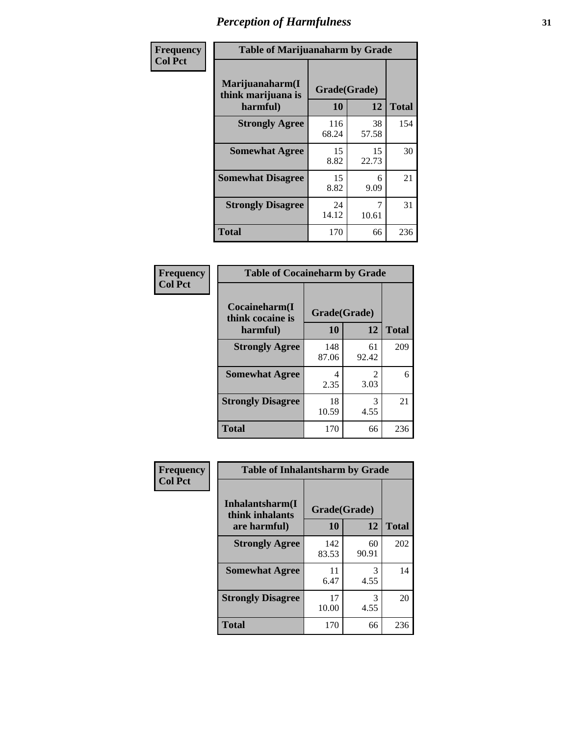# Perception of Harmfulness

**Frequency**
**Col Pct**

**Table of Marijuanaharm by Grade**

| Marijuanaharm(I think marijuana is harmful) | Grade(Grade) | | Total |
|---|---|---|---|
| | 10 | 12 | |
| **Strongly Agree** | 116<br>68.24 | 38<br>57.58 | 154 |
| **Somewhat Agree** | 15<br>8.82 | 15<br>22.73 | 30 |
| **Somewhat Disagree** | 15<br>8.82 | 6<br>9.09 | 21 |
| **Strongly Disagree** | 24<br>14.12 | 7<br>10.61 | 31 |
| **Total** | 170 | 66 | 236 |

**Frequency**
**Col Pct**

**Table of Cocaineharm by Grade**

| Cocaineharm(I think cocaine is harmful) | Grade(Grade) | | Total |
|---|---|---|---|
| | 10 | 12 | |
| **Strongly Agree** | 148<br>87.06 | 61<br>92.42 | 209 |
| **Somewhat Agree** | 4<br>2.35 | 2<br>3.03 | 6 |
| **Strongly Disagree** | 18<br>10.59 | 3<br>4.55 | 21 |
| **Total** | 170 | 66 | 236 |

**Frequency**
**Col Pct**

**Table of Inhalantsharm by Grade**

| Inhalantsharm(I think inhalants are harmful) | Grade(Grade) | | Total |
|---|---|---|---|
| | 10 | 12 | |
| **Strongly Agree** | 142<br>83.53 | 60<br>90.91 | 202 |
| **Somewhat Agree** | 11<br>6.47 | 3<br>4.55 | 14 |
| **Strongly Disagree** | 17<br>10.00 | 3<br>4.55 | 20 |
| **Total** | 170 | 66 | 236 |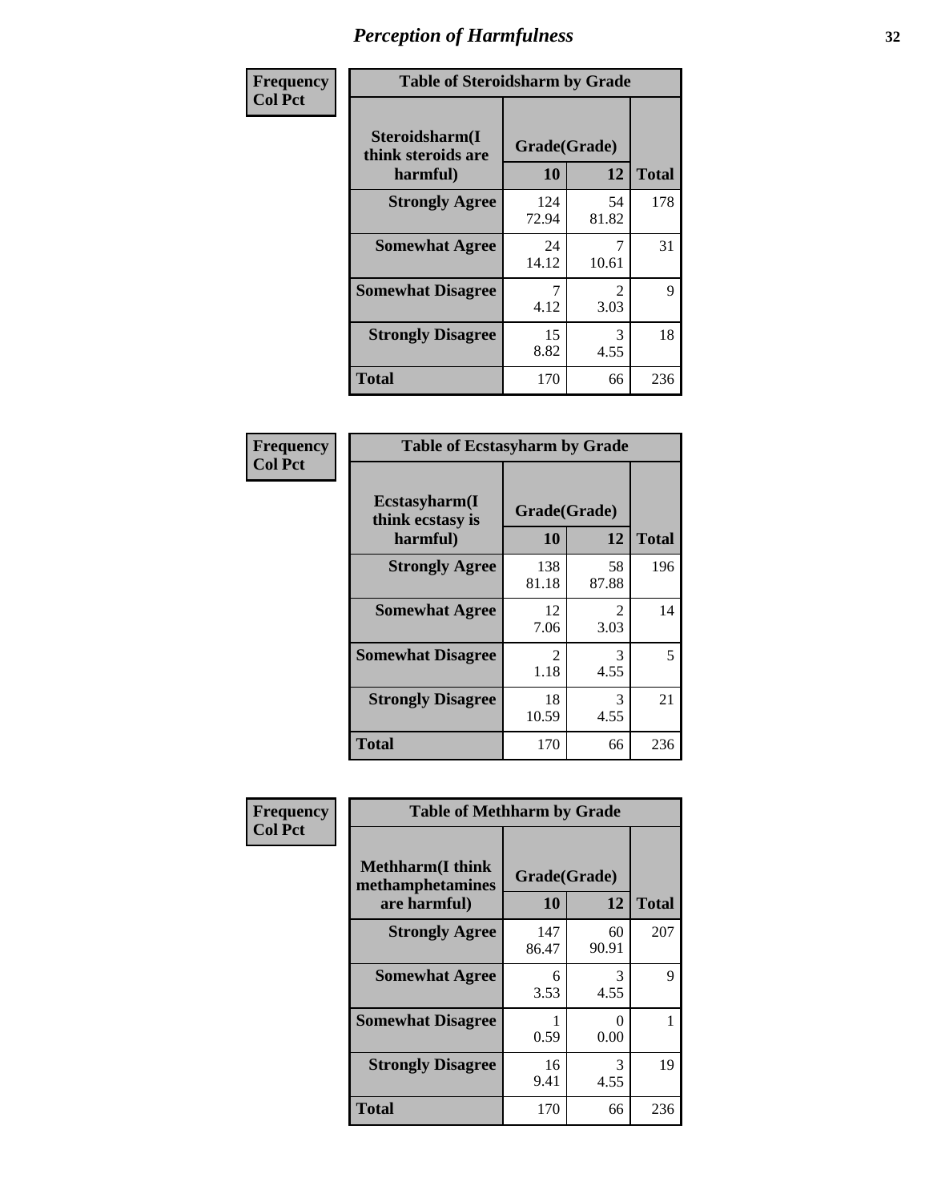# Perception of Harmfulness

**Frequency**
**Col Pct**

**Table of Steroidsharm by Grade**

| Steroidsharm(I think steroids are harmful) | Grade(Grade) | | Total |
|---|---|---|---|
| | 10 | 12 | |
| **Strongly Agree** | 124<br>72.94 | 54<br>81.82 | 178 |
| **Somewhat Agree** | 24<br>14.12 | 7<br>10.61 | 31 |
| **Somewhat Disagree** | 7<br>4.12 | 2<br>3.03 | 9 |
| **Strongly Disagree** | 15<br>8.82 | 3<br>4.55 | 18 |
| **Total** | 170 | 66 | 236 |

**Frequency**
**Col Pct**

**Table of Ecstasyharm by Grade**

| Ecstasyharm(I think ecstasy is harmful) | Grade(Grade) | | Total |
|---|---|---|---|
| | 10 | 12 | |
| **Strongly Agree** | 138<br>81.18 | 58<br>87.88 | 196 |
| **Somewhat Agree** | 12<br>7.06 | 2<br>3.03 | 14 |
| **Somewhat Disagree** | 2<br>1.18 | 3<br>4.55 | 5 |
| **Strongly Disagree** | 18<br>10.59 | 3<br>4.55 | 21 |
| **Total** | 170 | 66 | 236 |

**Frequency**
**Col Pct**

**Table of Methharm by Grade**

| Methharm(I think methamphetamines are harmful) | Grade(Grade) | | Total |
|---|---|---|---|
| | 10 | 12 | |
| **Strongly Agree** | 147<br>86.47 | 60<br>90.91 | 207 |
| **Somewhat Agree** | 6<br>3.53 | 3<br>4.55 | 9 |
| **Somewhat Disagree** | 1<br>0.59 | 0<br>0.00 | 1 |
| **Strongly Disagree** | 16<br>9.41 | 3<br>4.55 | 19 |
| **Total** | 170 | 66 | 236 |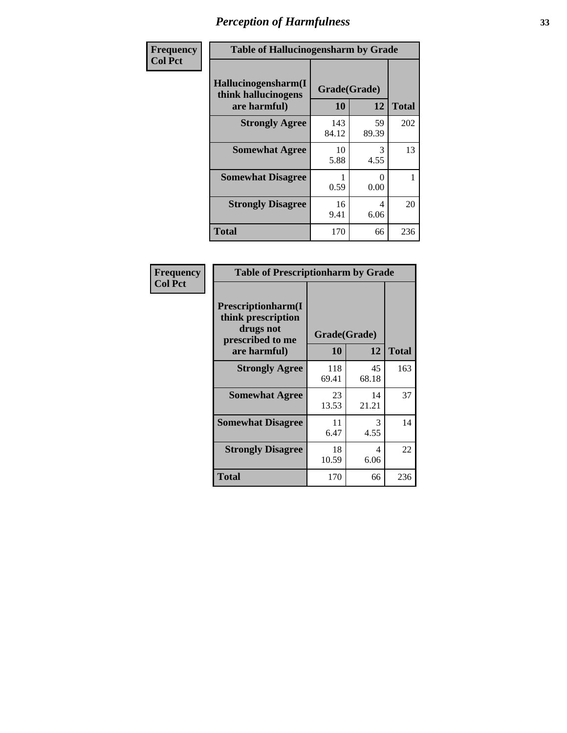# Perception of Harmfulness

**Frequency**
**Col Pct**

**Table of Hallucinogensharm by Grade**

| Hallucinogensharm(I think hallucinogens are harmful) | Grade(Grade) 10 | 12 | Total |
|---|---|---|---|
| **Strongly Agree** | 143<br>84.12 | 59<br>89.39 | 202 |
| **Somewhat Agree** | 10<br>5.88 | 3<br>4.55 | 13 |
| **Somewhat Disagree** | 1<br>0.59 | 0<br>0.00 | 1 |
| **Strongly Disagree** | 16<br>9.41 | 4<br>6.06 | 20 |
| **Total** | 170 | 66 | 236 |

**Frequency**
**Col Pct**

**Table of Prescriptionharm by Grade**

| Prescriptionharm(I think prescription drugs not prescribed to me are harmful) | Grade(Grade) 10 | 12 | Total |
|---|---|---|---|
| **Strongly Agree** | 118<br>69.41 | 45<br>68.18 | 163 |
| **Somewhat Agree** | 23<br>13.53 | 14<br>21.21 | 37 |
| **Somewhat Disagree** | 11<br>6.47 | 3<br>4.55 | 14 |
| **Strongly Disagree** | 18<br>10.59 | 4<br>6.06 | 22 |
| **Total** | 170 | 66 | 236 |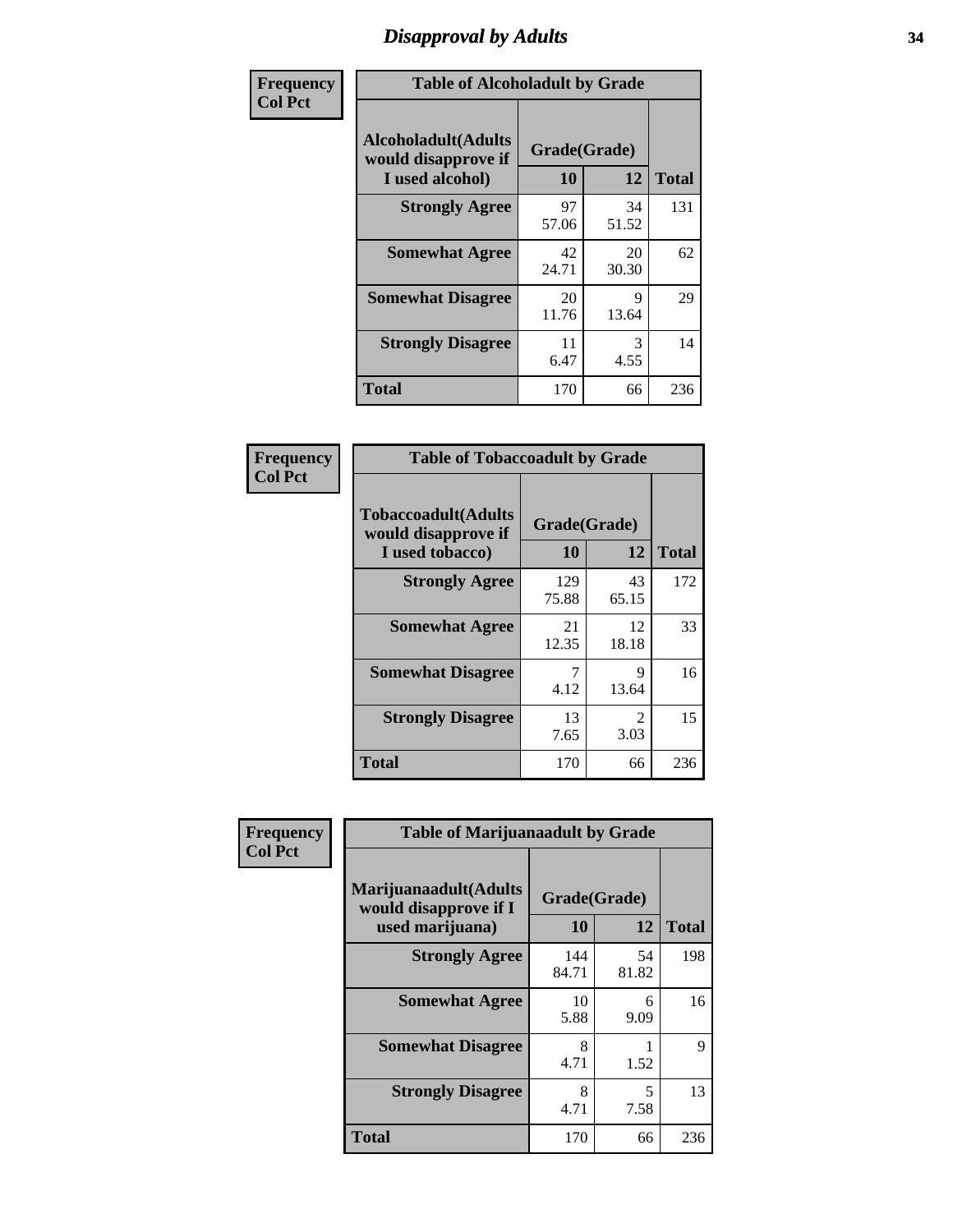# Disapproval by Adults

**Frequency**
**Col Pct**

**Table of Alcoholadult by Grade**

| Alcoholadult(Adults would disapprove if I used alcohol) | Grade(Grade) 10 | 12 | Total |
|---|---|---|---|
| **Strongly Agree** | 97<br>57.06 | 34<br>51.52 | 131 |
| **Somewhat Agree** | 42<br>24.71 | 20<br>30.30 | 62 |
| **Somewhat Disagree** | 20<br>11.76 | 9<br>13.64 | 29 |
| **Strongly Disagree** | 11<br>6.47 | 3<br>4.55 | 14 |
| **Total** | 170 | 66 | 236 |

**Frequency**
**Col Pct**

**Table of Tobaccoadult by Grade**

| Tobaccoadult(Adults would disapprove if I used tobacco) | Grade(Grade) 10 | 12 | Total |
|---|---|---|---|
| **Strongly Agree** | 129<br>75.88 | 43<br>65.15 | 172 |
| **Somewhat Agree** | 21<br>12.35 | 12<br>18.18 | 33 |
| **Somewhat Disagree** | 7<br>4.12 | 9<br>13.64 | 16 |
| **Strongly Disagree** | 13<br>7.65 | 2<br>3.03 | 15 |
| **Total** | 170 | 66 | 236 |

**Frequency**
**Col Pct**

**Table of Marijuanaadult by Grade**

| Marijuanaadult(Adults would disapprove if I used marijuana) | Grade(Grade) 10 | 12 | Total |
|---|---|---|---|
| **Strongly Agree** | 144<br>84.71 | 54<br>81.82 | 198 |
| **Somewhat Agree** | 10<br>5.88 | 6<br>9.09 | 16 |
| **Somewhat Disagree** | 8<br>4.71 | 1<br>1.52 | 9 |
| **Strongly Disagree** | 8<br>4.71 | 5<br>7.58 | 13 |
| **Total** | 170 | 66 | 236 |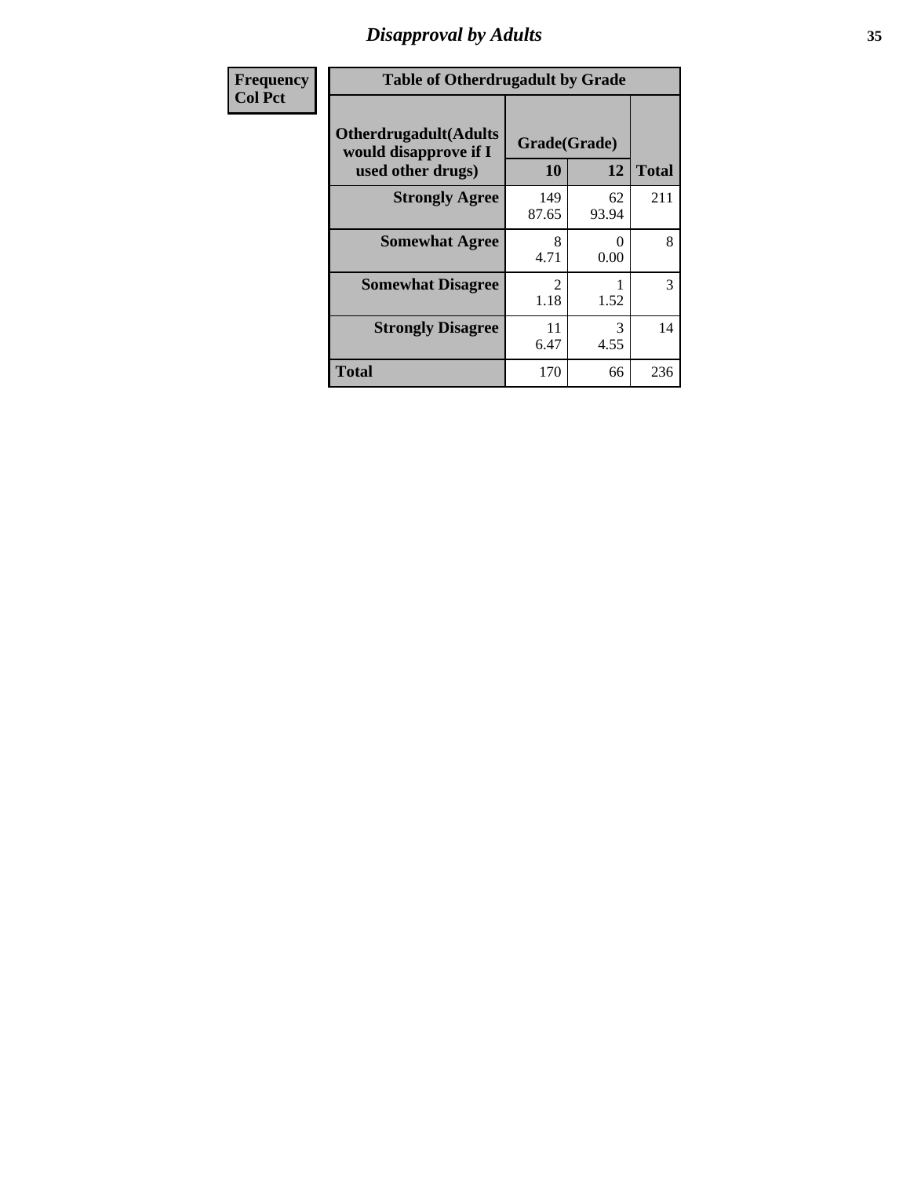# *Disapproval by Adults*

| Frequency Col Pct |
|---|

**Table of Otherdrugadult by Grade**

| Otherdrugadult(Adults would disapprove if I used other drugs) | Grade(Grade) | | |
|---|---|---|---|
| | 10 | 12 | Total |
| **Strongly Agree** | 149<br>87.65 | 62<br>93.94 | 211 |
| **Somewhat Agree** | 8<br>4.71 | 0<br>0.00 | 8 |
| **Somewhat Disagree** | 2<br>1.18 | 1<br>1.52 | 3 |
| **Strongly Disagree** | 11<br>6.47 | 3<br>4.55 | 14 |
| **Total** | 170 | 66 | 236 |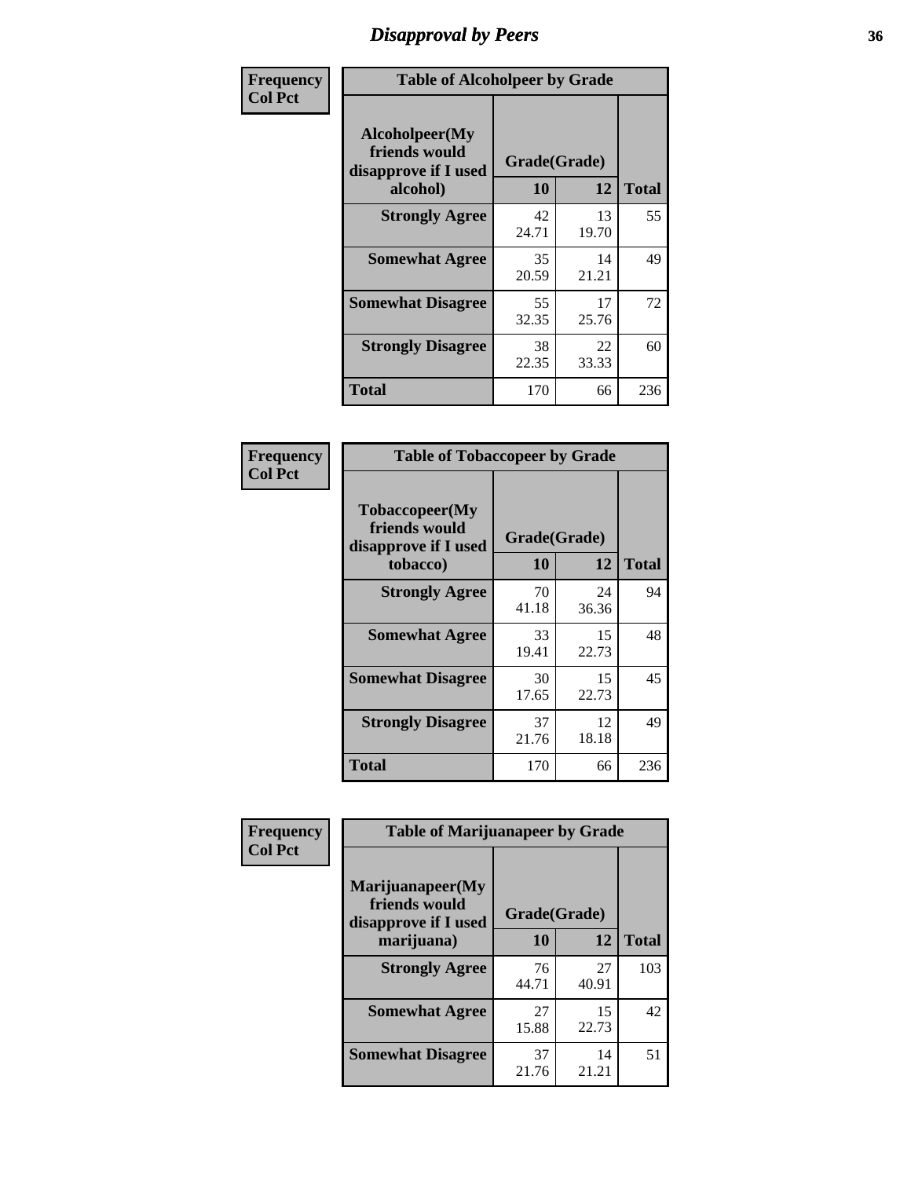# Disapproval by Peers

| Frequency<br>Col Pct | | | |
|---|---|---|---|
| **Table of Alcoholpeer by Grade** | | | |
| **Alcoholpeer(My friends would disapprove if I used alcohol)** | **Grade(Grade)** | | **Total** |
| | **10** | **12** | |
| **Strongly Agree** | 42<br>24.71 | 13<br>19.70 | 55 |
| **Somewhat Agree** | 35<br>20.59 | 14<br>21.21 | 49 |
| **Somewhat Disagree** | 55<br>32.35 | 17<br>25.76 | 72 |
| **Strongly Disagree** | 38<br>22.35 | 22<br>33.33 | 60 |
| **Total** | 170 | 66 | 236 |

| Frequency<br>Col Pct | | | |
|---|---|---|---|
| **Table of Tobaccopeer by Grade** | | | |
| **Tobaccopeer(My friends would disapprove if I used tobacco)** | **Grade(Grade)** | | **Total** |
| | **10** | **12** | |
| **Strongly Agree** | 70<br>41.18 | 24<br>36.36 | 94 |
| **Somewhat Agree** | 33<br>19.41 | 15<br>22.73 | 48 |
| **Somewhat Disagree** | 30<br>17.65 | 15<br>22.73 | 45 |
| **Strongly Disagree** | 37<br>21.76 | 12<br>18.18 | 49 |
| **Total** | 170 | 66 | 236 |

| Frequency<br>Col Pct | | | |
|---|---|---|---|
| **Table of Marijuanapeer by Grade** | | | |
| **Marijuanapeer(My friends would disapprove if I used marijuana)** | **Grade(Grade)** | | **Total** |
| | **10** | **12** | |
| **Strongly Agree** | 76<br>44.71 | 27<br>40.91 | 103 |
| **Somewhat Agree** | 27<br>15.88 | 15<br>22.73 | 42 |
| **Somewhat Disagree** | 37<br>21.76 | 14<br>21.21 | 51 |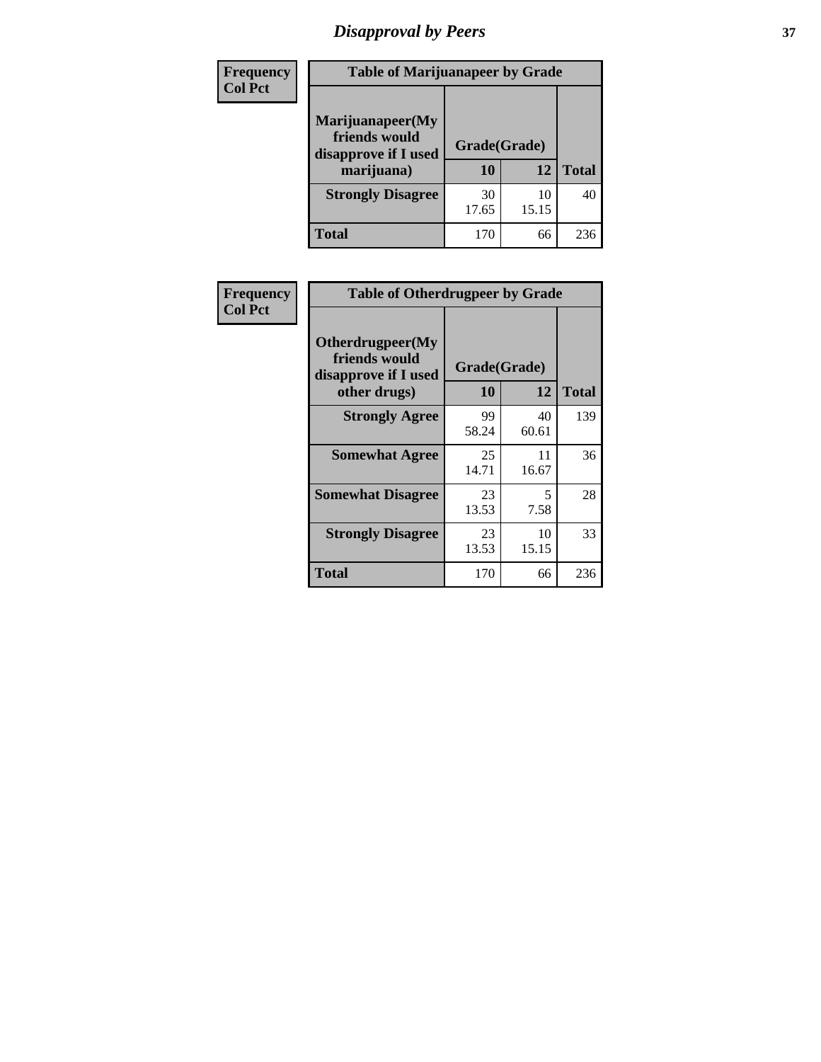# Disapproval by Peers

| Frequency Col Pct | Table of Marijuanapeer by Grade | | |
|---|---|---|---|
| Marijuanapeer(My friends would disapprove if I used marijuana) | Grade(Grade) | | |
| | 10 | 12 | Total |
| Strongly Disagree | 30<br>17.65 | 10<br>15.15 | 40 |
| Total | 170 | 66 | 236 |

| Frequency Col Pct | Table of Otherdrugpeer by Grade | | |
|---|---|---|---|
| Otherdrugpeer(My friends would disapprove if I used other drugs) | Grade(Grade) | | |
| | 10 | 12 | Total |
| Strongly Agree | 99<br>58.24 | 40<br>60.61 | 139 |
| Somewhat Agree | 25<br>14.71 | 11<br>16.67 | 36 |
| Somewhat Disagree | 23<br>13.53 | 5<br>7.58 | 28 |
| Strongly Disagree | 23<br>13.53 | 10<br>15.15 | 33 |
| Total | 170 | 66 | 236 |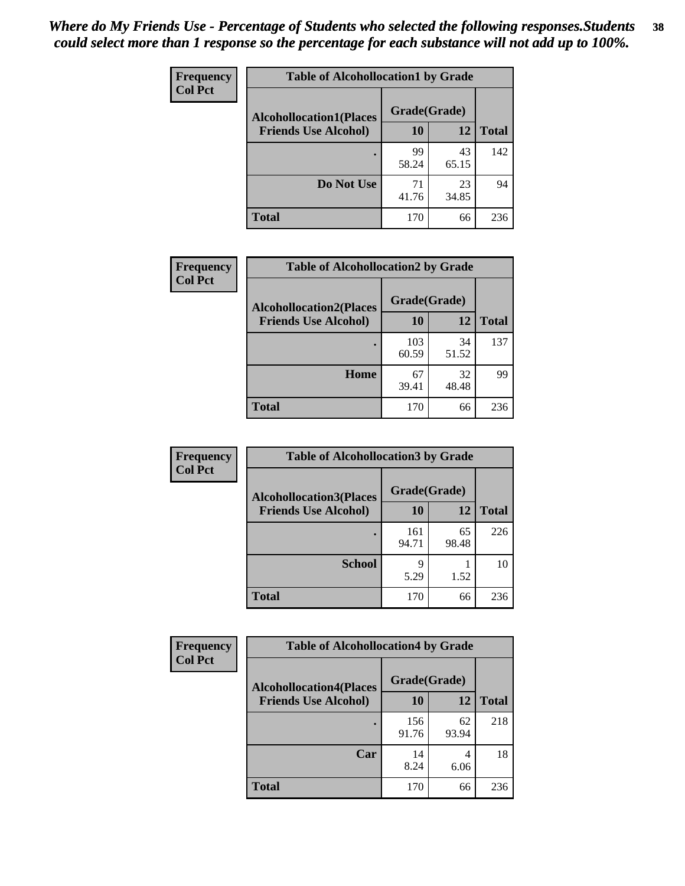*Where do My Friends Use - Percentage of Students who selected the following responses.Students could select more than 1 response so the percentage for each substance will not add up to 100%.*

**Frequency**
**Col Pct**

| Table of Alcohollocation1 by Grade | | | |
|---|---|---|---|
| **Alcohollocation1(Places Friends Use Alcohol)** | **Grade(Grade)** | | **Total** |
| | **10** | **12** | |
| **.** | 99<br>58.24 | 43<br>65.15 | 142 |
| **Do Not Use** | 71<br>41.76 | 23<br>34.85 | 94 |
| **Total** | 170 | 66 | 236 |

**Frequency**
**Col Pct**

| Table of Alcohollocation2 by Grade | | | |
|---|---|---|---|
| **Alcohollocation2(Places Friends Use Alcohol)** | **Grade(Grade)** | | **Total** |
| | **10** | **12** | |
| **.** | 103<br>60.59 | 34<br>51.52 | 137 |
| **Home** | 67<br>39.41 | 32<br>48.48 | 99 |
| **Total** | 170 | 66 | 236 |

**Frequency**
**Col Pct**

| Table of Alcohollocation3 by Grade | | | |
|---|---|---|---|
| **Alcohollocation3(Places Friends Use Alcohol)** | **Grade(Grade)** | | **Total** |
| | **10** | **12** | |
| **.** | 161<br>94.71 | 65<br>98.48 | 226 |
| **School** | 9<br>5.29 | 1<br>1.52 | 10 |
| **Total** | 170 | 66 | 236 |

**Frequency**
**Col Pct**

| Table of Alcohollocation4 by Grade | | | |
|---|---|---|---|
| **Alcohollocation4(Places Friends Use Alcohol)** | **Grade(Grade)** | | **Total** |
| | **10** | **12** | |
| **.** | 156<br>91.76 | 62<br>93.94 | 218 |
| **Car** | 14<br>8.24 | 4<br>6.06 | 18 |
| **Total** | 170 | 66 | 236 |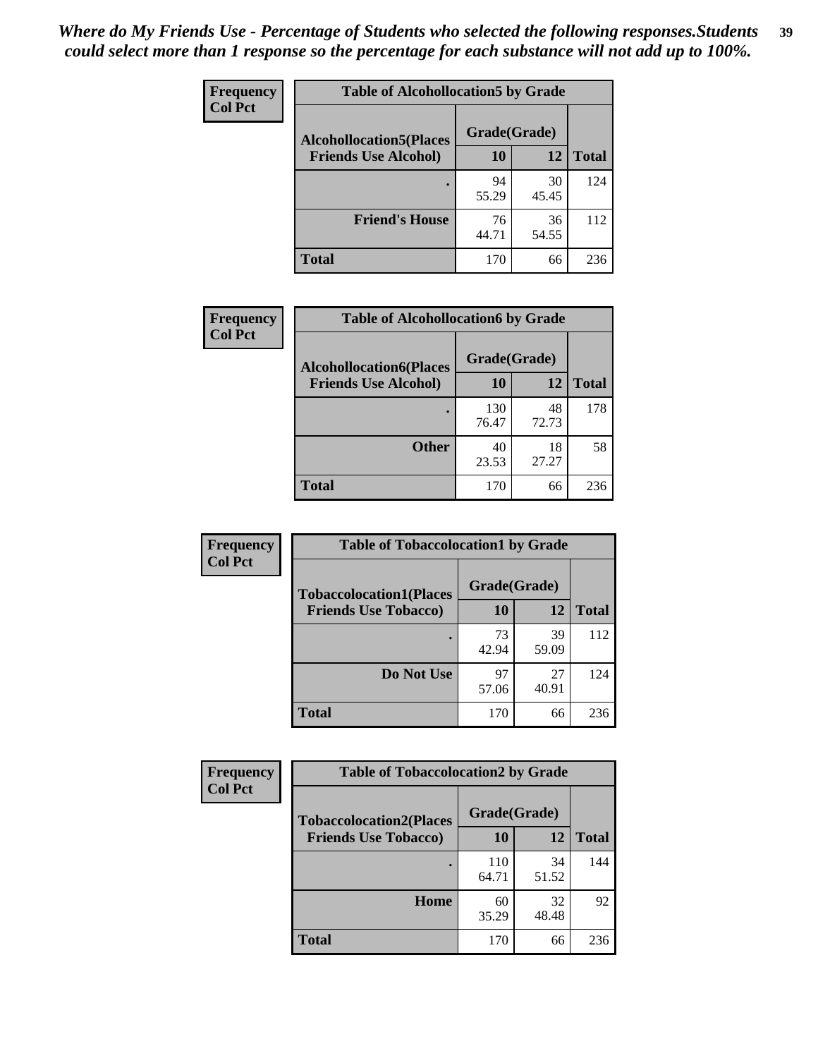*Where do My Friends Use - Percentage of Students who selected the following responses.Students could select more than 1 response so the percentage for each substance will not add up to 100%.*

**Frequency**
**Col Pct**

| Table of Alcohollocation5 by Grade | | | |
|---|---|---|---|
| **Alcohollocation5(Places Friends Use Alcohol)** | **Grade(Grade)** | | |
| | **10** | **12** | **Total** |
| **.** | 94<br>55.29 | 30<br>45.45 | 124 |
| **Friend's House** | 76<br>44.71 | 36<br>54.55 | 112 |
| **Total** | 170 | 66 | 236 |

**Frequency**
**Col Pct**

| Table of Alcohollocation6 by Grade | | | |
|---|---|---|---|
| **Alcohollocation6(Places Friends Use Alcohol)** | **Grade(Grade)** | | |
| | **10** | **12** | **Total** |
| **.** | 130<br>76.47 | 48<br>72.73 | 178 |
| **Other** | 40<br>23.53 | 18<br>27.27 | 58 |
| **Total** | 170 | 66 | 236 |

**Frequency**
**Col Pct**

| Table of Tobaccolocation1 by Grade | | | |
|---|---|---|---|
| **Tobaccolocation1(Places Friends Use Tobacco)** | **Grade(Grade)** | | |
| | **10** | **12** | **Total** |
| **.** | 73<br>42.94 | 39<br>59.09 | 112 |
| **Do Not Use** | 97<br>57.06 | 27<br>40.91 | 124 |
| **Total** | 170 | 66 | 236 |

**Frequency**
**Col Pct**

| Table of Tobaccolocation2 by Grade | | | |
|---|---|---|---|
| **Tobaccolocation2(Places Friends Use Tobacco)** | **Grade(Grade)** | | |
| | **10** | **12** | **Total** |
| **.** | 110<br>64.71 | 34<br>51.52 | 144 |
| **Home** | 60<br>35.29 | 32<br>48.48 | 92 |
| **Total** | 170 | 66 | 236 |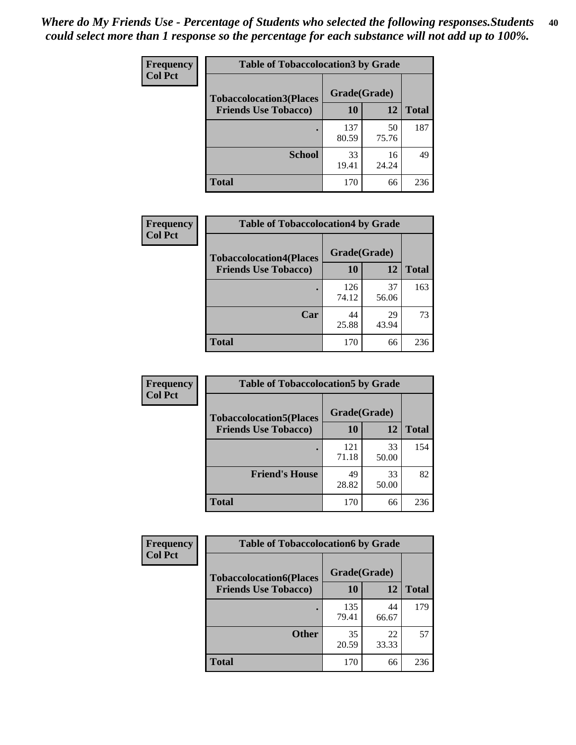*Where do My Friends Use - Percentage of Students who selected the following responses.Students could select more than 1 response so the percentage for each substance will not add up to 100%.*

**Frequency**
**Col Pct**

| Table of Tobaccolocation3 by Grade | | | |
|---|---|---|---|
| **Tobaccolocation3(Places Friends Use Tobacco)** | **Grade(Grade)** | | **Total** |
| | **10** | **12** | |
| **.** | 137<br>80.59 | 50<br>75.76 | 187 |
| **School** | 33<br>19.41 | 16<br>24.24 | 49 |
| **Total** | 170 | 66 | 236 |

**Frequency**
**Col Pct**

| Table of Tobaccolocation4 by Grade | | | |
|---|---|---|---|
| **Tobaccolocation4(Places Friends Use Tobacco)** | **Grade(Grade)** | | **Total** |
| | **10** | **12** | |
| **.** | 126<br>74.12 | 37<br>56.06 | 163 |
| **Car** | 44<br>25.88 | 29<br>43.94 | 73 |
| **Total** | 170 | 66 | 236 |

**Frequency**
**Col Pct**

| Table of Tobaccolocation5 by Grade | | | |
|---|---|---|---|
| **Tobaccolocation5(Places Friends Use Tobacco)** | **Grade(Grade)** | | **Total** |
| | **10** | **12** | |
| **.** | 121<br>71.18 | 33<br>50.00 | 154 |
| **Friend's House** | 49<br>28.82 | 33<br>50.00 | 82 |
| **Total** | 170 | 66 | 236 |

**Frequency**
**Col Pct**

| Table of Tobaccolocation6 by Grade | | | |
|---|---|---|---|
| **Tobaccolocation6(Places Friends Use Tobacco)** | **Grade(Grade)** | | **Total** |
| | **10** | **12** | |
| **.** | 135<br>79.41 | 44<br>66.67 | 179 |
| **Other** | 35<br>20.59 | 22<br>33.33 | 57 |
| **Total** | 170 | 66 | 236 |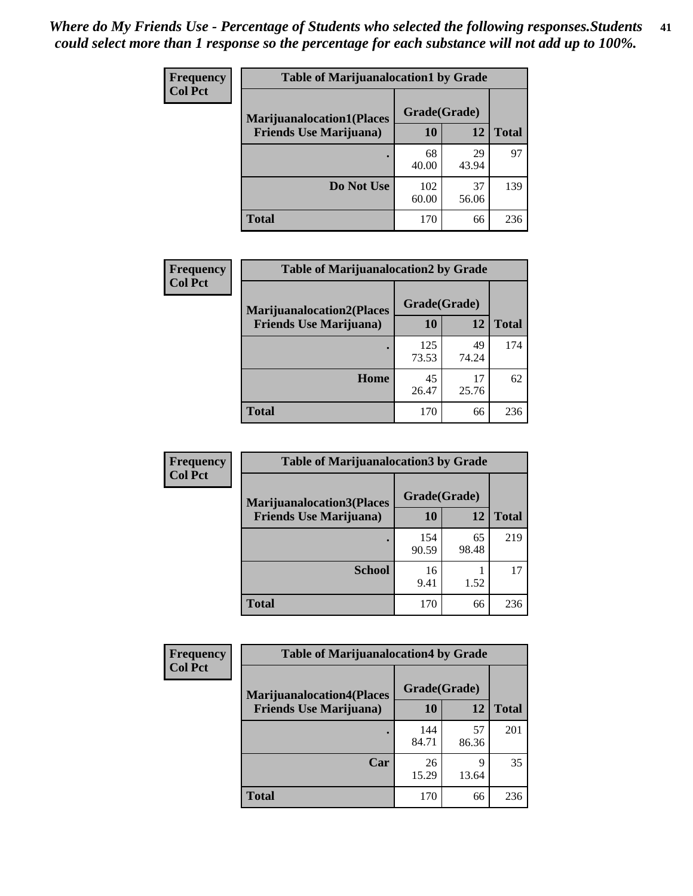*Where do My Friends Use - Percentage of Students who selected the following responses.Students could select more than 1 response so the percentage for each substance will not add up to 100%.*

**Frequency**
**Col Pct**

| Table of Marijuanalocation1 by Grade | | | |
|---|---|---|---|
| **Marijuanalocation1(Places Friends Use Marijuana)** | **Grade(Grade)** | | **Total** |
| | **10** | **12** | |
| **.** | 68<br>40.00 | 29<br>43.94 | 97 |
| **Do Not Use** | 102<br>60.00 | 37<br>56.06 | 139 |
| **Total** | 170 | 66 | 236 |

**Frequency**
**Col Pct**

| Table of Marijuanalocation2 by Grade | | | |
|---|---|---|---|
| **Marijuanalocation2(Places Friends Use Marijuana)** | **Grade(Grade)** | | **Total** |
| | **10** | **12** | |
| **.** | 125<br>73.53 | 49<br>74.24 | 174 |
| **Home** | 45<br>26.47 | 17<br>25.76 | 62 |
| **Total** | 170 | 66 | 236 |

**Frequency**
**Col Pct**

| Table of Marijuanalocation3 by Grade | | | |
|---|---|---|---|
| **Marijuanalocation3(Places Friends Use Marijuana)** | **Grade(Grade)** | | **Total** |
| | **10** | **12** | |
| **.** | 154<br>90.59 | 65<br>98.48 | 219 |
| **School** | 16<br>9.41 | 1<br>1.52 | 17 |
| **Total** | 170 | 66 | 236 |

**Frequency**
**Col Pct**

| Table of Marijuanalocation4 by Grade | | | |
|---|---|---|---|
| **Marijuanalocation4(Places Friends Use Marijuana)** | **Grade(Grade)** | | **Total** |
| | **10** | **12** | |
| **.** | 144<br>84.71 | 57<br>86.36 | 201 |
| **Car** | 26<br>15.29 | 9<br>13.64 | 35 |
| **Total** | 170 | 66 | 236 |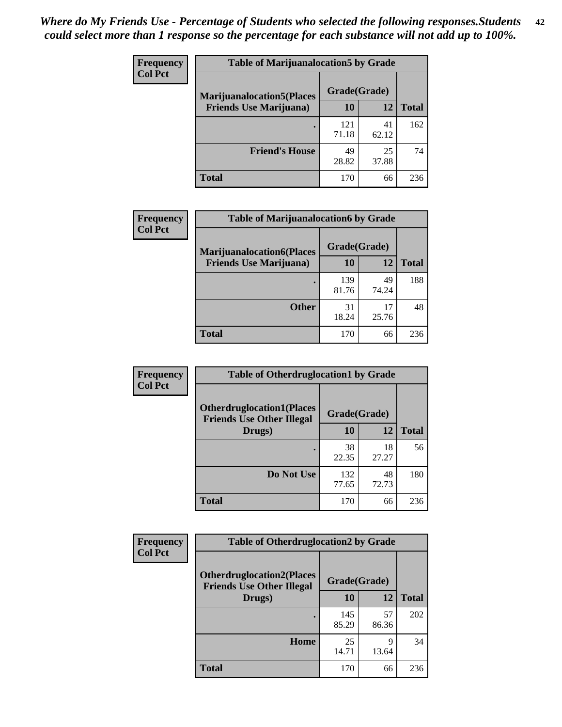*Where do My Friends Use - Percentage of Students who selected the following responses.Students could select more than 1 response so the percentage for each substance will not add up to 100%.*

| Frequency Col Pct | Table of Marijuanalocation5 by Grade | | |
|---|---|---|---|
| Marijuanalocation5(Places Friends Use Marijuana) | Grade(Grade) | | |
| | 10 | 12 | Total |
| . | 121<br>71.18 | 41<br>62.12 | 162 |
| Friend's House | 49<br>28.82 | 25<br>37.88 | 74 |
| Total | 170 | 66 | 236 |

| Frequency Col Pct | Table of Marijuanalocation6 by Grade | | |
|---|---|---|---|
| Marijuanalocation6(Places Friends Use Marijuana) | Grade(Grade) | | |
| | 10 | 12 | Total |
| . | 139<br>81.76 | 49<br>74.24 | 188 |
| Other | 31<br>18.24 | 17<br>25.76 | 48 |
| Total | 170 | 66 | 236 |

| Frequency Col Pct | Table of Otherdruglocation1 by Grade | | |
|---|---|---|---|
| Otherdruglocation1(Places Friends Use Other Illegal Drugs) | Grade(Grade) | | |
| | 10 | 12 | Total |
| . | 38<br>22.35 | 18<br>27.27 | 56 |
| Do Not Use | 132<br>77.65 | 48<br>72.73 | 180 |
| Total | 170 | 66 | 236 |

| Frequency Col Pct | Table of Otherdruglocation2 by Grade | | |
|---|---|---|---|
| Otherdruglocation2(Places Friends Use Other Illegal Drugs) | Grade(Grade) | | |
| | 10 | 12 | Total |
| . | 145<br>85.29 | 57<br>86.36 | 202 |
| Home | 25<br>14.71 | 9<br>13.64 | 34 |
| Total | 170 | 66 | 236 |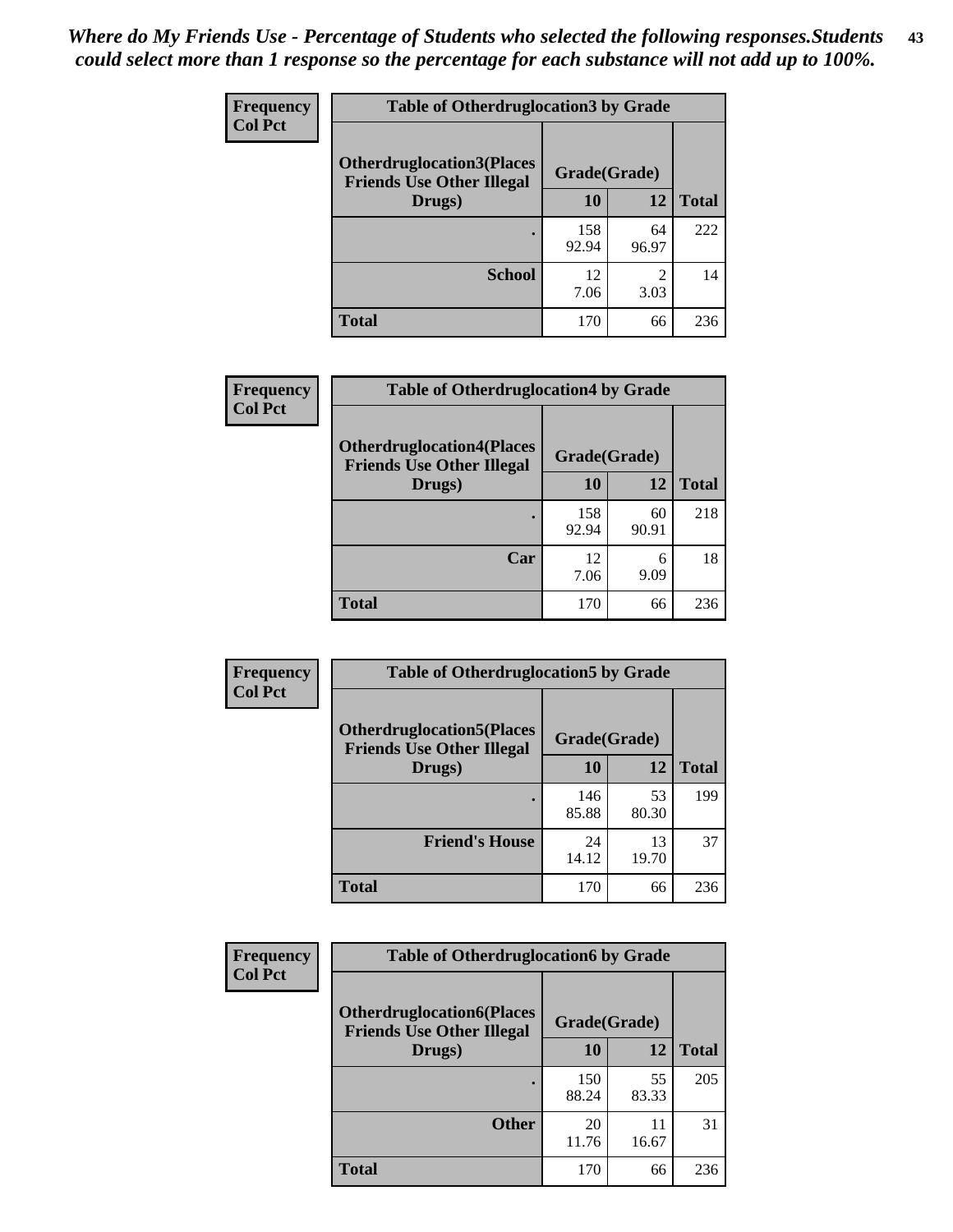*Where do My Friends Use - Percentage of Students who selected the following responses.Students could select more than 1 response so the percentage for each substance will not add up to 100%.*

| Frequency<br>Col Pct | Table of Otherdruglocation3 by Grade | | |
|---|---|---|---|
| Otherdruglocation3(Places Friends Use Other Illegal Drugs) | Grade(Grade) | | |
| | 10 | 12 | Total |
| . | 158<br>92.94 | 64<br>96.97 | 222 |
| School | 12<br>7.06 | 2<br>3.03 | 14 |
| Total | 170 | 66 | 236 |

| Frequency<br>Col Pct | Table of Otherdruglocation4 by Grade | | |
|---|---|---|---|
| Otherdruglocation4(Places Friends Use Other Illegal Drugs) | Grade(Grade) | | |
| | 10 | 12 | Total |
| . | 158<br>92.94 | 60<br>90.91 | 218 |
| Car | 12<br>7.06 | 6<br>9.09 | 18 |
| Total | 170 | 66 | 236 |

| Frequency<br>Col Pct | Table of Otherdruglocation5 by Grade | | |
|---|---|---|---|
| Otherdruglocation5(Places Friends Use Other Illegal Drugs) | Grade(Grade) | | |
| | 10 | 12 | Total |
| . | 146<br>85.88 | 53<br>80.30 | 199 |
| Friend's House | 24<br>14.12 | 13<br>19.70 | 37 |
| Total | 170 | 66 | 236 |

| Frequency<br>Col Pct | Table of Otherdruglocation6 by Grade | | |
|---|---|---|---|
| Otherdruglocation6(Places Friends Use Other Illegal Drugs) | Grade(Grade) | | |
| | 10 | 12 | Total |
| . | 150<br>88.24 | 55<br>83.33 | 205 |
| Other | 20<br>11.76 | 11<br>16.67 | 31 |
| Total | 170 | 66 | 236 |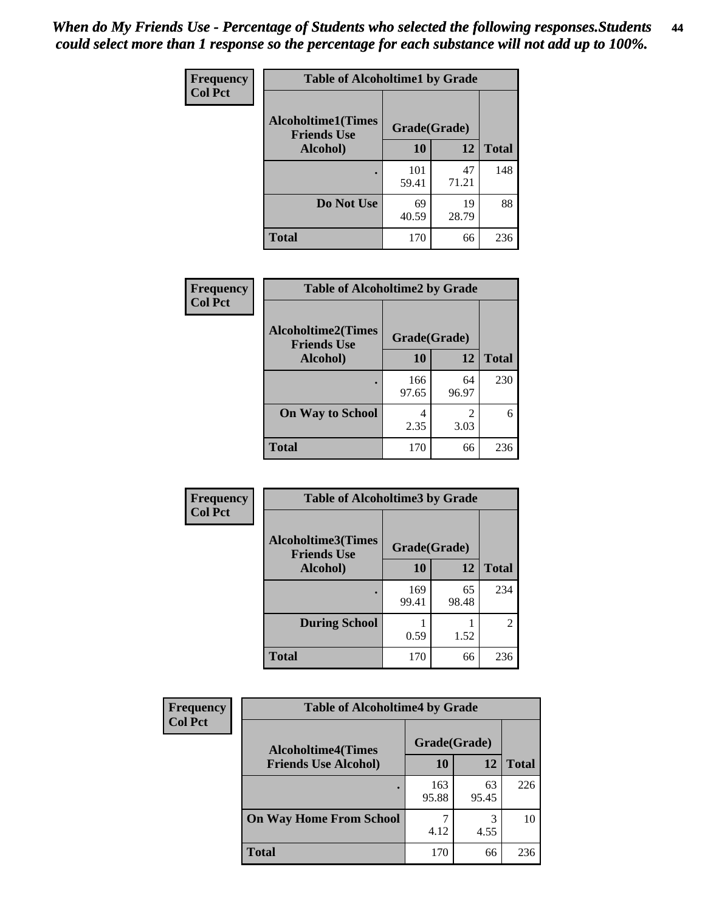*When do My Friends Use - Percentage of Students who selected the following responses.Students could select more than 1 response so the percentage for each substance will not add up to 100%.*

**Frequency**
**Col Pct**

| Table of Alcoholtime1 by Grade | | | |
|---|---|---|---|
| Alcoholtime1(Times Friends Use Alcohol) | Grade(Grade) | | |
| | 10 | 12 | Total |
| . | 101<br>59.41 | 47<br>71.21 | 148 |
| Do Not Use | 69<br>40.59 | 19<br>28.79 | 88 |
| Total | 170 | 66 | 236 |

**Frequency**
**Col Pct**

| Table of Alcoholtime2 by Grade | | | |
|---|---|---|---|
| Alcoholtime2(Times Friends Use Alcohol) | Grade(Grade) | | |
| | 10 | 12 | Total |
| . | 166<br>97.65 | 64<br>96.97 | 230 |
| On Way to School | 4<br>2.35 | 2<br>3.03 | 6 |
| Total | 170 | 66 | 236 |

**Frequency**
**Col Pct**

| Table of Alcoholtime3 by Grade | | | |
|---|---|---|---|
| Alcoholtime3(Times Friends Use Alcohol) | Grade(Grade) | | |
| | 10 | 12 | Total |
| . | 169<br>99.41 | 65<br>98.48 | 234 |
| During School | 1<br>0.59 | 1<br>1.52 | 2 |
| Total | 170 | 66 | 236 |

**Frequency**
**Col Pct**

| Table of Alcoholtime4 by Grade | | | |
|---|---|---|---|
| Alcoholtime4(Times Friends Use Alcohol) | Grade(Grade) | | |
| | 10 | 12 | Total |
| . | 163<br>95.88 | 63<br>95.45 | 226 |
| On Way Home From School | 7<br>4.12 | 3<br>4.55 | 10 |
| Total | 170 | 66 | 236 |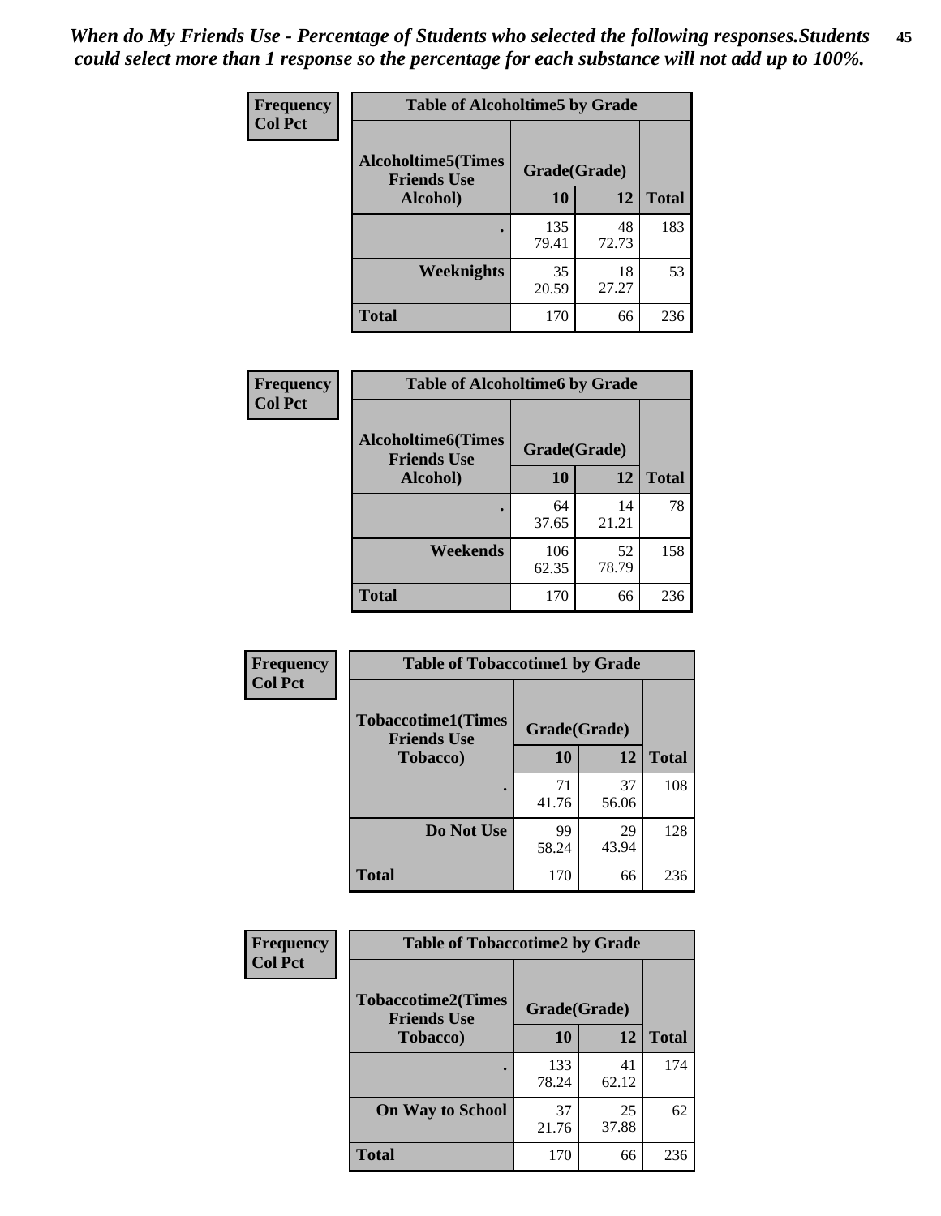*When do My Friends Use - Percentage of Students who selected the following responses.Students could select more than 1 response so the percentage for each substance will not add up to 100%.*

**Frequency / Col Pct**

| Table of Alcoholtime5 by Grade | | | |
|---|---|---|---|
| **Alcoholtime5(Times Friends Use Alcohol)** | **Grade(Grade)** | | **Total** |
| | **10** | **12** | |
| **.** | 135<br>79.41 | 48<br>72.73 | 183 |
| **Weeknights** | 35<br>20.59 | 18<br>27.27 | 53 |
| **Total** | 170 | 66 | 236 |

**Frequency / Col Pct**

| Table of Alcoholtime6 by Grade | | | |
|---|---|---|---|
| **Alcoholtime6(Times Friends Use Alcohol)** | **Grade(Grade)** | | **Total** |
| | **10** | **12** | |
| **.** | 64<br>37.65 | 14<br>21.21 | 78 |
| **Weekends** | 106<br>62.35 | 52<br>78.79 | 158 |
| **Total** | 170 | 66 | 236 |

**Frequency / Col Pct**

| Table of Tobaccotime1 by Grade | | | |
|---|---|---|---|
| **Tobaccotime1(Times Friends Use Tobacco)** | **Grade(Grade)** | | **Total** |
| | **10** | **12** | |
| **.** | 71<br>41.76 | 37<br>56.06 | 108 |
| **Do Not Use** | 99<br>58.24 | 29<br>43.94 | 128 |
| **Total** | 170 | 66 | 236 |

**Frequency / Col Pct**

| Table of Tobaccotime2 by Grade | | | |
|---|---|---|---|
| **Tobaccotime2(Times Friends Use Tobacco)** | **Grade(Grade)** | | **Total** |
| | **10** | **12** | |
| **.** | 133<br>78.24 | 41<br>62.12 | 174 |
| **On Way to School** | 37<br>21.76 | 25<br>37.88 | 62 |
| **Total** | 170 | 66 | 236 |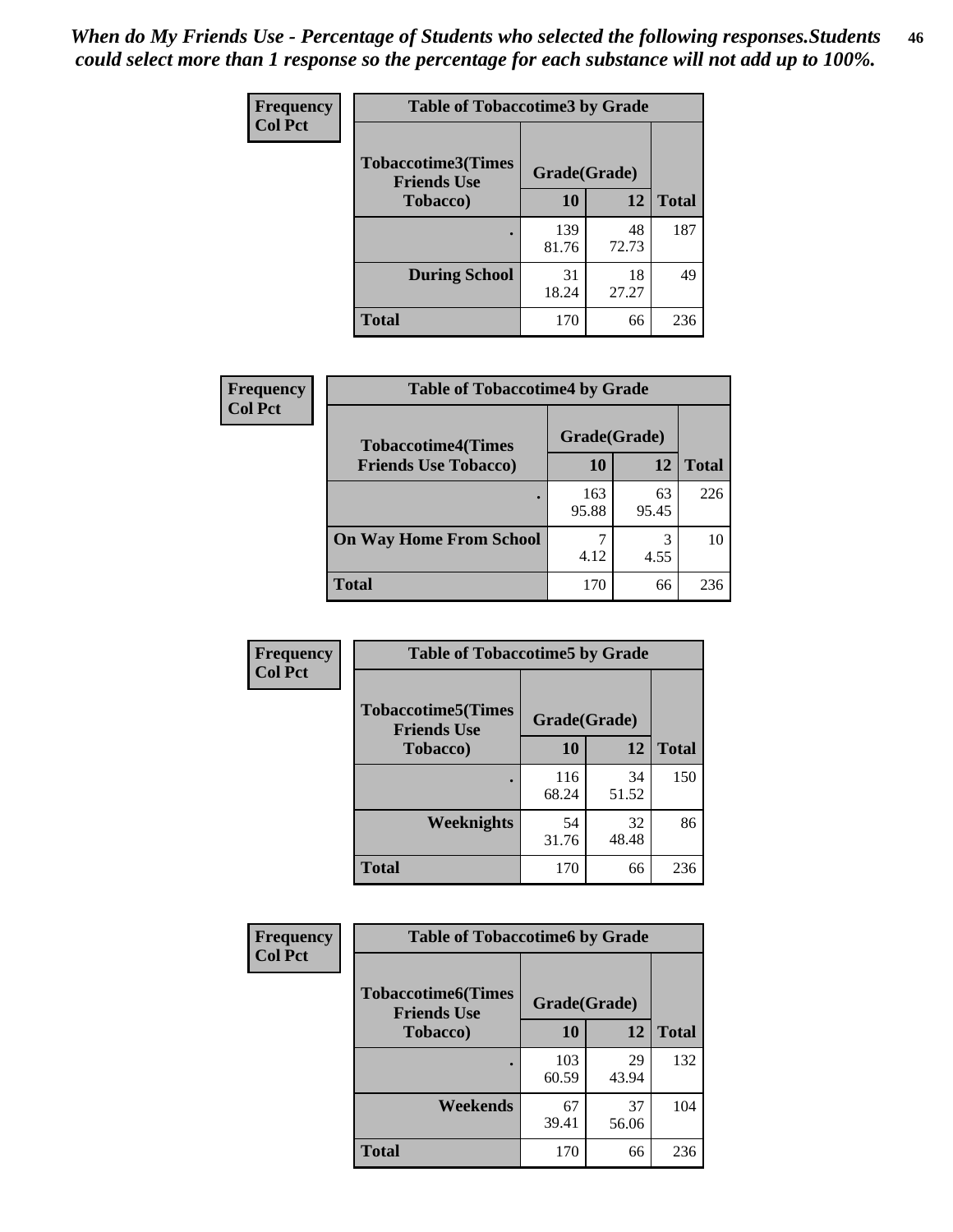*When do My Friends Use - Percentage of Students who selected the following responses.Students could select more than 1 response so the percentage for each substance will not add up to 100%.*

**Frequency**
**Col Pct**

| Table of Tobaccotime3 by Grade | | | |
|---|---|---|---|
| **Tobaccotime3(Times Friends Use Tobacco)** | **Grade(Grade)** | | **Total** |
| | **10** | **12** | |
| . | 139<br>81.76 | 48<br>72.73 | 187 |
| **During School** | 31<br>18.24 | 18<br>27.27 | 49 |
| **Total** | 170 | 66 | 236 |

**Frequency**
**Col Pct**

| Table of Tobaccotime4 by Grade | | | |
|---|---|---|---|
| **Tobaccotime4(Times Friends Use Tobacco)** | **Grade(Grade)** | | **Total** |
| | **10** | **12** | |
| . | 163<br>95.88 | 63<br>95.45 | 226 |
| **On Way Home From School** | 7<br>4.12 | 3<br>4.55 | 10 |
| **Total** | 170 | 66 | 236 |

**Frequency**
**Col Pct**

| Table of Tobaccotime5 by Grade | | | |
|---|---|---|---|
| **Tobaccotime5(Times Friends Use Tobacco)** | **Grade(Grade)** | | **Total** |
| | **10** | **12** | |
| . | 116<br>68.24 | 34<br>51.52 | 150 |
| **Weeknights** | 54<br>31.76 | 32<br>48.48 | 86 |
| **Total** | 170 | 66 | 236 |

**Frequency**
**Col Pct**

| Table of Tobaccotime6 by Grade | | | |
|---|---|---|---|
| **Tobaccotime6(Times Friends Use Tobacco)** | **Grade(Grade)** | | **Total** |
| | **10** | **12** | |
| . | 103<br>60.59 | 29<br>43.94 | 132 |
| **Weekends** | 67<br>39.41 | 37<br>56.06 | 104 |
| **Total** | 170 | 66 | 236 |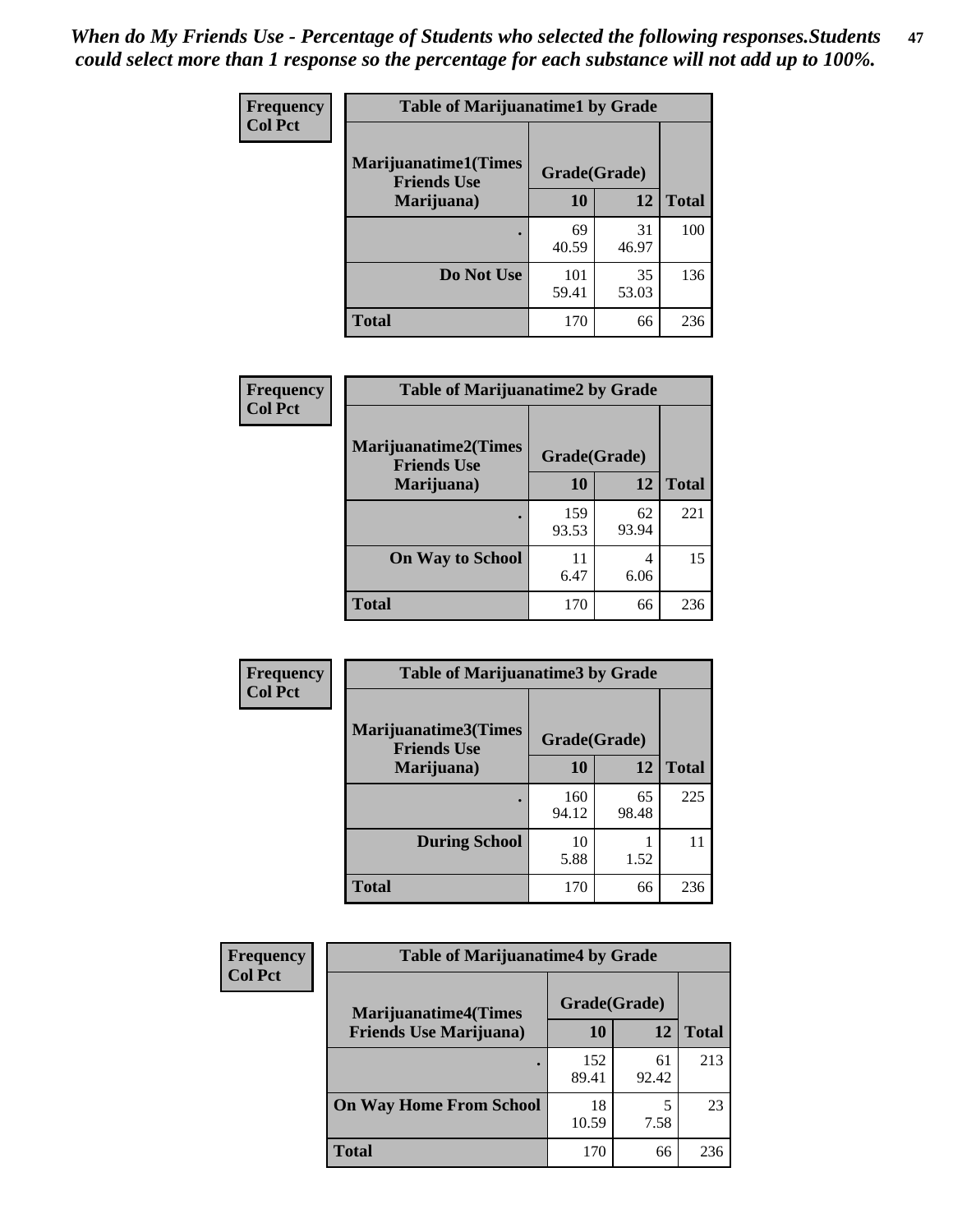*When do My Friends Use - Percentage of Students who selected the following responses.Students could select more than 1 response so the percentage for each substance will not add up to 100%.*

**Frequency**
**Col Pct**

| Table of Marijuanatime1 by Grade | | | |
|---|---|---|---|
| **Marijuanatime1(Times Friends Use Marijuana)** | **Grade(Grade)** | | |
| | **10** | **12** | **Total** |
| **.** | 69<br>40.59 | 31<br>46.97 | 100 |
| **Do Not Use** | 101<br>59.41 | 35<br>53.03 | 136 |
| **Total** | 170 | 66 | 236 |

**Frequency**
**Col Pct**

| Table of Marijuanatime2 by Grade | | | |
|---|---|---|---|
| **Marijuanatime2(Times Friends Use Marijuana)** | **Grade(Grade)** | | |
| | **10** | **12** | **Total** |
| **.** | 159<br>93.53 | 62<br>93.94 | 221 |
| **On Way to School** | 11<br>6.47 | 4<br>6.06 | 15 |
| **Total** | 170 | 66 | 236 |

**Frequency**
**Col Pct**

| Table of Marijuanatime3 by Grade | | | |
|---|---|---|---|
| **Marijuanatime3(Times Friends Use Marijuana)** | **Grade(Grade)** | | |
| | **10** | **12** | **Total** |
| **.** | 160<br>94.12 | 65<br>98.48 | 225 |
| **During School** | 10<br>5.88 | 1<br>1.52 | 11 |
| **Total** | 170 | 66 | 236 |

**Frequency**
**Col Pct**

| Table of Marijuanatime4 by Grade | | | |
|---|---|---|---|
| **Marijuanatime4(Times Friends Use Marijuana)** | **Grade(Grade)** | | |
| | **10** | **12** | **Total** |
| **.** | 152<br>89.41 | 61<br>92.42 | 213 |
| **On Way Home From School** | 18<br>10.59 | 5<br>7.58 | 23 |
| **Total** | 170 | 66 | 236 |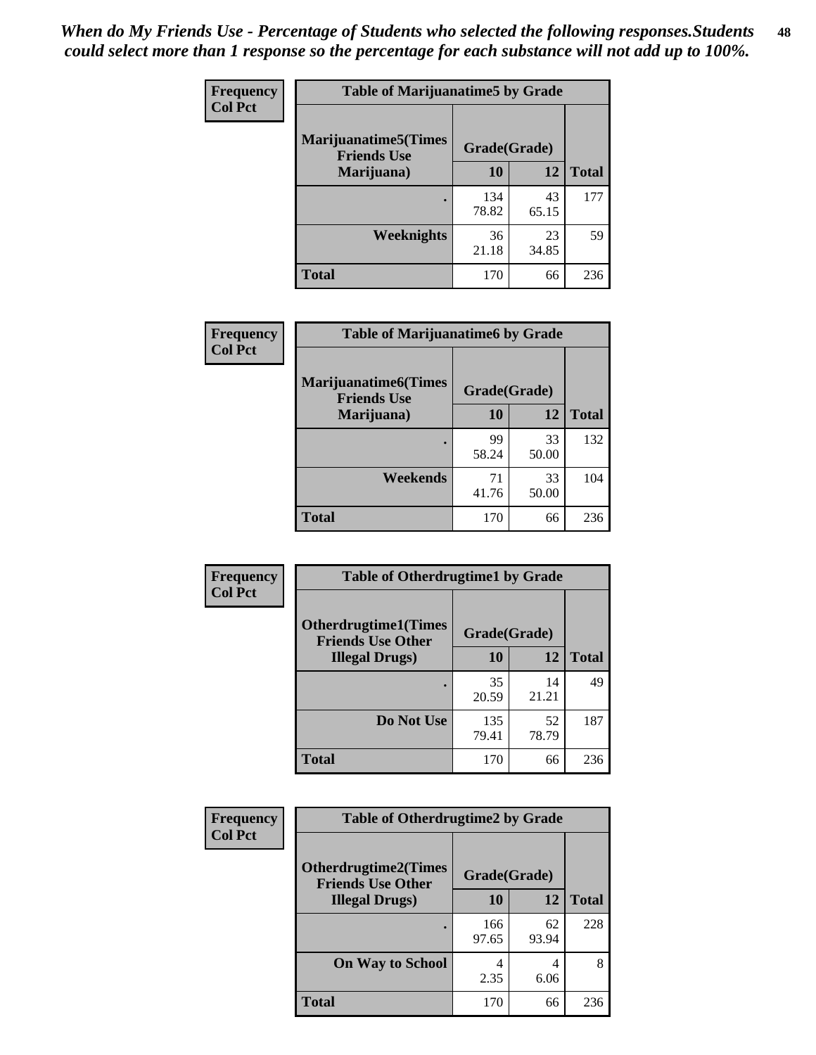*When do My Friends Use - Percentage of Students who selected the following responses.Students could select more than 1 response so the percentage for each substance will not add up to 100%.*

**Frequency**
**Col Pct**

**Table of Marijuanatime5 by Grade**

| Marijuanatime5(Times Friends Use Marijuana) | Grade(Grade) | | Total |
|---|---|---|---|
| | 10 | 12 | |
| . | 134<br>78.82 | 43<br>65.15 | 177 |
| Weeknights | 36<br>21.18 | 23<br>34.85 | 59 |
| Total | 170 | 66 | 236 |

**Frequency**
**Col Pct**

**Table of Marijuanatime6 by Grade**

| Marijuanatime6(Times Friends Use Marijuana) | Grade(Grade) | | Total |
|---|---|---|---|
| | 10 | 12 | |
| . | 99<br>58.24 | 33<br>50.00 | 132 |
| Weekends | 71<br>41.76 | 33<br>50.00 | 104 |
| Total | 170 | 66 | 236 |

**Frequency**
**Col Pct**

**Table of Otherdrugtime1 by Grade**

| Otherdrugtime1(Times Friends Use Other Illegal Drugs) | Grade(Grade) | | Total |
|---|---|---|---|
| | 10 | 12 | |
| . | 35<br>20.59 | 14<br>21.21 | 49 |
| Do Not Use | 135<br>79.41 | 52<br>78.79 | 187 |
| Total | 170 | 66 | 236 |

**Frequency**
**Col Pct**

**Table of Otherdrugtime2 by Grade**

| Otherdrugtime2(Times Friends Use Other Illegal Drugs) | Grade(Grade) | | Total |
|---|---|---|---|
| | 10 | 12 | |
| . | 166<br>97.65 | 62<br>93.94 | 228 |
| On Way to School | 4<br>2.35 | 4<br>6.06 | 8 |
| Total | 170 | 66 | 236 |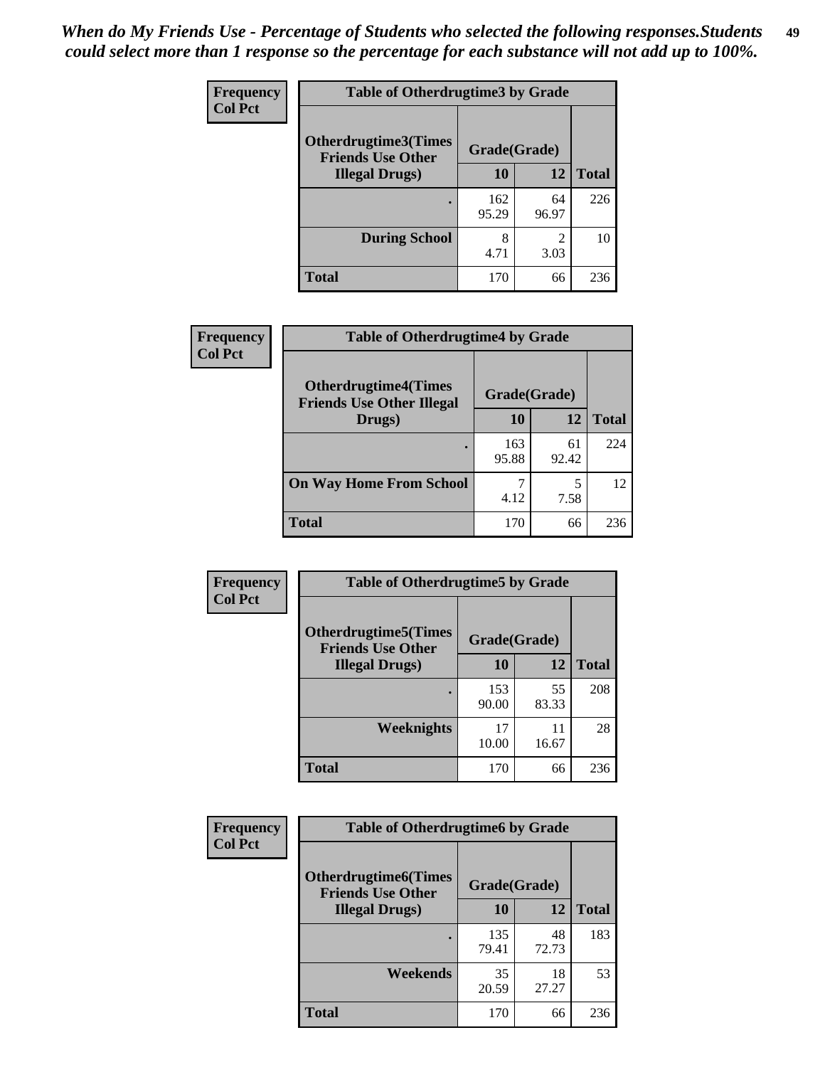*When do My Friends Use - Percentage of Students who selected the following responses.Students could select more than 1 response so the percentage for each substance will not add up to 100%.*

**Frequency**
**Col Pct**

| Table of Otherdrugtime3 by Grade | | | |
|---|---|---|---|
| Otherdrugtime3(Times Friends Use Other Illegal Drugs) | Grade(Grade) | | |
| | 10 | 12 | Total |
| . | 162<br>95.29 | 64<br>96.97 | 226 |
| During School | 8<br>4.71 | 2<br>3.03 | 10 |
| Total | 170 | 66 | 236 |

**Frequency**
**Col Pct**

| Table of Otherdrugtime4 by Grade | | | |
|---|---|---|---|
| Otherdrugtime4(Times Friends Use Other Illegal Drugs) | Grade(Grade) | | |
| | 10 | 12 | Total |
| . | 163<br>95.88 | 61<br>92.42 | 224 |
| On Way Home From School | 7<br>4.12 | 5<br>7.58 | 12 |
| Total | 170 | 66 | 236 |

**Frequency**
**Col Pct**

| Table of Otherdrugtime5 by Grade | | | |
|---|---|---|---|
| Otherdrugtime5(Times Friends Use Other Illegal Drugs) | Grade(Grade) | | |
| | 10 | 12 | Total |
| . | 153<br>90.00 | 55<br>83.33 | 208 |
| Weeknights | 17<br>10.00 | 11<br>16.67 | 28 |
| Total | 170 | 66 | 236 |

**Frequency**
**Col Pct**

| Table of Otherdrugtime6 by Grade | | | |
|---|---|---|---|
| Otherdrugtime6(Times Friends Use Other Illegal Drugs) | Grade(Grade) | | |
| | 10 | 12 | Total |
| . | 135<br>79.41 | 48<br>72.73 | 183 |
| Weekends | 35<br>20.59 | 18<br>27.27 | 53 |
| Total | 170 | 66 | 236 |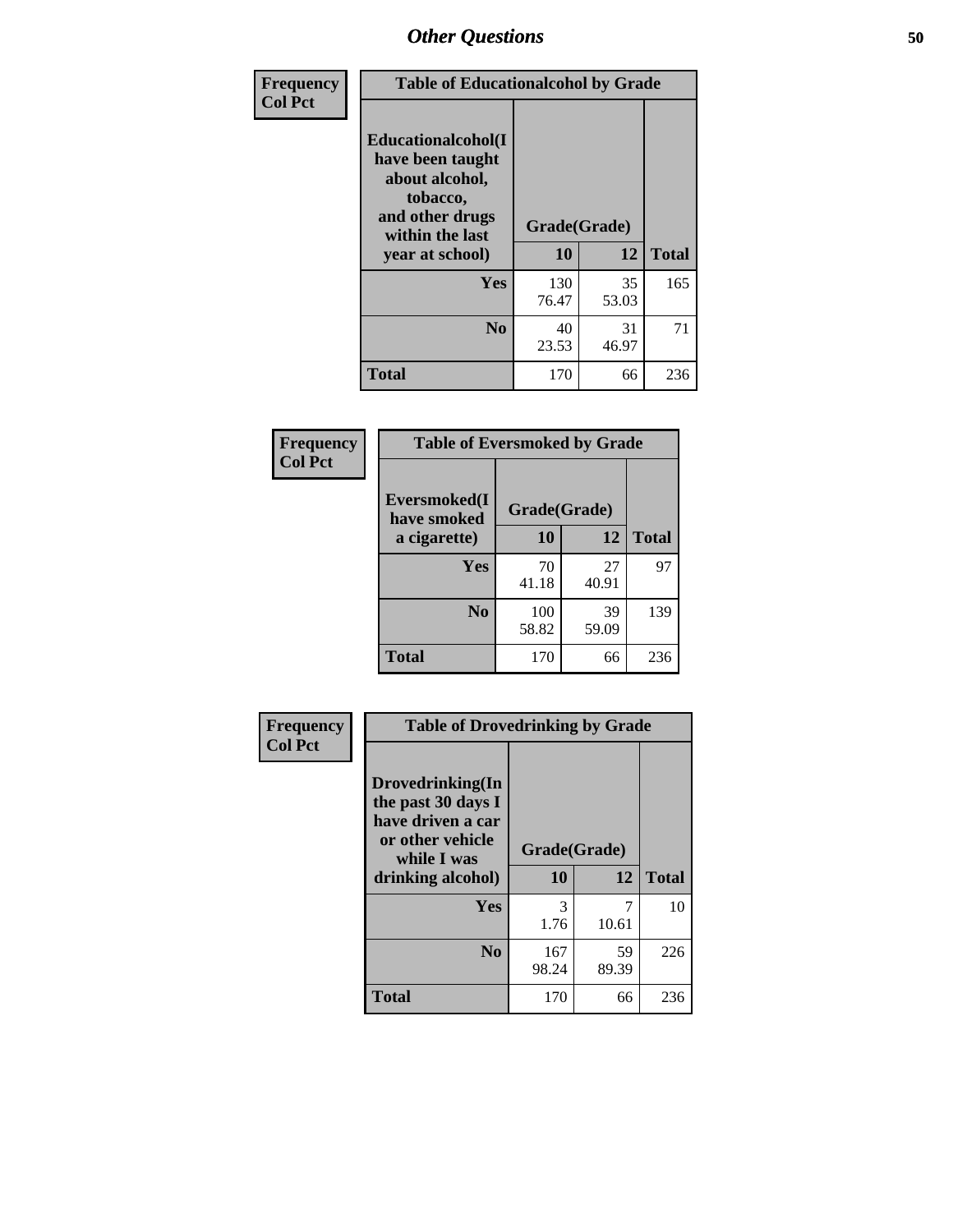# Other Questions

**Frequency**
**Col Pct**

| Table of Educationalcohol by Grade | | | |
|---|---|---|---|
| **Educationalcohol(I have been taught about alcohol, tobacco, and other drugs within the last year at school)** | **Grade(Grade)** | | |
| | **10** | **12** | **Total** |
| **Yes** | 130<br>76.47 | 35<br>53.03 | 165 |
| **No** | 40<br>23.53 | 31<br>46.97 | 71 |
| **Total** | 170 | 66 | 236 |

**Frequency**
**Col Pct**

| Table of Eversmoked by Grade | | | |
|---|---|---|---|
| **Eversmoked(I have smoked a cigarette)** | **Grade(Grade)** | | |
| | **10** | **12** | **Total** |
| **Yes** | 70<br>41.18 | 27<br>40.91 | 97 |
| **No** | 100<br>58.82 | 39<br>59.09 | 139 |
| **Total** | 170 | 66 | 236 |

**Frequency**
**Col Pct**

| Table of Drovedrinking by Grade | | | |
|---|---|---|---|
| **Drovedrinking(In the past 30 days I have driven a car or other vehicle while I was drinking alcohol)** | **Grade(Grade)** | | |
| | **10** | **12** | **Total** |
| **Yes** | 3<br>1.76 | 7<br>10.61 | 10 |
| **No** | 167<br>98.24 | 59<br>89.39 | 226 |
| **Total** | 170 | 66 | 236 |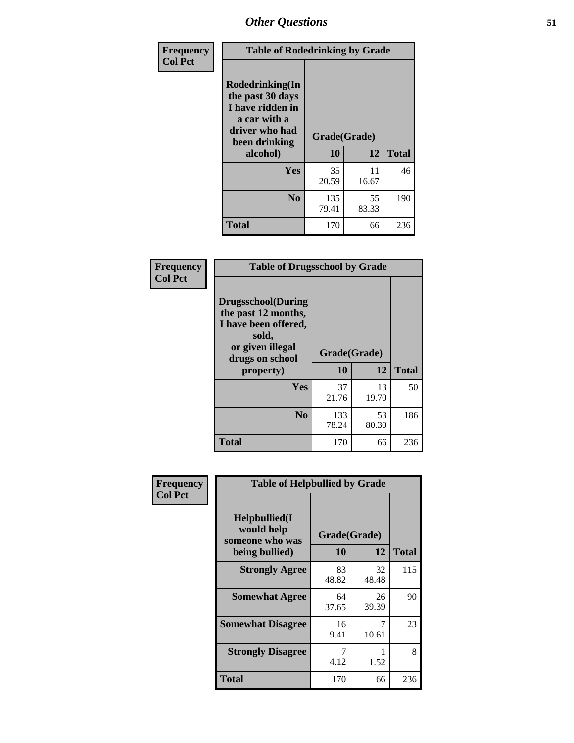| Frequency Col Pct | Table of Rodedrinking by Grade | | |
|---|---|---|---|
| Rodedrinking(In the past 30 days I have ridden in a car with a driver who had been drinking alcohol) | Grade(Grade) | | |
| | 10 | 12 | Total |
| Yes | 35<br>20.59 | 11<br>16.67 | 46 |
| No | 135<br>79.41 | 55<br>83.33 | 190 |
| Total | 170 | 66 | 236 |

| Frequency Col Pct | Table of Drugsschool by Grade | | |
|---|---|---|---|
| Drugsschool(During the past 12 months, I have been offered, sold, or given illegal drugs on school property) | Grade(Grade) | | |
| | 10 | 12 | Total |
| Yes | 37<br>21.76 | 13<br>19.70 | 50 |
| No | 133<br>78.24 | 53<br>80.30 | 186 |
| Total | 170 | 66 | 236 |

| Frequency Col Pct | Table of Helpbullied by Grade | | |
|---|---|---|---|
| Helpbullied(I would help someone who was being bullied) | Grade(Grade) | | |
| | 10 | 12 | Total |
| Strongly Agree | 83<br>48.82 | 32<br>48.48 | 115 |
| Somewhat Agree | 64<br>37.65 | 26<br>39.39 | 90 |
| Somewhat Disagree | 16<br>9.41 | 7<br>10.61 | 23 |
| Strongly Disagree | 7<br>4.12 | 1<br>1.52 | 8 |
| Total | 170 | 66 | 236 |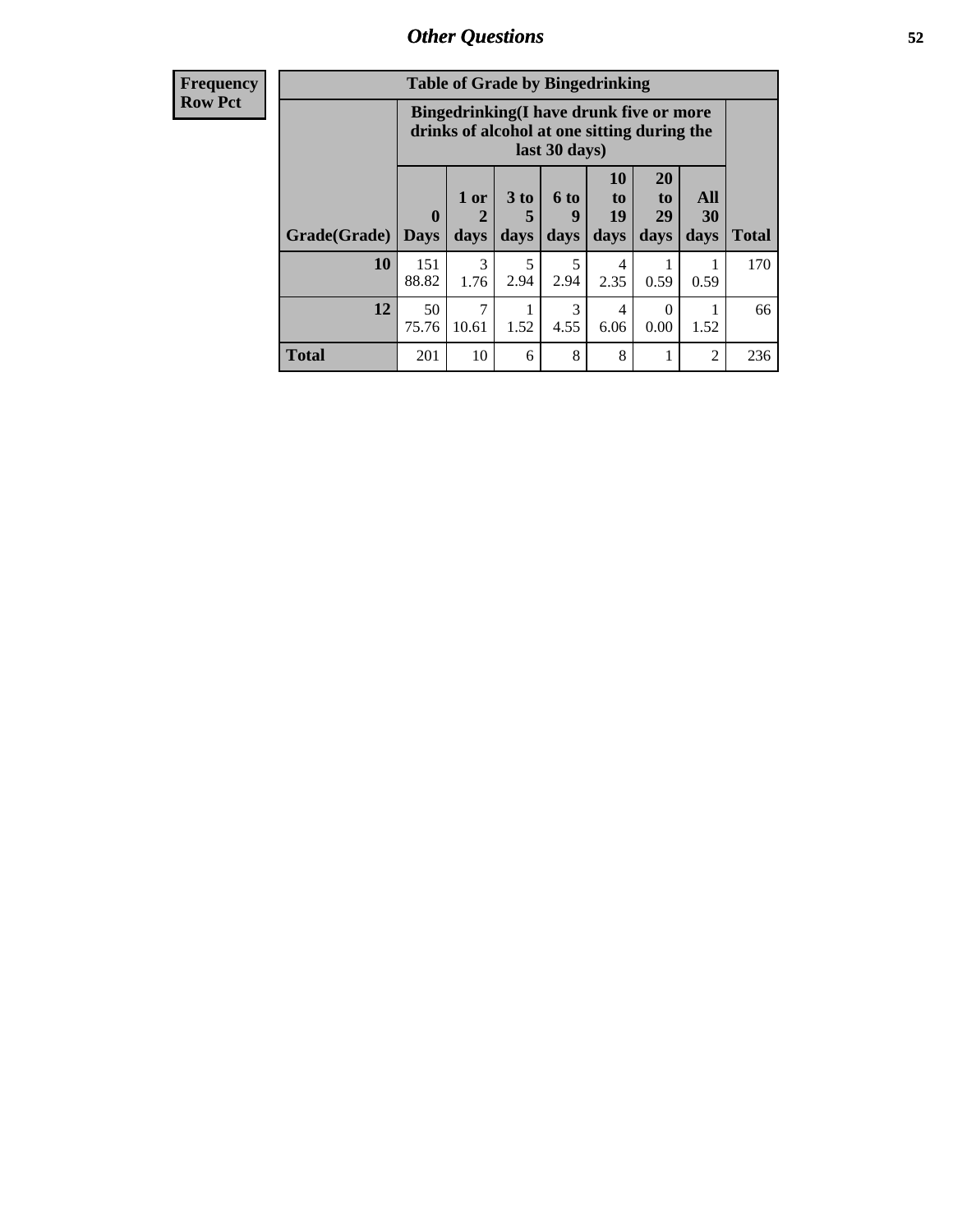# *Other Questions*

**Frequency**
**Row Pct**

| Table of Grade by Bingedrinking | | | | | | | | |
|---|---|---|---|---|---|---|---|---|
| | Bingedrinking(I have drunk five or more drinks of alcohol at one sitting during the last 30 days) | | | | | | | |
| Grade(Grade) | 0 Days | 1 or 2 days | 3 to 5 days | 6 to 9 days | 10 to 19 days | 20 to 29 days | All 30 days | Total |
| **10** | 151<br>88.82 | 3<br>1.76 | 5<br>2.94 | 5<br>2.94 | 4<br>2.35 | 1<br>0.59 | 1<br>0.59 | 170 |
| **12** | 50<br>75.76 | 7<br>10.61 | 1<br>1.52 | 3<br>4.55 | 4<br>6.06 | 0<br>0.00 | 1<br>1.52 | 66 |
| **Total** | 201 | 10 | 6 | 8 | 8 | 1 | 2 | 236 |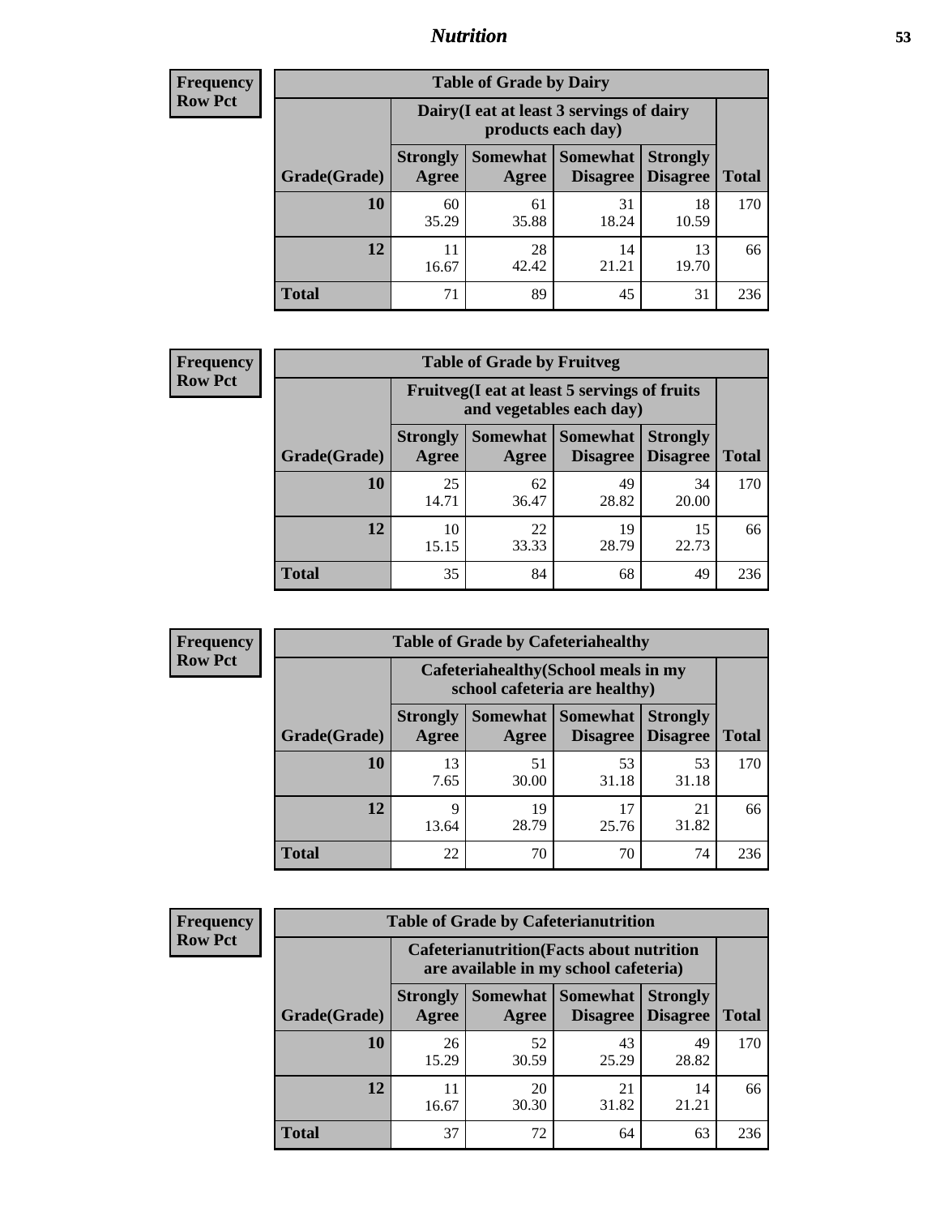**Frequency Row Pct**

| Table of Grade by Dairy | | | | | |
|---|---|---|---|---|---|
| | Dairy(I eat at least 3 servings of dairy products each day) | | | | |
| Grade(Grade) | Strongly Agree | Somewhat Agree | Somewhat Disagree | Strongly Disagree | Total |
| 10 | 60<br>35.29 | 61<br>35.88 | 31<br>18.24 | 18<br>10.59 | 170 |
| 12 | 11<br>16.67 | 28<br>42.42 | 14<br>21.21 | 13<br>19.70 | 66 |
| Total | 71 | 89 | 45 | 31 | 236 |

**Frequency Row Pct**

| Table of Grade by Fruitveg | | | | | |
|---|---|---|---|---|---|
| | Fruitveg(I eat at least 5 servings of fruits and vegetables each day) | | | | |
| Grade(Grade) | Strongly Agree | Somewhat Agree | Somewhat Disagree | Strongly Disagree | Total |
| 10 | 25<br>14.71 | 62<br>36.47 | 49<br>28.82 | 34<br>20.00 | 170 |
| 12 | 10<br>15.15 | 22<br>33.33 | 19<br>28.79 | 15<br>22.73 | 66 |
| Total | 35 | 84 | 68 | 49 | 236 |

**Frequency Row Pct**

| Table of Grade by Cafeteriahealthy | | | | | |
|---|---|---|---|---|---|
| | Cafeteriahealthy(School meals in my school cafeteria are healthy) | | | | |
| Grade(Grade) | Strongly Agree | Somewhat Agree | Somewhat Disagree | Strongly Disagree | Total |
| 10 | 13<br>7.65 | 51<br>30.00 | 53<br>31.18 | 53<br>31.18 | 170 |
| 12 | 9<br>13.64 | 19<br>28.79 | 17<br>25.76 | 21<br>31.82 | 66 |
| Total | 22 | 70 | 70 | 74 | 236 |

**Frequency Row Pct**

| Table of Grade by Cafeterianutrition | | | | | |
|---|---|---|---|---|---|
| | Cafeterianutrition(Facts about nutrition are available in my school cafeteria) | | | | |
| Grade(Grade) | Strongly Agree | Somewhat Agree | Somewhat Disagree | Strongly Disagree | Total |
| 10 | 26<br>15.29 | 52<br>30.59 | 43<br>25.29 | 49<br>28.82 | 170 |
| 12 | 11<br>16.67 | 20<br>30.30 | 21<br>31.82 | 14<br>21.21 | 66 |
| Total | 37 | 72 | 64 | 63 | 236 |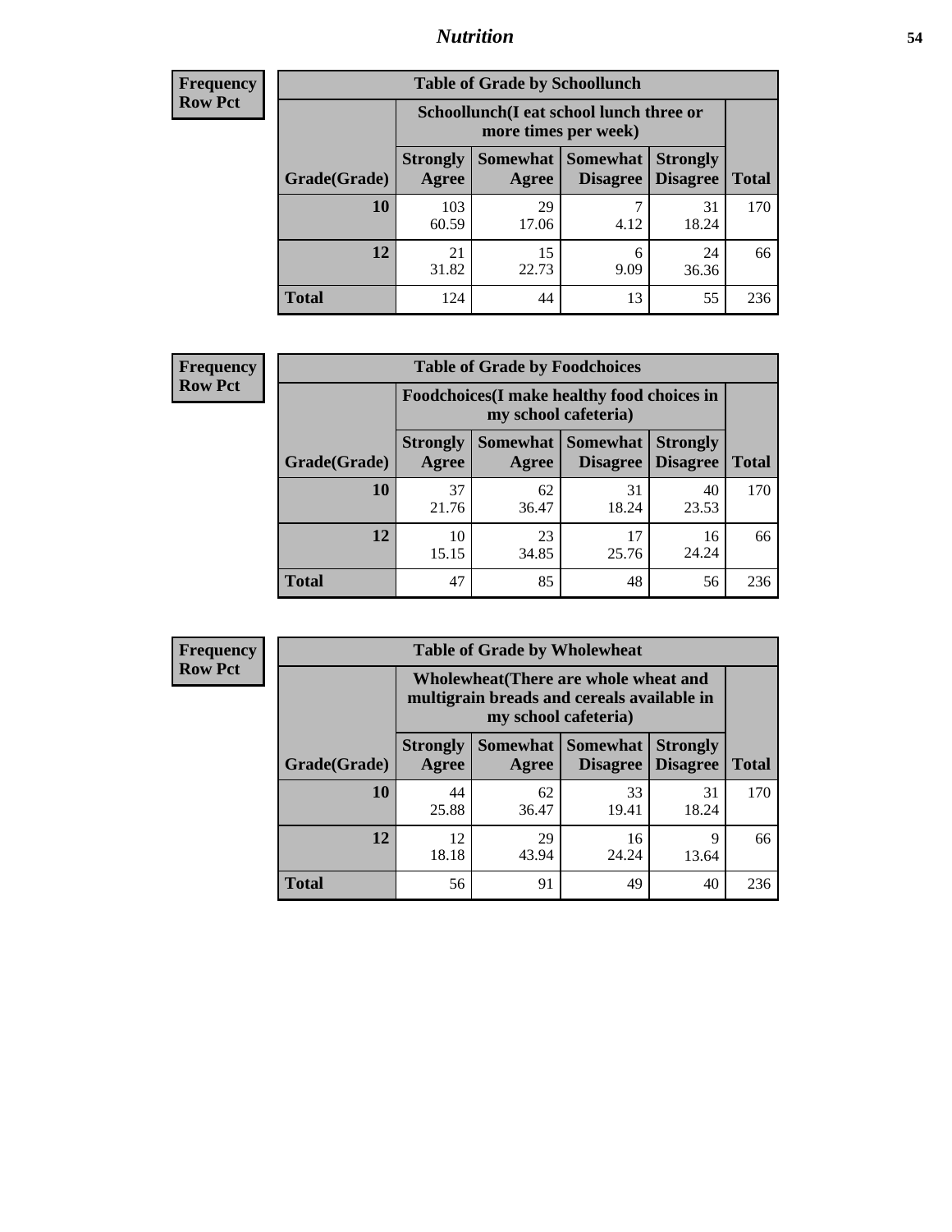## Nutrition

**Frequency**
**Row Pct**

| Table of Grade by Schoollunch | | | | | |
|---|---|---|---|---|---|
| | Schoollunch(I eat school lunch three or more times per week) | | | | |
| Grade(Grade) | Strongly Agree | Somewhat Agree | Somewhat Disagree | Strongly Disagree | Total |
| **10** | 103<br>60.59 | 29<br>17.06 | 7<br>4.12 | 31<br>18.24 | 170 |
| **12** | 21<br>31.82 | 15<br>22.73 | 6<br>9.09 | 24<br>36.36 | 66 |
| **Total** | 124 | 44 | 13 | 55 | 236 |

**Frequency**
**Row Pct**

| Table of Grade by Foodchoices | | | | | |
|---|---|---|---|---|---|
| | Foodchoices(I make healthy food choices in my school cafeteria) | | | | |
| Grade(Grade) | Strongly Agree | Somewhat Agree | Somewhat Disagree | Strongly Disagree | Total |
| **10** | 37<br>21.76 | 62<br>36.47 | 31<br>18.24 | 40<br>23.53 | 170 |
| **12** | 10<br>15.15 | 23<br>34.85 | 17<br>25.76 | 16<br>24.24 | 66 |
| **Total** | 47 | 85 | 48 | 56 | 236 |

**Frequency**
**Row Pct**

| Table of Grade by Wholewheat | | | | | |
|---|---|---|---|---|---|
| | Wholewheat(There are whole wheat and multigrain breads and cereals available in my school cafeteria) | | | | |
| Grade(Grade) | Strongly Agree | Somewhat Agree | Somewhat Disagree | Strongly Disagree | Total |
| **10** | 44<br>25.88 | 62<br>36.47 | 33<br>19.41 | 31<br>18.24 | 170 |
| **12** | 12<br>18.18 | 29<br>43.94 | 16<br>24.24 | 9<br>13.64 | 66 |
| **Total** | 56 | 91 | 49 | 40 | 236 |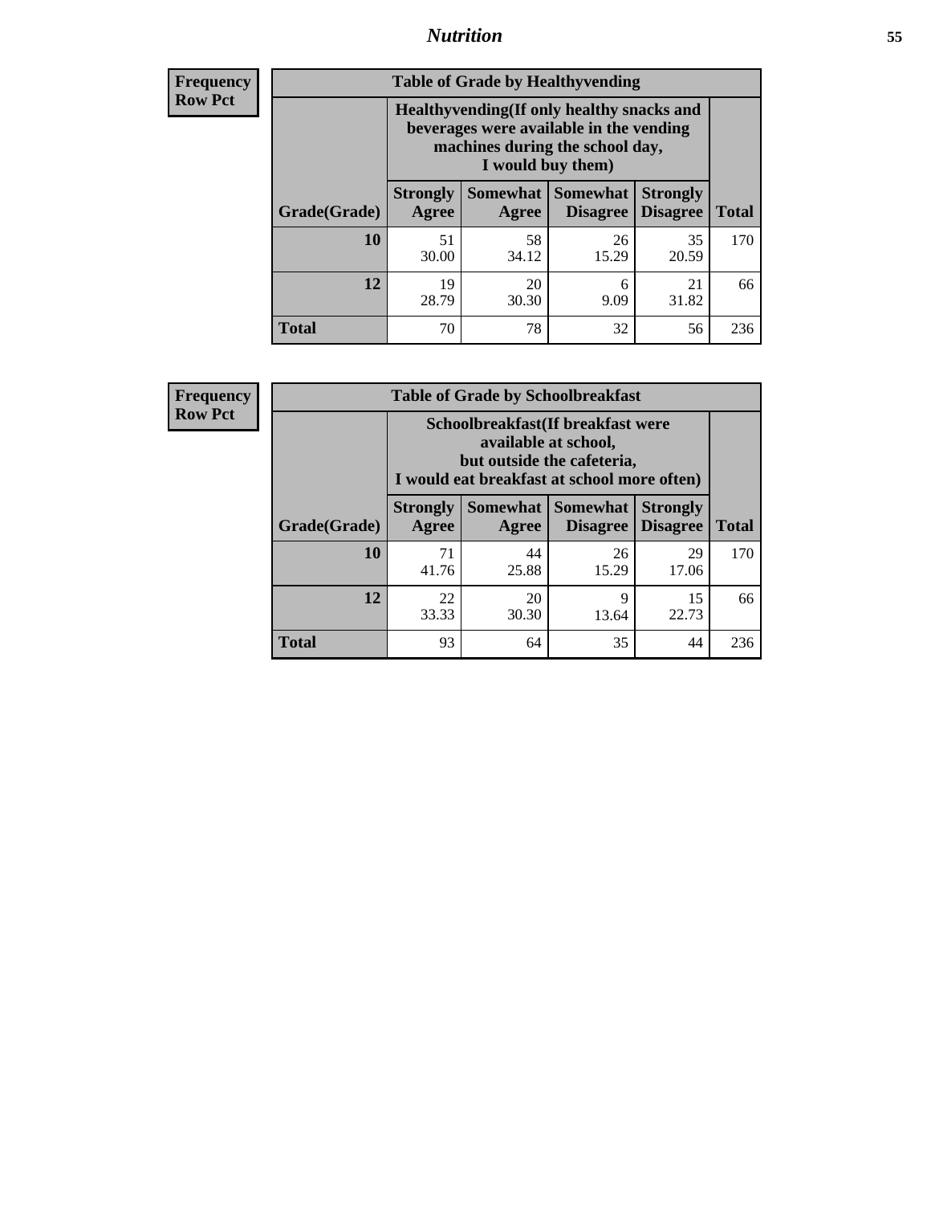| Frequency Row Pct |
|---|

| Table of Grade by Healthyvending | | | | | |
|---|---|---|---|---|---|
| | Healthyvending(If only healthy snacks and beverages were available in the vending machines during the school day, I would buy them) | | | | |
| Grade(Grade) | Strongly Agree | Somewhat Agree | Somewhat Disagree | Strongly Disagree | Total |
| **10** | 51<br>30.00 | 58<br>34.12 | 26<br>15.29 | 35<br>20.59 | 170 |
| **12** | 19<br>28.79 | 20<br>30.30 | 6<br>9.09 | 21<br>31.82 | 66 |
| **Total** | 70 | 78 | 32 | 56 | 236 |

| Frequency Row Pct |
|---|

| Table of Grade by Schoolbreakfast | | | | | |
|---|---|---|---|---|---|
| | Schoolbreakfast(If breakfast were available at school, but outside the cafeteria, I would eat breakfast at school more often) | | | | |
| Grade(Grade) | Strongly Agree | Somewhat Agree | Somewhat Disagree | Strongly Disagree | Total |
| **10** | 71<br>41.76 | 44<br>25.88 | 26<br>15.29 | 29<br>17.06 | 170 |
| **12** | 22<br>33.33 | 20<br>30.30 | 9<br>13.64 | 15<br>22.73 | 66 |
| **Total** | 93 | 64 | 35 | 44 | 236 |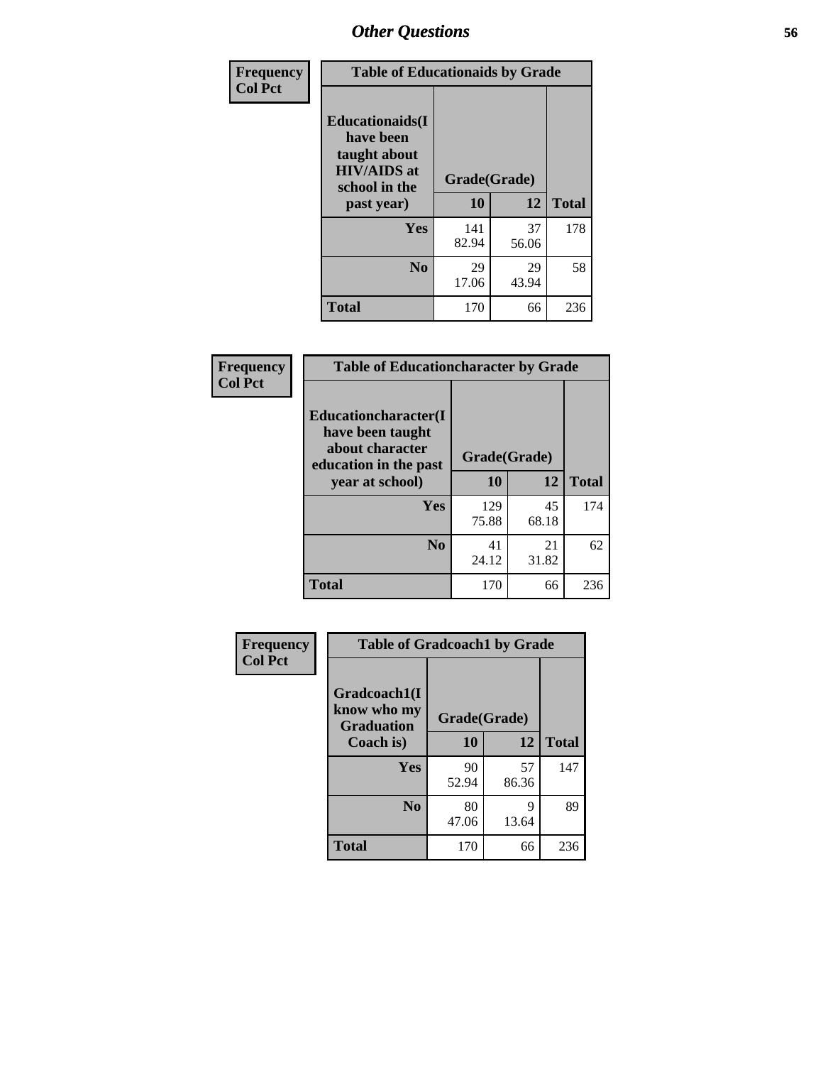## Other Questions

| Frequency Col Pct | Table of Educationaids by Grade | | |
|---|---|---|---|
| Educationaids(I have been taught about HIV/AIDS at school in the past year) | Grade(Grade) | | |
| | 10 | 12 | Total |
| Yes | 141<br>82.94 | 37<br>56.06 | 178 |
| No | 29<br>17.06 | 29<br>43.94 | 58 |
| Total | 170 | 66 | 236 |

| Frequency Col Pct | Table of Educationcharacter by Grade | | |
|---|---|---|---|
| Educationcharacter(I have been taught about character education in the past year at school) | Grade(Grade) | | |
| | 10 | 12 | Total |
| Yes | 129<br>75.88 | 45<br>68.18 | 174 |
| No | 41<br>24.12 | 21<br>31.82 | 62 |
| Total | 170 | 66 | 236 |

| Frequency Col Pct | Table of Gradcoach1 by Grade | | |
|---|---|---|---|
| Gradcoach1(I know who my Graduation Coach is) | Grade(Grade) | | |
| | 10 | 12 | Total |
| Yes | 90<br>52.94 | 57<br>86.36 | 147 |
| No | 80<br>47.06 | 9<br>13.64 | 89 |
| Total | 170 | 66 | 236 |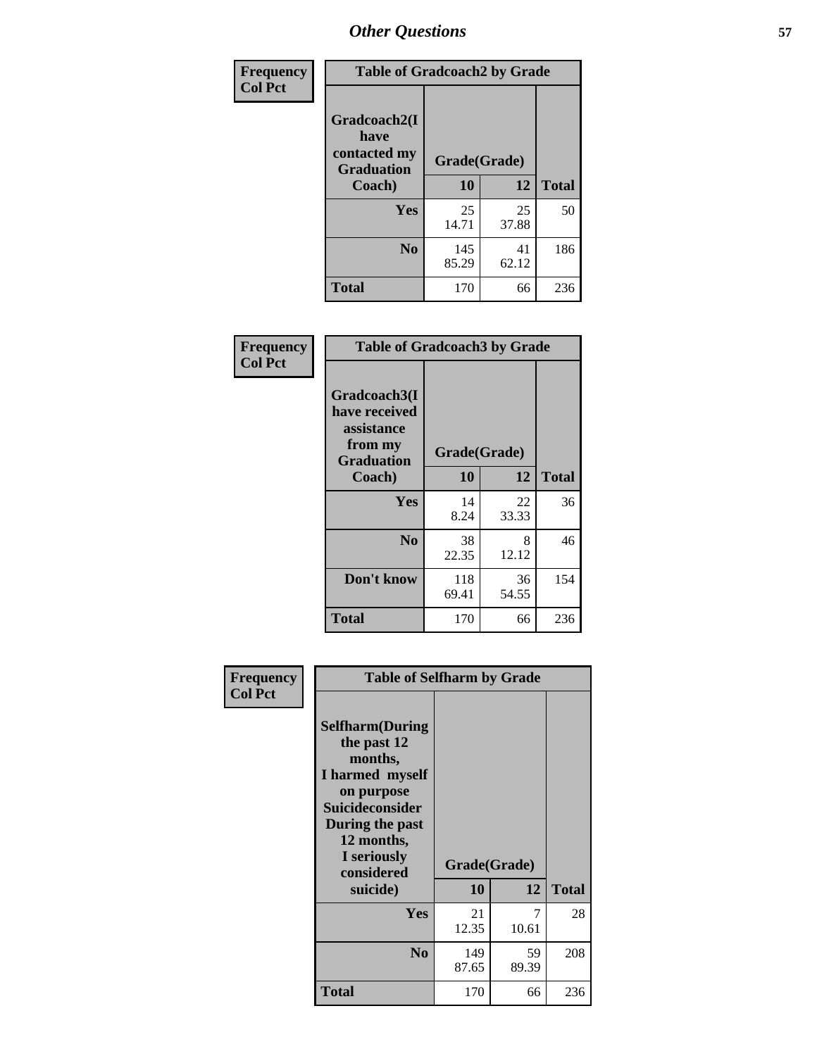# Other Questions

**Frequency / Col Pct**

| Table of Gradcoach2 by Grade | | | |
|---|---|---|---|
| Gradcoach2(I have contacted my Graduation Coach) | Grade(Grade) | | |
| | 10 | 12 | Total |
| Yes | 25<br>14.71 | 25<br>37.88 | 50 |
| No | 145<br>85.29 | 41<br>62.12 | 186 |
| Total | 170 | 66 | 236 |

**Frequency / Col Pct**

| Table of Gradcoach3 by Grade | | | |
|---|---|---|---|
| Gradcoach3(I have received assistance from my Graduation Coach) | Grade(Grade) | | |
| | 10 | 12 | Total |
| Yes | 14<br>8.24 | 22<br>33.33 | 36 |
| No | 38<br>22.35 | 8<br>12.12 | 46 |
| Don't know | 118<br>69.41 | 36<br>54.55 | 154 |
| Total | 170 | 66 | 236 |

**Frequency / Col Pct**

| Table of Selfharm by Grade | | | |
|---|---|---|---|
| Selfharm(During the past 12 months, I harmed myself on purpose Suicideconsider During the past 12 months, I seriously considered suicide) | Grade(Grade) | | |
| | 10 | 12 | Total |
| Yes | 21<br>12.35 | 7<br>10.61 | 28 |
| No | 149<br>87.65 | 59<br>89.39 | 208 |
| Total | 170 | 66 | 236 |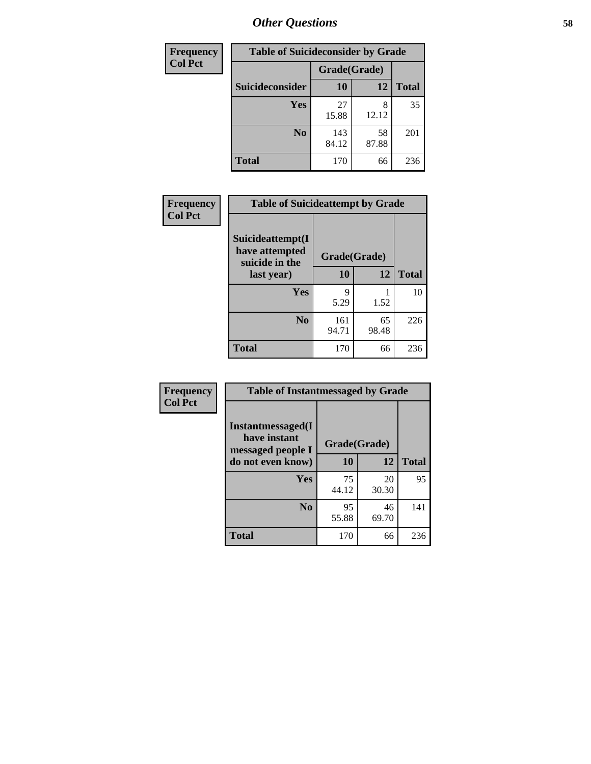## Other Questions

| Frequency<br>Col Pct |
|---|

**Table of Suicideconsider by Grade**

| Suicideconsider | Grade(Grade) 10 | 12 | Total |
|---|---|---|---|
| Yes | 27<br>15.88 | 8<br>12.12 | 35 |
| No | 143<br>84.12 | 58<br>87.88 | 201 |
| Total | 170 | 66 | 236 |

| Frequency<br>Col Pct |
|---|

**Table of Suicideattempt by Grade**

| Suicideattempt(I have attempted suicide in the last year) | Grade(Grade) 10 | 12 | Total |
|---|---|---|---|
| Yes | 9<br>5.29 | 1<br>1.52 | 10 |
| No | 161<br>94.71 | 65<br>98.48 | 226 |
| Total | 170 | 66 | 236 |

| Frequency<br>Col Pct |
|---|

**Table of Instantmessaged by Grade**

| Instantmessaged(I have instant messaged people I do not even know) | Grade(Grade) 10 | 12 | Total |
|---|---|---|---|
| Yes | 75<br>44.12 | 20<br>30.30 | 95 |
| No | 95<br>55.88 | 46<br>69.70 | 141 |
| Total | 170 | 66 | 236 |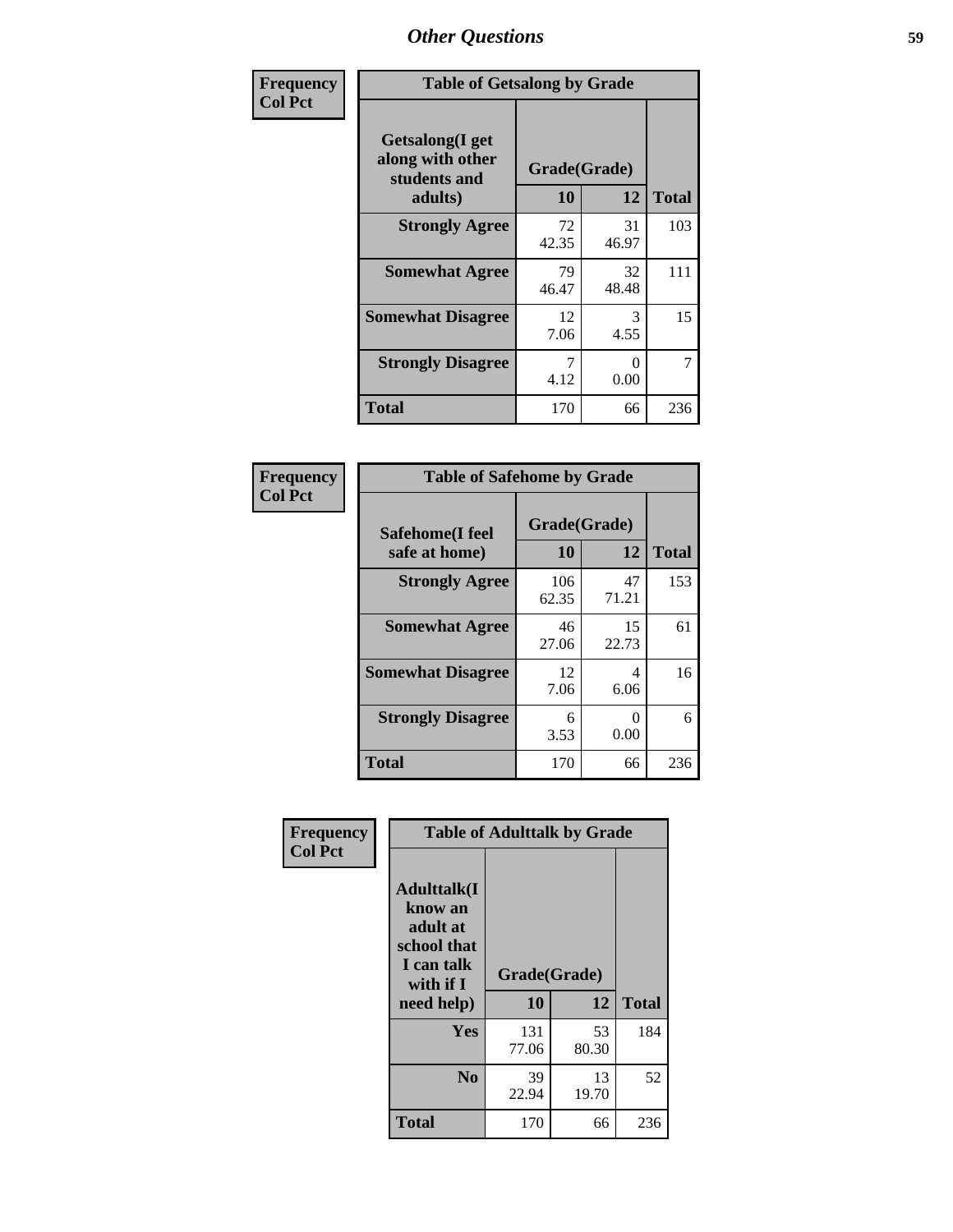# Other Questions

**Frequency**
**Col Pct**

| Table of Getsalong by Grade | | | |
|---|---|---|---|
| **Getsalong(I get along with other students and adults)** | **Grade(Grade)** | | |
| | **10** | **12** | **Total** |
| **Strongly Agree** | 72<br>42.35 | 31<br>46.97 | 103 |
| **Somewhat Agree** | 79<br>46.47 | 32<br>48.48 | 111 |
| **Somewhat Disagree** | 12<br>7.06 | 3<br>4.55 | 15 |
| **Strongly Disagree** | 7<br>4.12 | 0<br>0.00 | 7 |
| **Total** | 170 | 66 | 236 |

**Frequency**
**Col Pct**

| Table of Safehome by Grade | | | |
|---|---|---|---|
| **Safehome(I feel safe at home)** | **Grade(Grade)** | | |
| | **10** | **12** | **Total** |
| **Strongly Agree** | 106<br>62.35 | 47<br>71.21 | 153 |
| **Somewhat Agree** | 46<br>27.06 | 15<br>22.73 | 61 |
| **Somewhat Disagree** | 12<br>7.06 | 4<br>6.06 | 16 |
| **Strongly Disagree** | 6<br>3.53 | 0<br>0.00 | 6 |
| **Total** | 170 | 66 | 236 |

**Frequency**
**Col Pct**

| Table of Adulttalk by Grade | | | |
|---|---|---|---|
| **Adulttalk(I know an adult at school that I can talk with if I need help)** | **Grade(Grade)** | | |
| | **10** | **12** | **Total** |
| **Yes** | 131<br>77.06 | 53<br>80.30 | 184 |
| **No** | 39<br>22.94 | 13<br>19.70 | 52 |
| **Total** | 170 | 66 | 236 |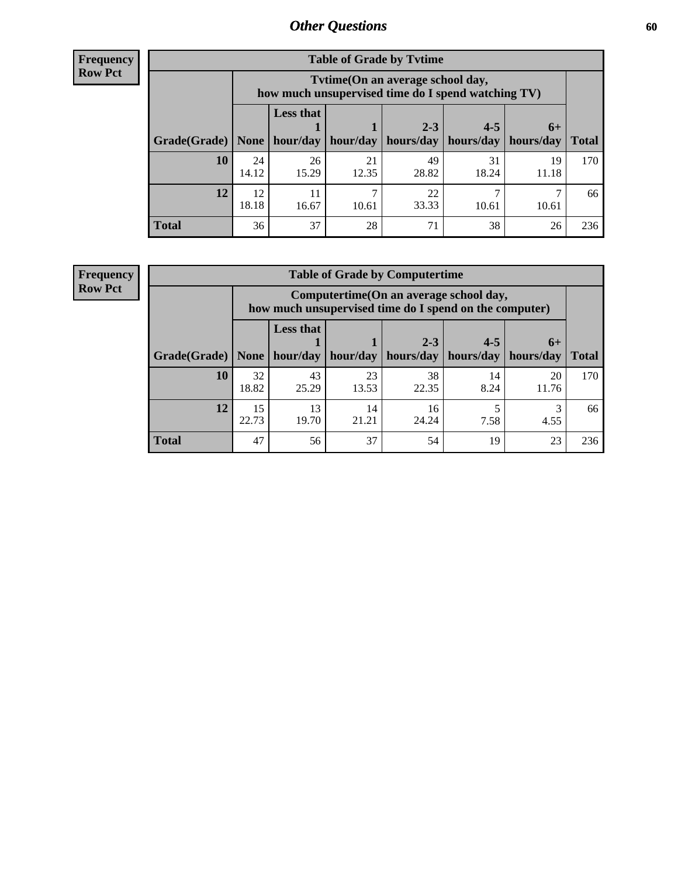## Other Questions

**Frequency**
**Row Pct**

**Table of Grade by Tvtime**

| Grade(Grade) | Tvtime(On an average school day, how much unsupervised time do I spend watching TV) None | Less that 1 hour/day | 1 hour/day | 2-3 hours/day | 4-5 hours/day | 6+ hours/day | Total |
|---|---|---|---|---|---|---|---|
| **10** | 24<br>14.12 | 26<br>15.29 | 21<br>12.35 | 49<br>28.82 | 31<br>18.24 | 19<br>11.18 | 170 |
| **12** | 12<br>18.18 | 11<br>16.67 | 7<br>10.61 | 22<br>33.33 | 7<br>10.61 | 7<br>10.61 | 66 |
| **Total** | 36 | 37 | 28 | 71 | 38 | 26 | 236 |

**Frequency**
**Row Pct**

**Table of Grade by Computertime**

| Grade(Grade) | Computertime(On an average school day, how much unsupervised time do I spend on the computer) None | Less that 1 hour/day | 1 hour/day | 2-3 hours/day | 4-5 hours/day | 6+ hours/day | Total |
|---|---|---|---|---|---|---|---|
| **10** | 32<br>18.82 | 43<br>25.29 | 23<br>13.53 | 38<br>22.35 | 14<br>8.24 | 20<br>11.76 | 170 |
| **12** | 15<br>22.73 | 13<br>19.70 | 14<br>21.21 | 16<br>24.24 | 5<br>7.58 | 3<br>4.55 | 66 |
| **Total** | 47 | 56 | 37 | 54 | 19 | 23 | 236 |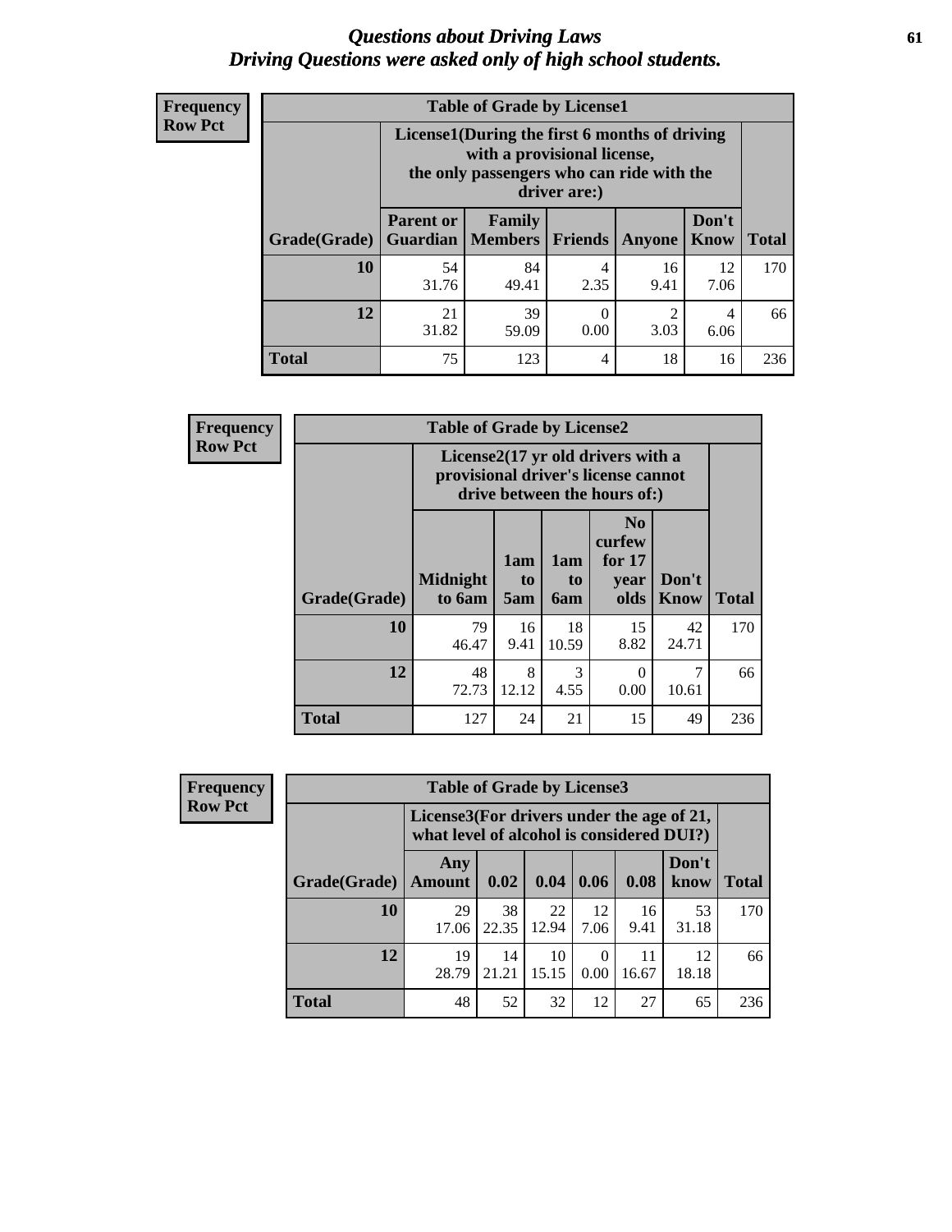# *Questions about Driving Laws*
# *Driving Questions were asked only of high school students.*

**Frequency Row Pct**

| Table of Grade by License1 | | | | | | |
|---|---|---|---|---|---|---|
| | License1(During the first 6 months of driving with a provisional license, the only passengers who can ride with the driver are:) | | | | | |
| Grade(Grade) | Parent or Guardian | Family Members | Friends | Anyone | Don't Know | Total |
| 10 | 54<br>31.76 | 84<br>49.41 | 4<br>2.35 | 16<br>9.41 | 12<br>7.06 | 170 |
| 12 | 21<br>31.82 | 39<br>59.09 | 0<br>0.00 | 2<br>3.03 | 4<br>6.06 | 66 |
| Total | 75 | 123 | 4 | 18 | 16 | 236 |

**Frequency Row Pct**

| Table of Grade by License2 | | | | | | |
|---|---|---|---|---|---|---|
| | License2(17 yr old drivers with a provisional driver's license cannot drive between the hours of:) | | | | | |
| Grade(Grade) | Midnight to 6am | 1am to 5am | 1am to 6am | No curfew for 17 year olds | Don't Know | Total |
| 10 | 79<br>46.47 | 16<br>9.41 | 18<br>10.59 | 15<br>8.82 | 42<br>24.71 | 170 |
| 12 | 48<br>72.73 | 8<br>12.12 | 3<br>4.55 | 0<br>0.00 | 7<br>10.61 | 66 |
| Total | 127 | 24 | 21 | 15 | 49 | 236 |

**Frequency Row Pct**

| Table of Grade by License3 | | | | | | | |
|---|---|---|---|---|---|---|---|
| | License3(For drivers under the age of 21, what level of alcohol is considered DUI?) | | | | | | |
| Grade(Grade) | Any Amount | 0.02 | 0.04 | 0.06 | 0.08 | Don't know | Total |
| 10 | 29<br>17.06 | 38<br>22.35 | 22<br>12.94 | 12<br>7.06 | 16<br>9.41 | 53<br>31.18 | 170 |
| 12 | 19<br>28.79 | 14<br>21.21 | 10<br>15.15 | 0<br>0.00 | 11<br>16.67 | 12<br>18.18 | 66 |
| Total | 48 | 52 | 32 | 12 | 27 | 65 | 236 |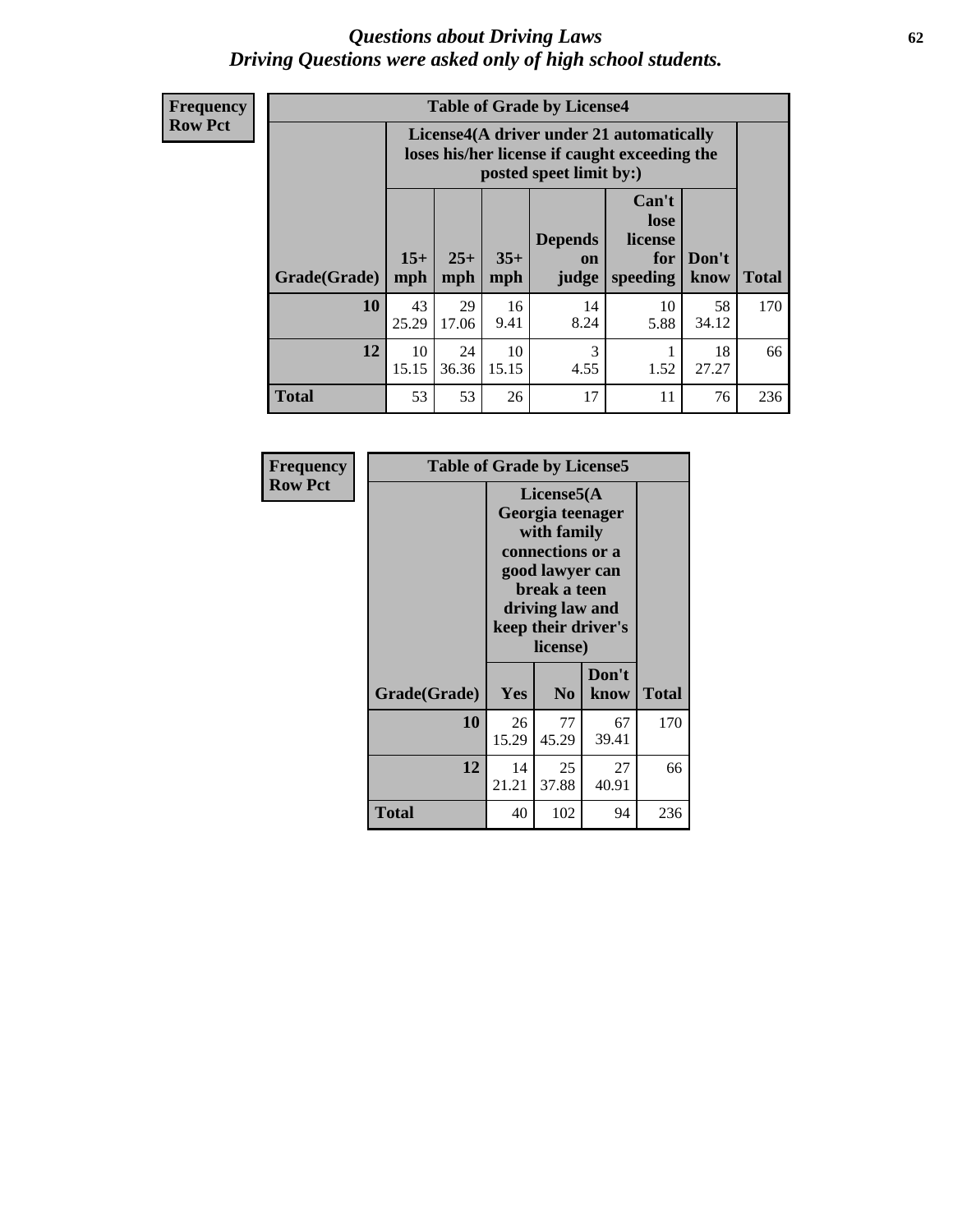# *Questions about Driving Laws*
## *Driving Questions were asked only of high school students.*

**Frequency**
**Row Pct**

**Table of Grade by License4**

| Grade(Grade) | License4(A driver under 21 automatically loses his/her license if caught exceeding the posted speet limit by:) 15+ mph | 25+ mph | 35+ mph | Depends on judge | Can't lose license for speeding | Don't know | Total |
|---|---|---|---|---|---|---|---|
| **10** | 43<br>25.29 | 29<br>17.06 | 16<br>9.41 | 14<br>8.24 | 10<br>5.88 | 58<br>34.12 | 170 |
| **12** | 10<br>15.15 | 24<br>36.36 | 10<br>15.15 | 3<br>4.55 | 1<br>1.52 | 18<br>27.27 | 66 |
| **Total** | 53 | 53 | 26 | 17 | 11 | 76 | 236 |

**Frequency**
**Row Pct**

**Table of Grade by License5**

| Grade(Grade) | License5(A Georgia teenager with family connections or a good lawyer can break a teen driving law and keep their driver's license) Yes | No | Don't know | Total |
|---|---|---|---|---|
| **10** | 26<br>15.29 | 77<br>45.29 | 67<br>39.41 | 170 |
| **12** | 14<br>21.21 | 25<br>37.88 | 27<br>40.91 | 66 |
| **Total** | 40 | 102 | 94 | 236 |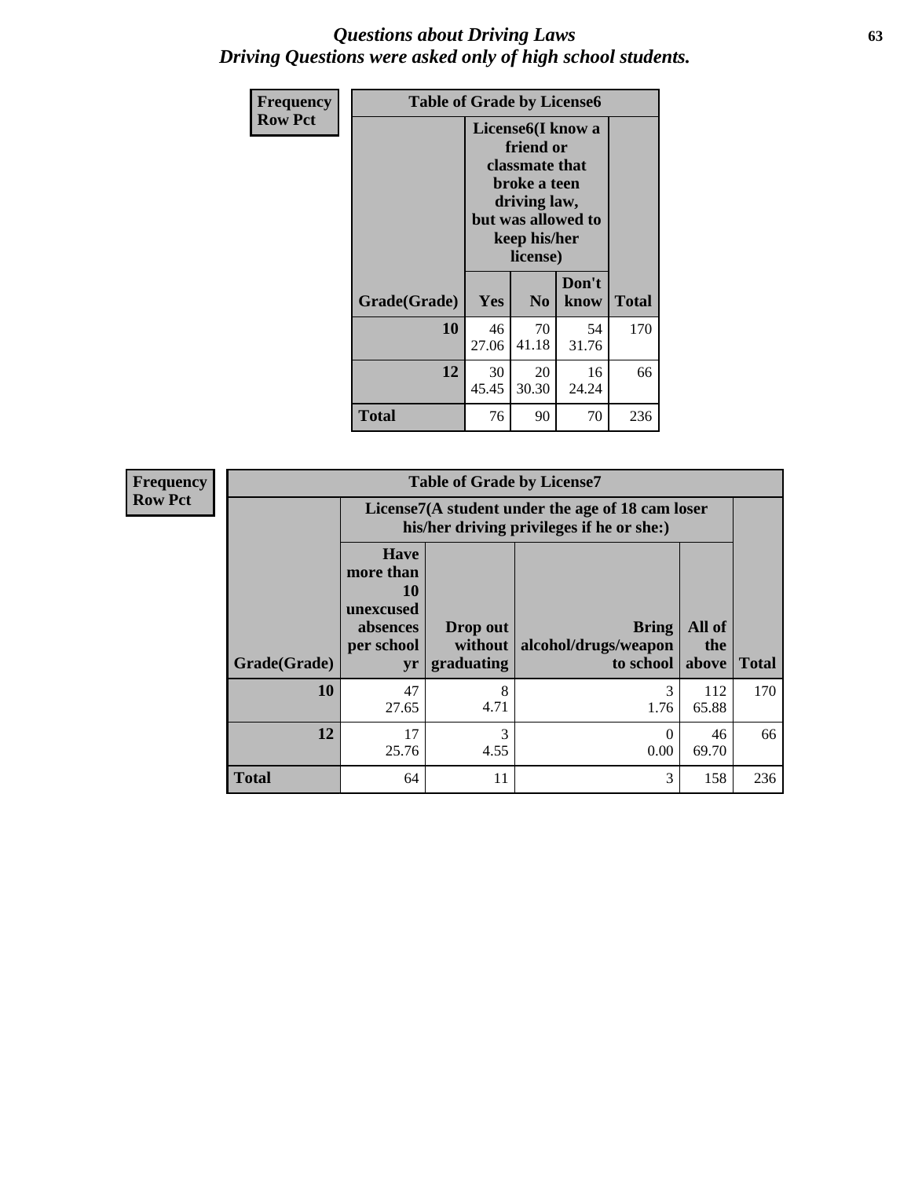# *Questions about Driving Laws*
## *Driving Questions were asked only of high school students.*

**Frequency**
**Row Pct**

| Table of Grade by License6 | | | | |
|---|---|---|---|---|
| | License6(I know a friend or classmate that broke a teen driving law, but was allowed to keep his/her license) | | | |
| Grade(Grade) | Yes | No | Don't know | Total |
| 10 | 46<br>27.06 | 70<br>41.18 | 54<br>31.76 | 170 |
| 12 | 30<br>45.45 | 20<br>30.30 | 16<br>24.24 | 66 |
| Total | 76 | 90 | 70 | 236 |

**Frequency**
**Row Pct**

| Table of Grade by License7 | | | | | |
|---|---|---|---|---|---|
| | License7(A student under the age of 18 cam loser his/her driving privileges if he or she:) | | | | |
| Grade(Grade) | Have more than 10 unexcused absences per school yr | Drop out without graduating | Bring alcohol/drugs/weapon to school | All of the above | Total |
| 10 | 47<br>27.65 | 8<br>4.71 | 3<br>1.76 | 112<br>65.88 | 170 |
| 12 | 17<br>25.76 | 3<br>4.55 | 0<br>0.00 | 46<br>69.70 | 66 |
| Total | 64 | 11 | 3 | 158 | 236 |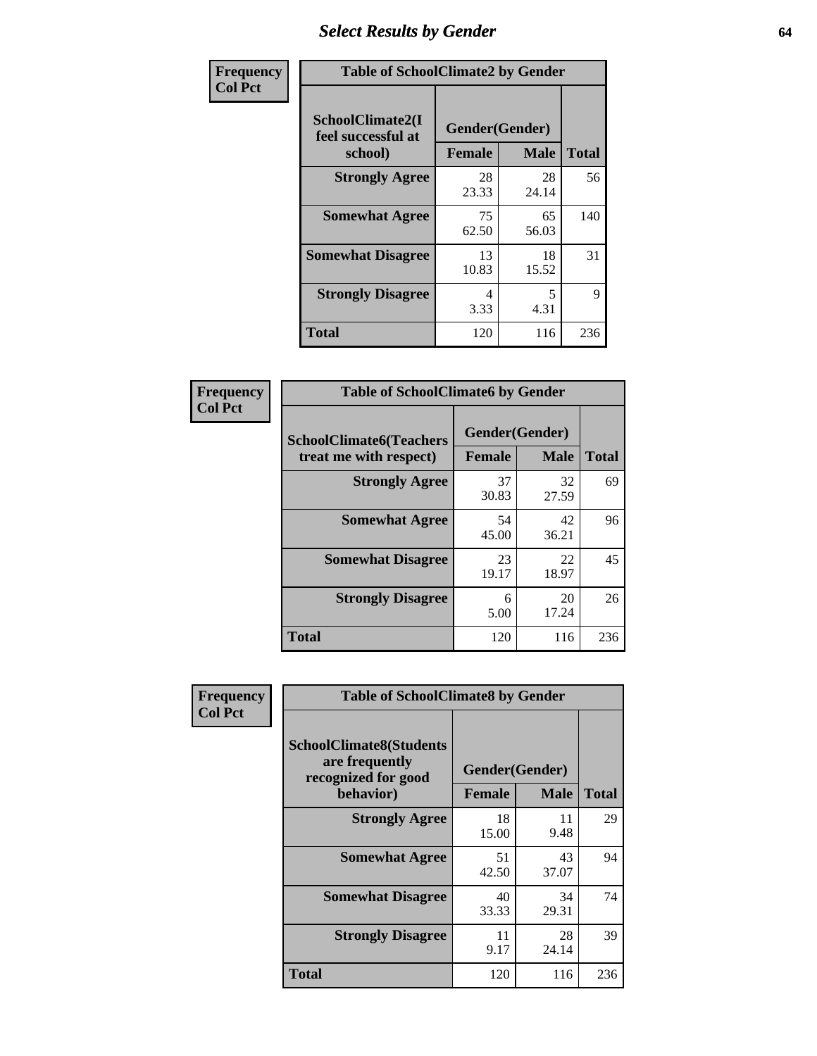# Select Results by Gender

**Frequency / Col Pct**

| Table of SchoolClimate2 by Gender | | | |
|---|---|---|---|
| SchoolClimate2(I feel successful at school) | Gender(Gender) | | |
| | Female | Male | Total |
| Strongly Agree | 28<br>23.33 | 28<br>24.14 | 56 |
| Somewhat Agree | 75<br>62.50 | 65<br>56.03 | 140 |
| Somewhat Disagree | 13<br>10.83 | 18<br>15.52 | 31 |
| Strongly Disagree | 4<br>3.33 | 5<br>4.31 | 9 |
| Total | 120 | 116 | 236 |

**Frequency / Col Pct**

| Table of SchoolClimate6 by Gender | | | |
|---|---|---|---|
| SchoolClimate6(Teachers treat me with respect) | Gender(Gender) | | |
| | Female | Male | Total |
| Strongly Agree | 37<br>30.83 | 32<br>27.59 | 69 |
| Somewhat Agree | 54<br>45.00 | 42<br>36.21 | 96 |
| Somewhat Disagree | 23<br>19.17 | 22<br>18.97 | 45 |
| Strongly Disagree | 6<br>5.00 | 20<br>17.24 | 26 |
| Total | 120 | 116 | 236 |

**Frequency / Col Pct**

| Table of SchoolClimate8 by Gender | | | |
|---|---|---|---|
| SchoolClimate8(Students are frequently recognized for good behavior) | Gender(Gender) | | |
| | Female | Male | Total |
| Strongly Agree | 18<br>15.00 | 11<br>9.48 | 29 |
| Somewhat Agree | 51<br>42.50 | 43<br>37.07 | 94 |
| Somewhat Disagree | 40<br>33.33 | 34<br>29.31 | 74 |
| Strongly Disagree | 11<br>9.17 | 28<br>24.14 | 39 |
| Total | 120 | 116 | 236 |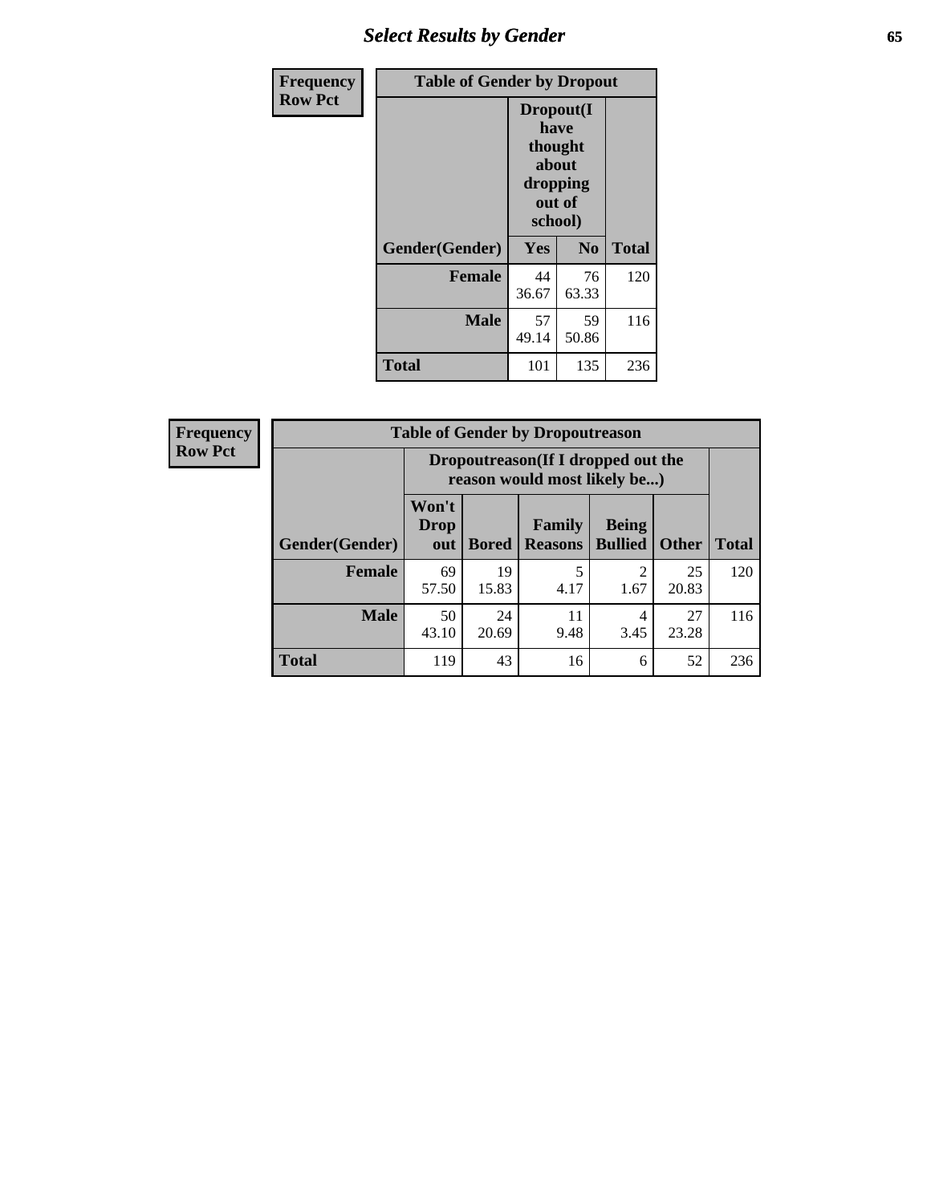| Frequency Row Pct | Table of Gender by Dropout | | |
|---|---|---|---|
| | Dropout(I have thought about dropping out of school) | | |
| Gender(Gender) | Yes | No | Total |
| Female | 44<br>36.67 | 76<br>63.33 | 120 |
| Male | 57<br>49.14 | 59<br>50.86 | 116 |
| Total | 101 | 135 | 236 |

| Frequency Row Pct | Table of Gender by Dropoutreason | | | | | |
|---|---|---|---|---|---|---|
| | Dropoutreason(If I dropped out the reason would most likely be...) | | | | | |
| Gender(Gender) | Won't Drop out | Bored | Family Reasons | Being Bullied | Other | Total |
| Female | 69<br>57.50 | 19<br>15.83 | 5<br>4.17 | 2<br>1.67 | 25<br>20.83 | 120 |
| Male | 50<br>43.10 | 24<br>20.69 | 11<br>9.48 | 4<br>3.45 | 27<br>23.28 | 116 |
| Total | 119 | 43 | 16 | 6 | 52 | 236 |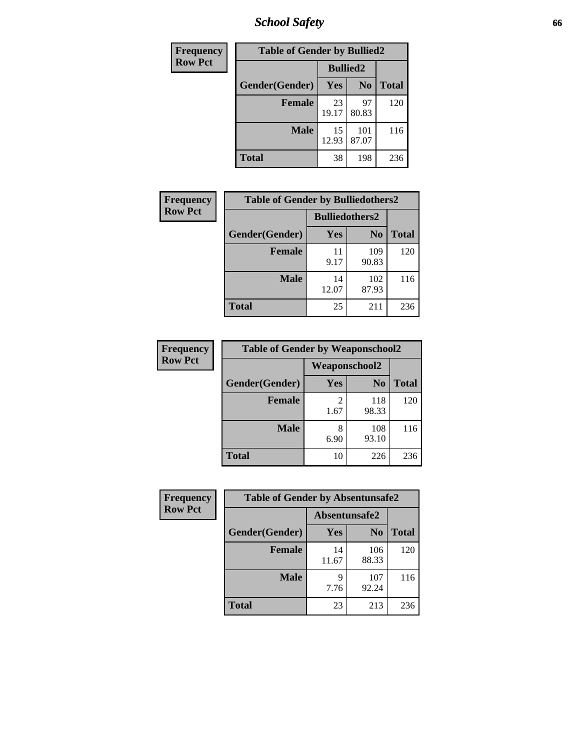| Frequency Row Pct | Table of Gender by Bullied2 | | |
|---|---|---|---|
| | Bullied2 | | |
| Gender(Gender) | Yes | No | Total |
| Female | 23<br>19.17 | 97<br>80.83 | 120 |
| Male | 15<br>12.93 | 101<br>87.07 | 116 |
| Total | 38 | 198 | 236 |

| Frequency Row Pct | Table of Gender by Bulliedothers2 | | |
|---|---|---|---|
| | Bulliedothers2 | | |
| Gender(Gender) | Yes | No | Total |
| Female | 11<br>9.17 | 109<br>90.83 | 120 |
| Male | 14<br>12.07 | 102<br>87.93 | 116 |
| Total | 25 | 211 | 236 |

| Frequency Row Pct | Table of Gender by Weaponschool2 | | |
|---|---|---|---|
| | Weaponschool2 | | |
| Gender(Gender) | Yes | No | Total |
| Female | 2<br>1.67 | 118<br>98.33 | 120 |
| Male | 8<br>6.90 | 108<br>93.10 | 116 |
| Total | 10 | 226 | 236 |

| Frequency Row Pct | Table of Gender by Absentunsafe2 | | |
|---|---|---|---|
| | Absentunsafe2 | | |
| Gender(Gender) | Yes | No | Total |
| Female | 14<br>11.67 | 106<br>88.33 | 120 |
| Male | 9<br>7.76 | 107<br>92.24 | 116 |
| Total | 23 | 213 | 236 |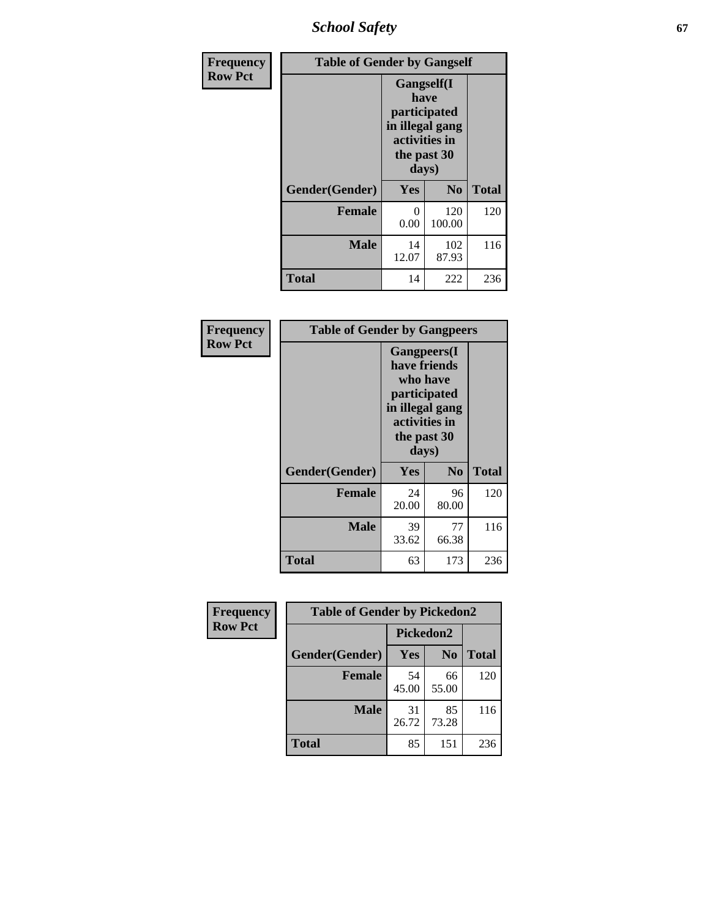| Frequency Row Pct | Table of Gender by Gangself | | |
|---|---|---|---|
| | Gangself(I have participated in illegal gang activities in the past 30 days) | | |
| Gender(Gender) | Yes | No | Total |
| Female | 0<br>0.00 | 120<br>100.00 | 120 |
| Male | 14<br>12.07 | 102<br>87.93 | 116 |
| Total | 14 | 222 | 236 |

| Frequency Row Pct | Table of Gender by Gangpeers | | |
|---|---|---|---|
| | Gangpeers(I have friends who have participated in illegal gang activities in the past 30 days) | | |
| Gender(Gender) | Yes | No | Total |
| Female | 24<br>20.00 | 96<br>80.00 | 120 |
| Male | 39<br>33.62 | 77<br>66.38 | 116 |
| Total | 63 | 173 | 236 |

| Frequency Row Pct | Table of Gender by Pickedon2 | | |
|---|---|---|---|
| | Pickedon2 | | |
| Gender(Gender) | Yes | No | Total |
| Female | 54<br>45.00 | 66<br>55.00 | 120 |
| Male | 31<br>26.72 | 85<br>73.28 | 116 |
| Total | 85 | 151 | 236 |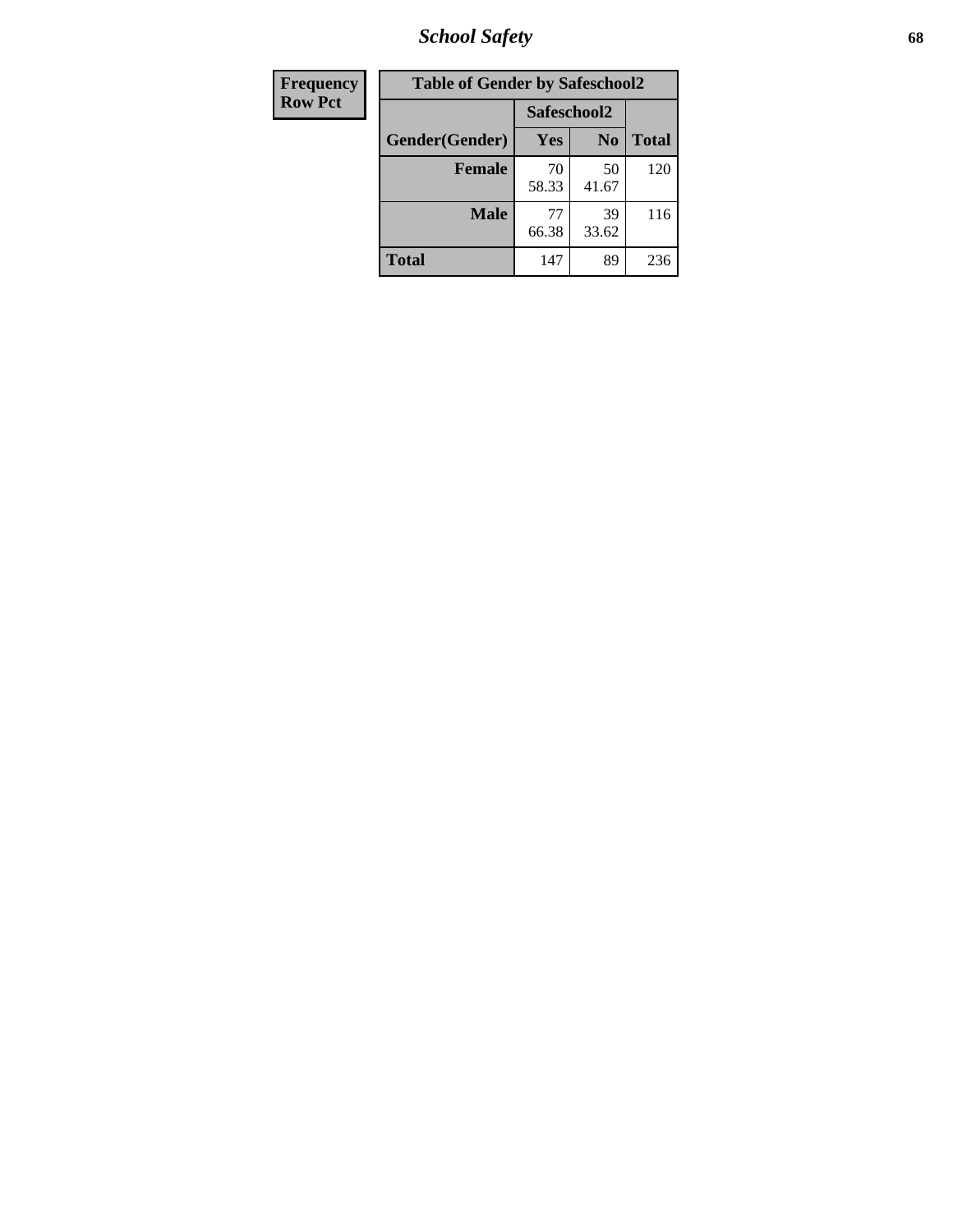## School Safety

| Frequency<br>Row Pct | Table of Gender by Safeschool2 | | | |
|---|---|---|---|---|
| | | Safeschool2 | | |
| | Gender(Gender) | Yes | No | Total |
| | Female | 70<br>58.33 | 50<br>41.67 | 120 |
| | Male | 77<br>66.38 | 39<br>33.62 | 116 |
| | Total | 147 | 89 | 236 |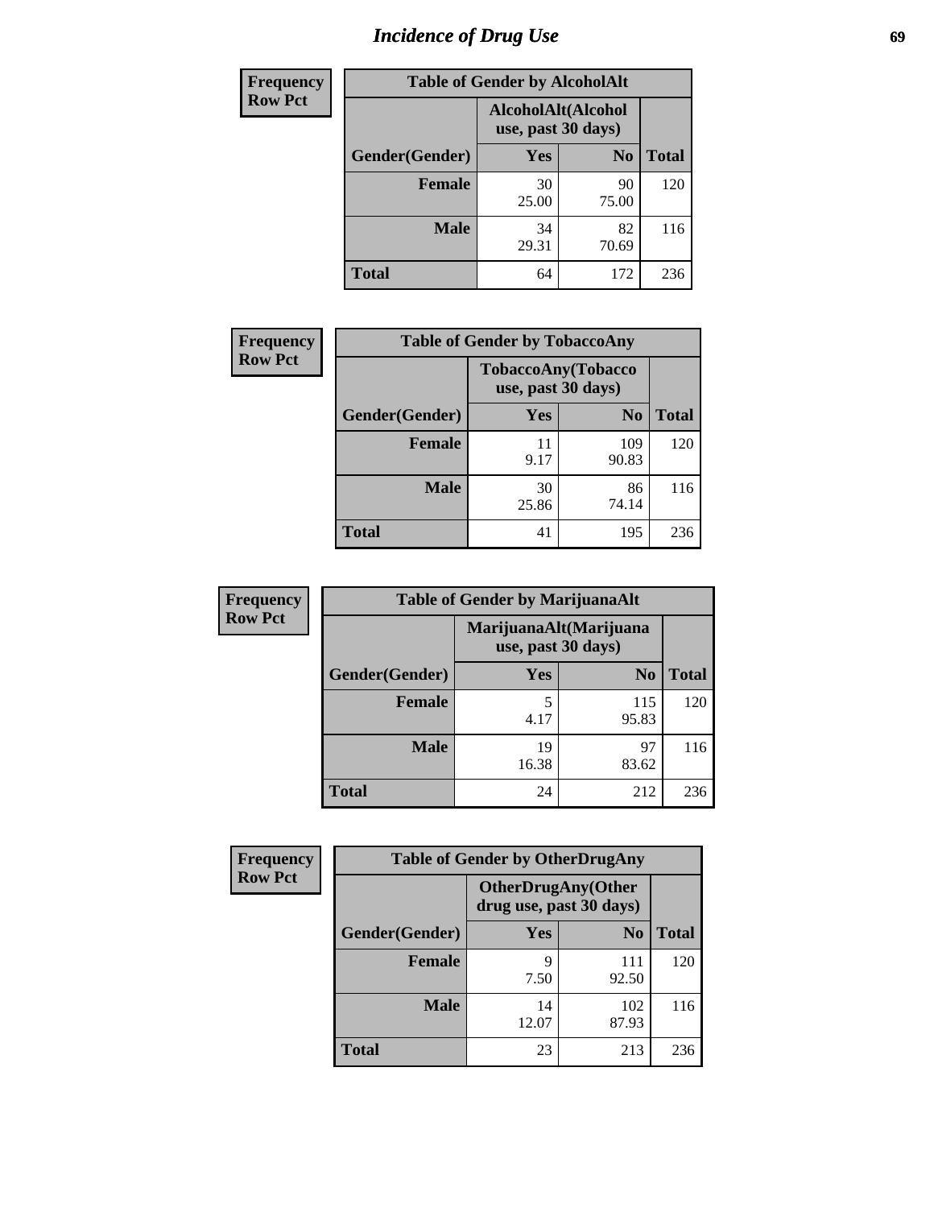# Incidence of Drug Use

| Frequency Row Pct | Table of Gender by AlcoholAlt | | |
|---|---|---|---|
| | AlcoholAlt(Alcohol use, past 30 days) | | |
| Gender(Gender) | Yes | No | Total |
| Female | 30<br>25.00 | 90<br>75.00 | 120 |
| Male | 34<br>29.31 | 82<br>70.69 | 116 |
| Total | 64 | 172 | 236 |

| Frequency Row Pct | Table of Gender by TobaccoAny | | |
|---|---|---|---|
| | TobaccoAny(Tobacco use, past 30 days) | | |
| Gender(Gender) | Yes | No | Total |
| Female | 11<br>9.17 | 109<br>90.83 | 120 |
| Male | 30<br>25.86 | 86<br>74.14 | 116 |
| Total | 41 | 195 | 236 |

| Frequency Row Pct | Table of Gender by MarijuanaAlt | | |
|---|---|---|---|
| | MarijuanaAlt(Marijuana use, past 30 days) | | |
| Gender(Gender) | Yes | No | Total |
| Female | 5<br>4.17 | 115<br>95.83 | 120 |
| Male | 19<br>16.38 | 97<br>83.62 | 116 |
| Total | 24 | 212 | 236 |

| Frequency Row Pct | Table of Gender by OtherDrugAny | | |
|---|---|---|---|
| | OtherDrugAny(Other drug use, past 30 days) | | |
| Gender(Gender) | Yes | No | Total |
| Female | 9<br>7.50 | 111<br>92.50 | 120 |
| Male | 14<br>12.07 | 102<br>87.93 | 116 |
| Total | 23 | 213 | 236 |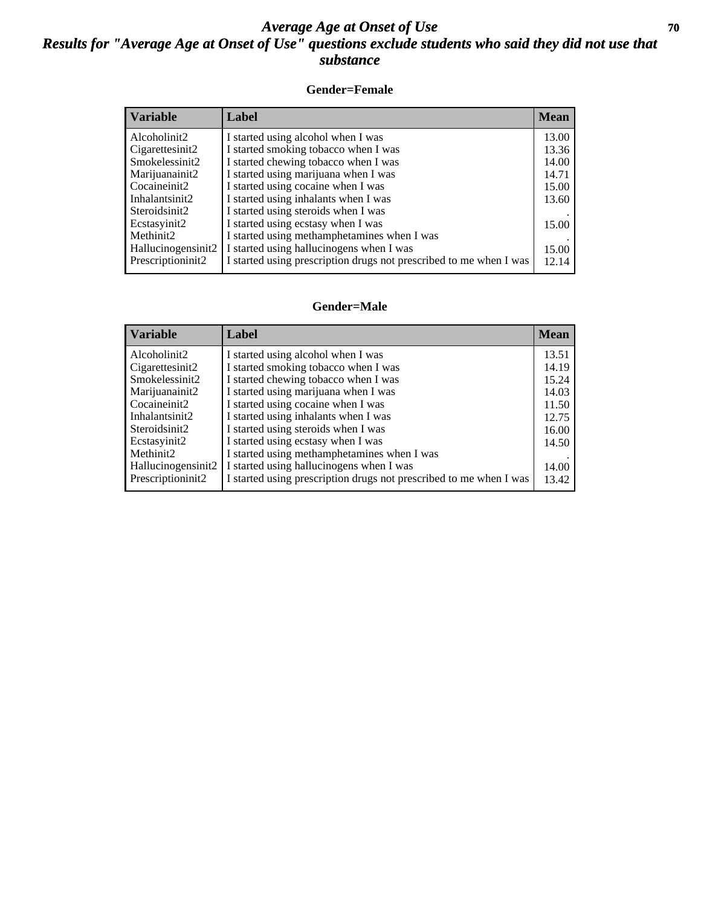# *Average Age at Onset of Use*
## *Results for "Average Age at Onset of Use" questions exclude students who said they did not use that substance*

**Gender=Female**

| Variable | Label | Mean |
|---|---|---|
| Alcoholinit2 | I started using alcohol when I was | 13.00 |
| Cigarettesinit2 | I started smoking tobacco when I was | 13.36 |
| Smokelessinit2 | I started chewing tobacco when I was | 14.00 |
| Marijuanainit2 | I started using marijuana when I was | 14.71 |
| Cocaineinit2 | I started using cocaine when I was | 15.00 |
| Inhalantsinit2 | I started using inhalants when I was | 13.60 |
| Steroidsinit2 | I started using steroids when I was | . |
| Ecstasyinit2 | I started using ecstasy when I was | 15.00 |
| Methinit2 | I started using methamphetamines when I was | . |
| Hallucinogensinit2 | I started using hallucinogens when I was | 15.00 |
| Prescriptioninit2 | I started using prescription drugs not prescribed to me when I was | 12.14 |

**Gender=Male**

| Variable | Label | Mean |
|---|---|---|
| Alcoholinit2 | I started using alcohol when I was | 13.51 |
| Cigarettesinit2 | I started smoking tobacco when I was | 14.19 |
| Smokelessinit2 | I started chewing tobacco when I was | 15.24 |
| Marijuanainit2 | I started using marijuana when I was | 14.03 |
| Cocaineinit2 | I started using cocaine when I was | 11.50 |
| Inhalantsinit2 | I started using inhalants when I was | 12.75 |
| Steroidsinit2 | I started using steroids when I was | 16.00 |
| Ecstasyinit2 | I started using ecstasy when I was | 14.50 |
| Methinit2 | I started using methamphetamines when I was | . |
| Hallucinogensinit2 | I started using hallucinogens when I was | 14.00 |
| Prescriptioninit2 | I started using prescription drugs not prescribed to me when I was | 13.42 |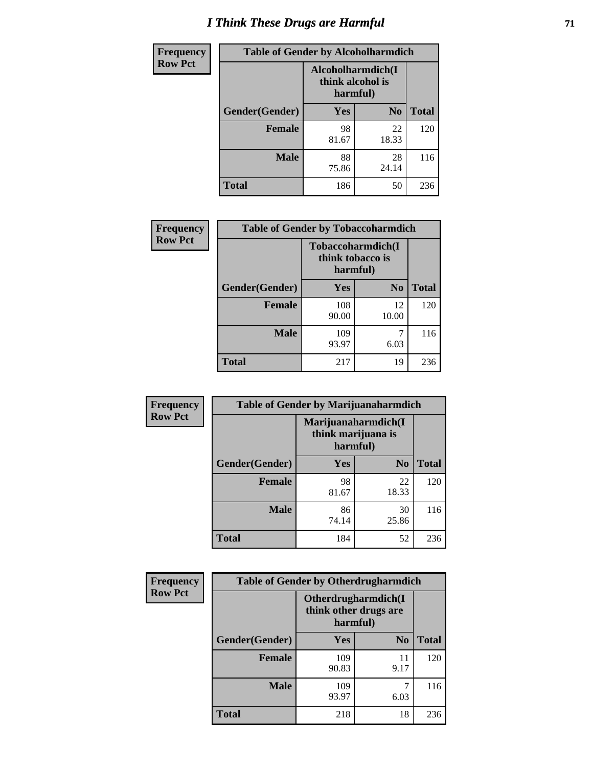# I Think These Drugs are Harmful

| Frequency Row Pct | Table of Gender by Alcoholharmdich | | |
|---|---|---|---|
| | Alcoholharmdich(I think alcohol is harmful) | | |
| Gender(Gender) | Yes | No | Total |
| Female | 98<br>81.67 | 22<br>18.33 | 120 |
| Male | 88<br>75.86 | 28<br>24.14 | 116 |
| Total | 186 | 50 | 236 |

| Frequency Row Pct | Table of Gender by Tobaccoharmdich | | |
|---|---|---|---|
| | Tobaccoharmdich(I think tobacco is harmful) | | |
| Gender(Gender) | Yes | No | Total |
| Female | 108<br>90.00 | 12<br>10.00 | 120 |
| Male | 109<br>93.97 | 7<br>6.03 | 116 |
| Total | 217 | 19 | 236 |

| Frequency Row Pct | Table of Gender by Marijuanaharmdich | | |
|---|---|---|---|
| | Marijuanaharmdich(I think marijuana is harmful) | | |
| Gender(Gender) | Yes | No | Total |
| Female | 98<br>81.67 | 22<br>18.33 | 120 |
| Male | 86<br>74.14 | 30<br>25.86 | 116 |
| Total | 184 | 52 | 236 |

| Frequency Row Pct | Table of Gender by Otherdrugharmdich | | |
|---|---|---|---|
| | Otherdrugharmdich(I think other drugs are harmful) | | |
| Gender(Gender) | Yes | No | Total |
| Female | 109<br>90.83 | 11<br>9.17 | 120 |
| Male | 109<br>93.97 | 7<br>6.03 | 116 |
| Total | 218 | 18 | 236 |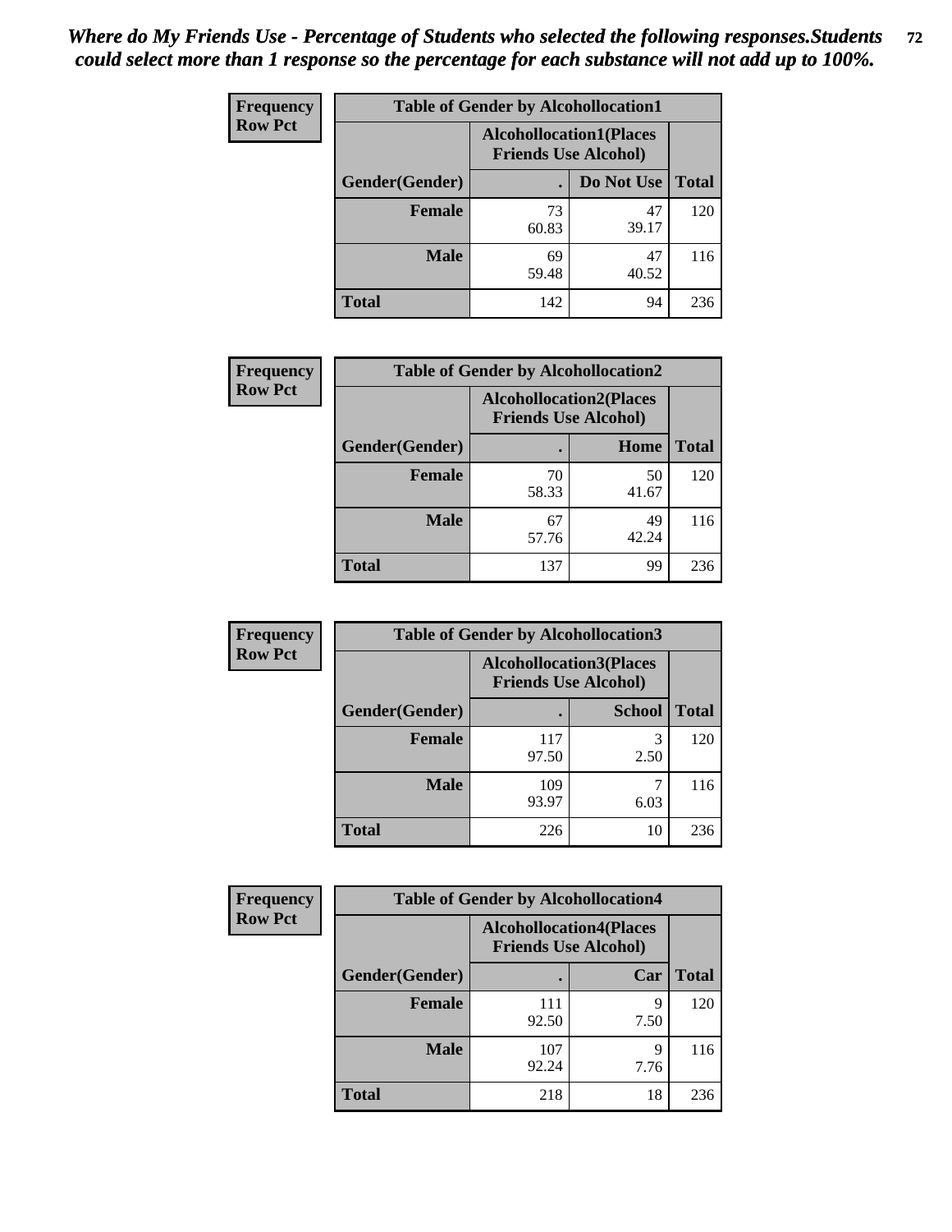*Where do My Friends Use - Percentage of Students who selected the following responses.Students could select more than 1 response so the percentage for each substance will not add up to 100%.*

**Frequency**
**Row Pct**

| Table of Gender by Alcohollocation1 | | | |
|---|---|---|---|
| | Alcohollocation1(Places Friends Use Alcohol) | | |
| Gender(Gender) | . | Do Not Use | Total |
| **Female** | 73<br>60.83 | 47<br>39.17 | 120 |
| **Male** | 69<br>59.48 | 47<br>40.52 | 116 |
| **Total** | 142 | 94 | 236 |

**Frequency**
**Row Pct**

| Table of Gender by Alcohollocation2 | | | |
|---|---|---|---|
| | Alcohollocation2(Places Friends Use Alcohol) | | |
| Gender(Gender) | . | Home | Total |
| **Female** | 70<br>58.33 | 50<br>41.67 | 120 |
| **Male** | 67<br>57.76 | 49<br>42.24 | 116 |
| **Total** | 137 | 99 | 236 |

**Frequency**
**Row Pct**

| Table of Gender by Alcohollocation3 | | | |
|---|---|---|---|
| | Alcohollocation3(Places Friends Use Alcohol) | | |
| Gender(Gender) | . | School | Total |
| **Female** | 117<br>97.50 | 3<br>2.50 | 120 |
| **Male** | 109<br>93.97 | 7<br>6.03 | 116 |
| **Total** | 226 | 10 | 236 |

**Frequency**
**Row Pct**

| Table of Gender by Alcohollocation4 | | | |
|---|---|---|---|
| | Alcohollocation4(Places Friends Use Alcohol) | | |
| Gender(Gender) | . | Car | Total |
| **Female** | 111<br>92.50 | 9<br>7.50 | 120 |
| **Male** | 107<br>92.24 | 9<br>7.76 | 116 |
| **Total** | 218 | 18 | 236 |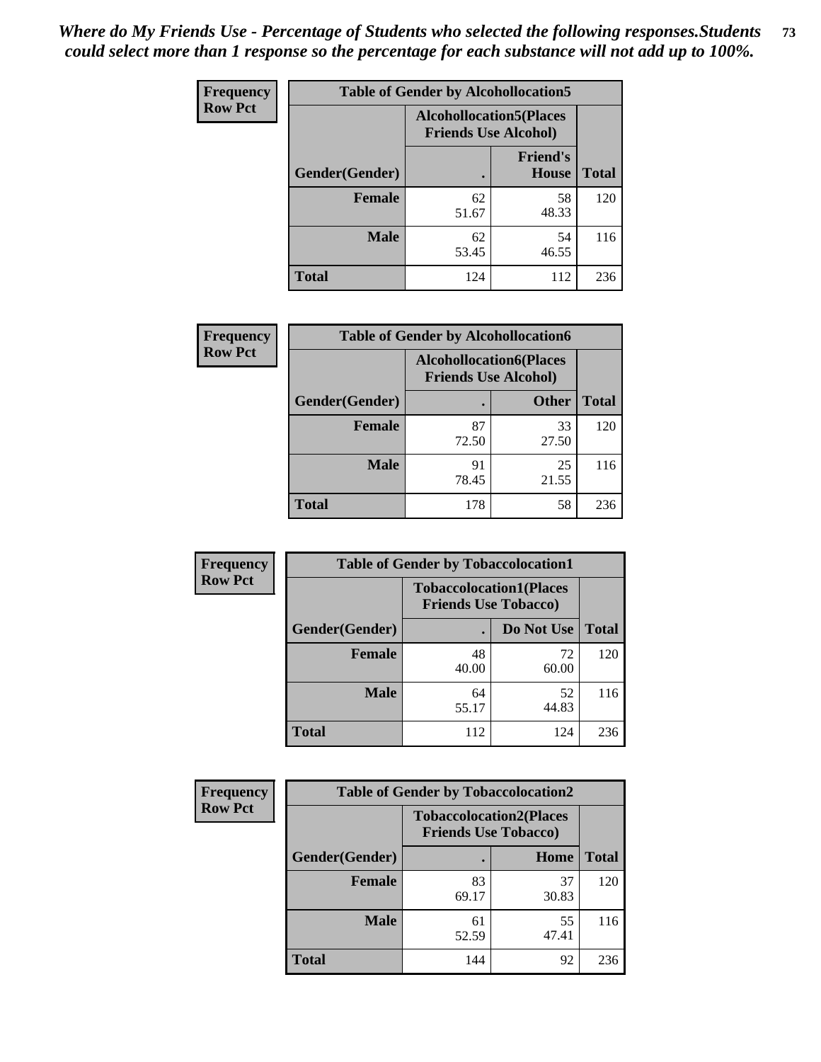*Where do My Friends Use - Percentage of Students who selected the following responses.Students could select more than 1 response so the percentage for each substance will not add up to 100%.*

**Frequency / Row Pct**

| Table of Gender by Alcohollocation5 | | | |
|---|---|---|---|
| | Alcohollocation5(Places Friends Use Alcohol) | | |
| Gender(Gender) | . | Friend's House | Total |
| **Female** | 62<br>51.67 | 58<br>48.33 | 120 |
| **Male** | 62<br>53.45 | 54<br>46.55 | 116 |
| **Total** | 124 | 112 | 236 |

**Frequency / Row Pct**

| Table of Gender by Alcohollocation6 | | | |
|---|---|---|---|
| | Alcohollocation6(Places Friends Use Alcohol) | | |
| Gender(Gender) | . | Other | Total |
| **Female** | 87<br>72.50 | 33<br>27.50 | 120 |
| **Male** | 91<br>78.45 | 25<br>21.55 | 116 |
| **Total** | 178 | 58 | 236 |

**Frequency / Row Pct**

| Table of Gender by Tobaccolocation1 | | | |
|---|---|---|---|
| | Tobaccolocation1(Places Friends Use Tobacco) | | |
| Gender(Gender) | . | Do Not Use | Total |
| **Female** | 48<br>40.00 | 72<br>60.00 | 120 |
| **Male** | 64<br>55.17 | 52<br>44.83 | 116 |
| **Total** | 112 | 124 | 236 |

**Frequency / Row Pct**

| Table of Gender by Tobaccolocation2 | | | |
|---|---|---|---|
| | Tobaccolocation2(Places Friends Use Tobacco) | | |
| Gender(Gender) | . | Home | Total |
| **Female** | 83<br>69.17 | 37<br>30.83 | 120 |
| **Male** | 61<br>52.59 | 55<br>47.41 | 116 |
| **Total** | 144 | 92 | 236 |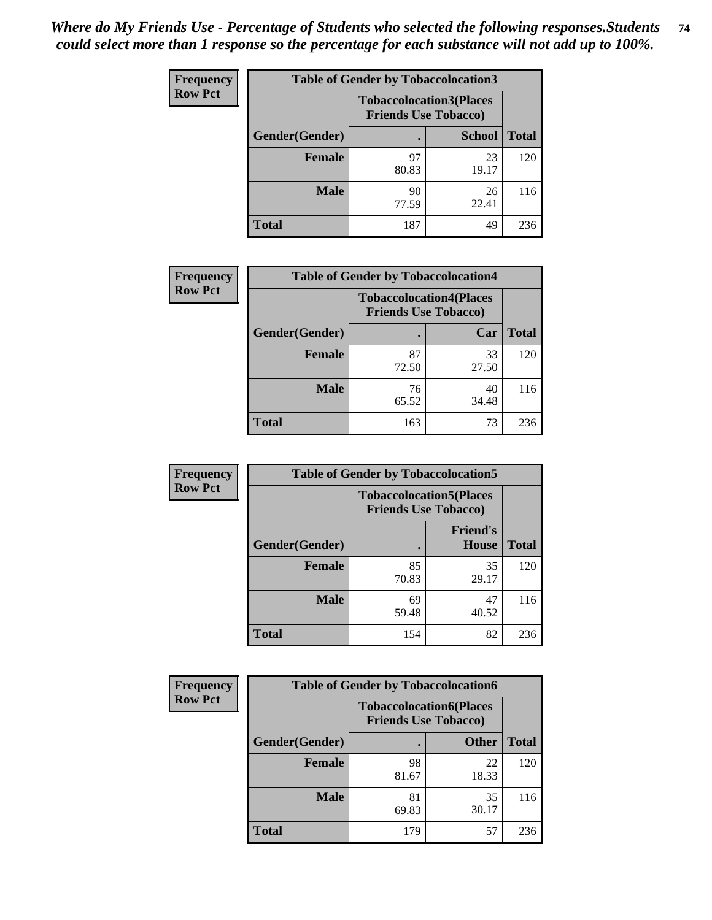*Where do My Friends Use - Percentage of Students who selected the following responses.Students could select more than 1 response so the percentage for each substance will not add up to 100%.*

**Frequency**
**Row Pct**

| Table of Gender by Tobaccolocation3 | | | |
|---|---|---|---|
| | Tobaccolocation3(Places Friends Use Tobacco) | | |
| Gender(Gender) | . | School | Total |
| Female | 97<br>80.83 | 23<br>19.17 | 120 |
| Male | 90<br>77.59 | 26<br>22.41 | 116 |
| Total | 187 | 49 | 236 |

**Frequency**
**Row Pct**

| Table of Gender by Tobaccolocation4 | | | |
|---|---|---|---|
| | Tobaccolocation4(Places Friends Use Tobacco) | | |
| Gender(Gender) | . | Car | Total |
| Female | 87<br>72.50 | 33<br>27.50 | 120 |
| Male | 76<br>65.52 | 40<br>34.48 | 116 |
| Total | 163 | 73 | 236 |

**Frequency**
**Row Pct**

| Table of Gender by Tobaccolocation5 | | | |
|---|---|---|---|
| | Tobaccolocation5(Places Friends Use Tobacco) | | |
| Gender(Gender) | . | Friend's House | Total |
| Female | 85<br>70.83 | 35<br>29.17 | 120 |
| Male | 69<br>59.48 | 47<br>40.52 | 116 |
| Total | 154 | 82 | 236 |

**Frequency**
**Row Pct**

| Table of Gender by Tobaccolocation6 | | | |
|---|---|---|---|
| | Tobaccolocation6(Places Friends Use Tobacco) | | |
| Gender(Gender) | . | Other | Total |
| Female | 98<br>81.67 | 22<br>18.33 | 120 |
| Male | 81<br>69.83 | 35<br>30.17 | 116 |
| Total | 179 | 57 | 236 |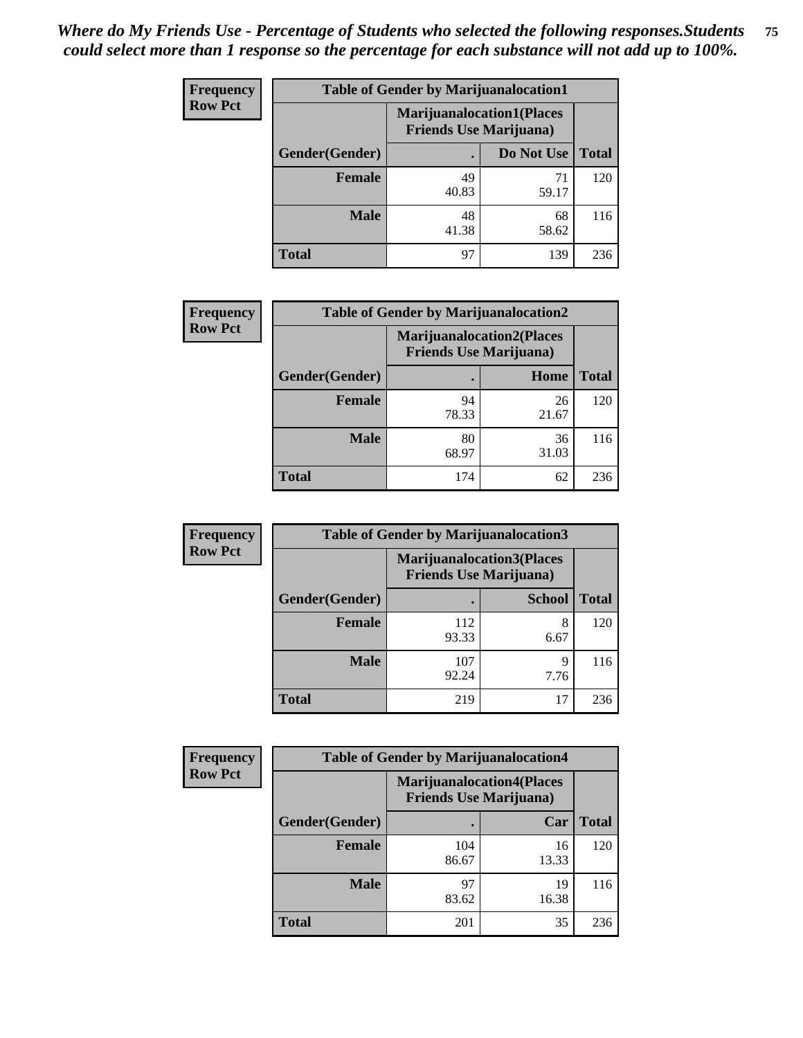*Where do My Friends Use - Percentage of Students who selected the following responses.Students could select more than 1 response so the percentage for each substance will not add up to 100%.*

**Frequency**
**Row Pct**

| Table of Gender by Marijuanalocation1 | | | |
|---|---|---|---|
| | Marijuanalocation1(Places Friends Use Marijuana) | | |
| Gender(Gender) | . | Do Not Use | Total |
| Female | 49<br>40.83 | 71<br>59.17 | 120 |
| Male | 48<br>41.38 | 68<br>58.62 | 116 |
| Total | 97 | 139 | 236 |

**Frequency**
**Row Pct**

| Table of Gender by Marijuanalocation2 | | | |
|---|---|---|---|
| | Marijuanalocation2(Places Friends Use Marijuana) | | |
| Gender(Gender) | . | Home | Total |
| Female | 94<br>78.33 | 26<br>21.67 | 120 |
| Male | 80<br>68.97 | 36<br>31.03 | 116 |
| Total | 174 | 62 | 236 |

**Frequency**
**Row Pct**

| Table of Gender by Marijuanalocation3 | | | |
|---|---|---|---|
| | Marijuanalocation3(Places Friends Use Marijuana) | | |
| Gender(Gender) | . | School | Total |
| Female | 112<br>93.33 | 8<br>6.67 | 120 |
| Male | 107<br>92.24 | 9<br>7.76 | 116 |
| Total | 219 | 17 | 236 |

**Frequency**
**Row Pct**

| Table of Gender by Marijuanalocation4 | | | |
|---|---|---|---|
| | Marijuanalocation4(Places Friends Use Marijuana) | | |
| Gender(Gender) | . | Car | Total |
| Female | 104<br>86.67 | 16<br>13.33 | 120 |
| Male | 97<br>83.62 | 19<br>16.38 | 116 |
| Total | 201 | 35 | 236 |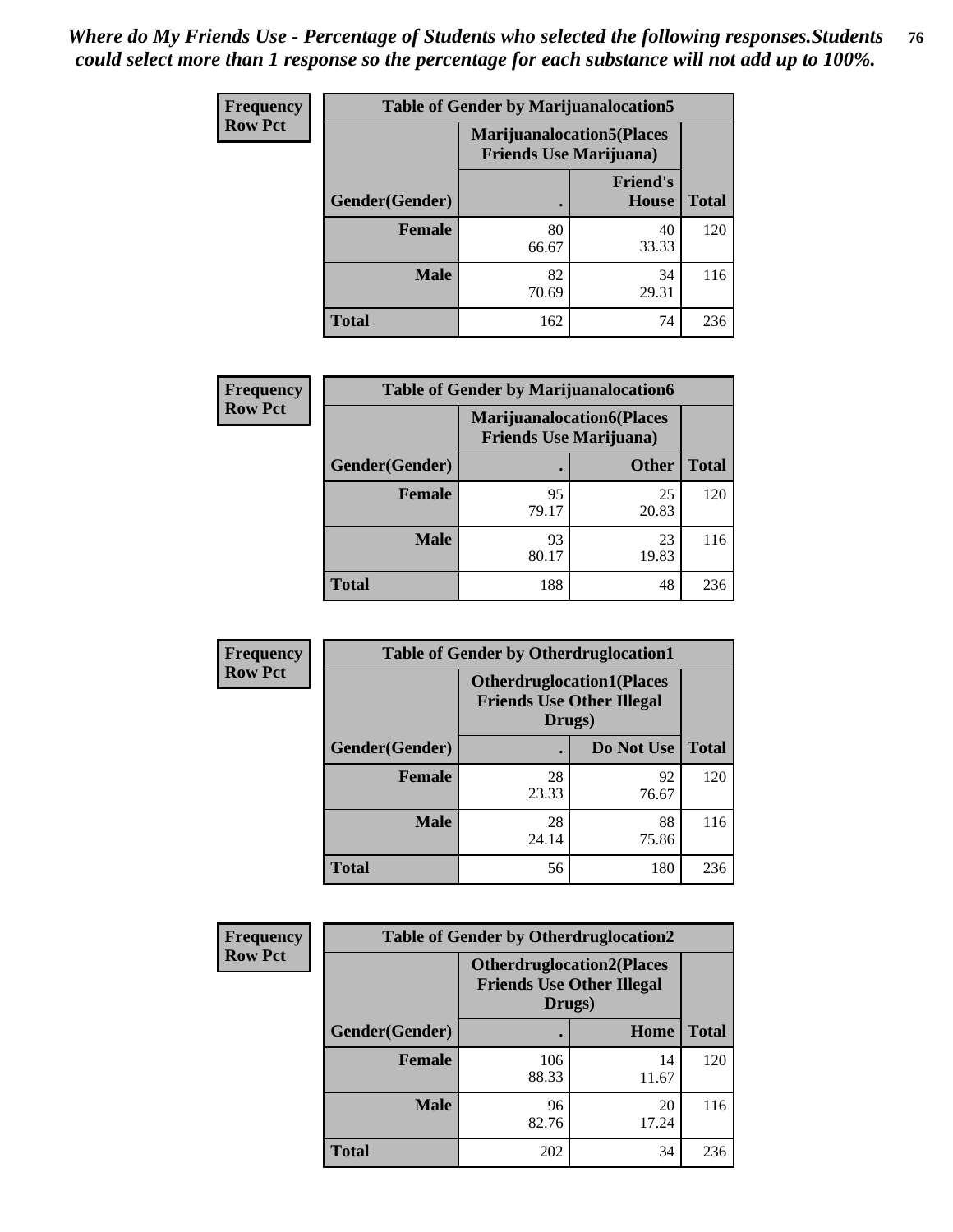*Where do My Friends Use - Percentage of Students who selected the following responses.Students could select more than 1 response so the percentage for each substance will not add up to 100%.*

**Frequency**
**Row Pct**

| Table of Gender by Marijuanalocation5 | | | |
|---|---|---|---|
| | Marijuanalocation5(Places Friends Use Marijuana) | | |
| Gender(Gender) | . | Friend's House | Total |
| **Female** | 80<br>66.67 | 40<br>33.33 | 120 |
| **Male** | 82<br>70.69 | 34<br>29.31 | 116 |
| **Total** | 162 | 74 | 236 |

**Frequency**
**Row Pct**

| Table of Gender by Marijuanalocation6 | | | |
|---|---|---|---|
| | Marijuanalocation6(Places Friends Use Marijuana) | | |
| Gender(Gender) | . | Other | Total |
| **Female** | 95<br>79.17 | 25<br>20.83 | 120 |
| **Male** | 93<br>80.17 | 23<br>19.83 | 116 |
| **Total** | 188 | 48 | 236 |

**Frequency**
**Row Pct**

| Table of Gender by Otherdruglocation1 | | | |
|---|---|---|---|
| | Otherdruglocation1(Places Friends Use Other Illegal Drugs) | | |
| Gender(Gender) | . | Do Not Use | Total |
| **Female** | 28<br>23.33 | 92<br>76.67 | 120 |
| **Male** | 28<br>24.14 | 88<br>75.86 | 116 |
| **Total** | 56 | 180 | 236 |

**Frequency**
**Row Pct**

| Table of Gender by Otherdruglocation2 | | | |
|---|---|---|---|
| | Otherdruglocation2(Places Friends Use Other Illegal Drugs) | | |
| Gender(Gender) | . | Home | Total |
| **Female** | 106<br>88.33 | 14<br>11.67 | 120 |
| **Male** | 96<br>82.76 | 20<br>17.24 | 116 |
| **Total** | 202 | 34 | 236 |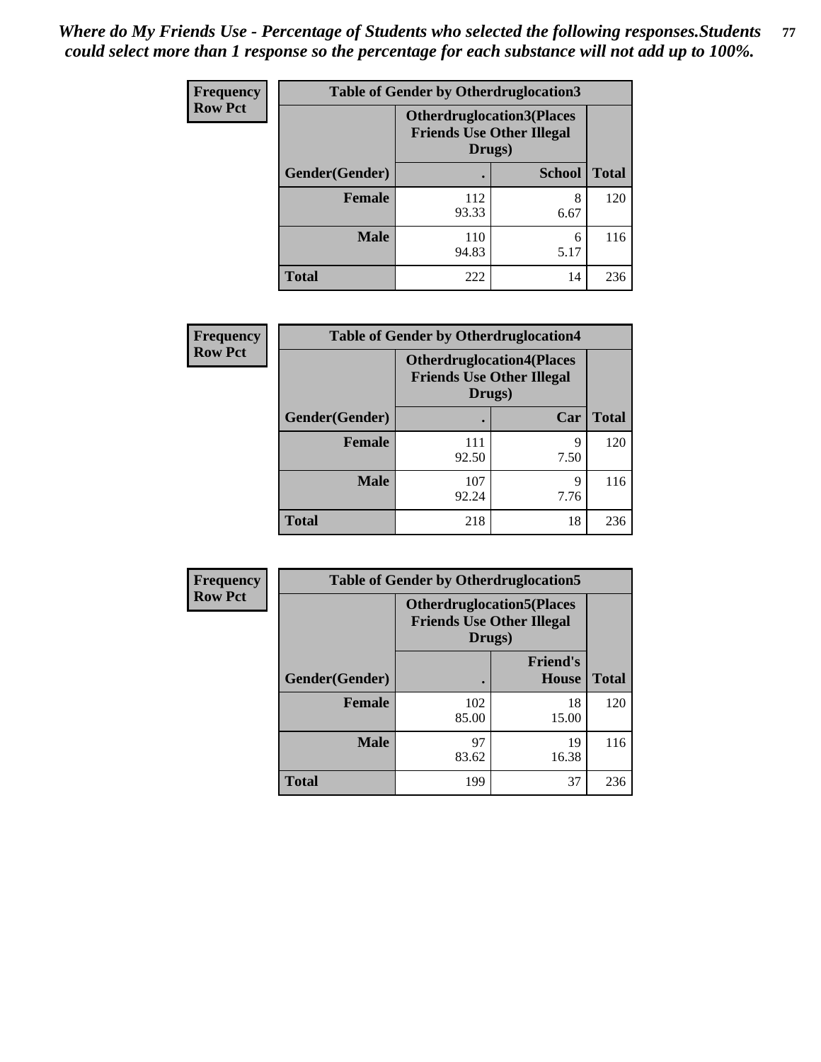*Where do My Friends Use - Percentage of Students who selected the following responses.Students could select more than 1 response so the percentage for each substance will not add up to 100%.*

**Frequency**
**Row Pct**

| Table of Gender by Otherdruglocation3 | | | |
|---|---|---|---|
| | Otherdruglocation3(Places Friends Use Other Illegal Drugs) | | |
| Gender(Gender) | . | School | Total |
| Female | 112<br>93.33 | 8<br>6.67 | 120 |
| Male | 110<br>94.83 | 6<br>5.17 | 116 |
| Total | 222 | 14 | 236 |

**Frequency**
**Row Pct**

| Table of Gender by Otherdruglocation4 | | | |
|---|---|---|---|
| | Otherdruglocation4(Places Friends Use Other Illegal Drugs) | | |
| Gender(Gender) | . | Car | Total |
| Female | 111<br>92.50 | 9<br>7.50 | 120 |
| Male | 107<br>92.24 | 9<br>7.76 | 116 |
| Total | 218 | 18 | 236 |

**Frequency**
**Row Pct**

| Table of Gender by Otherdruglocation5 | | | |
|---|---|---|---|
| | Otherdruglocation5(Places Friends Use Other Illegal Drugs) | | |
| Gender(Gender) | . | Friend's House | Total |
| Female | 102<br>85.00 | 18<br>15.00 | 120 |
| Male | 97<br>83.62 | 19<br>16.38 | 116 |
| Total | 199 | 37 | 236 |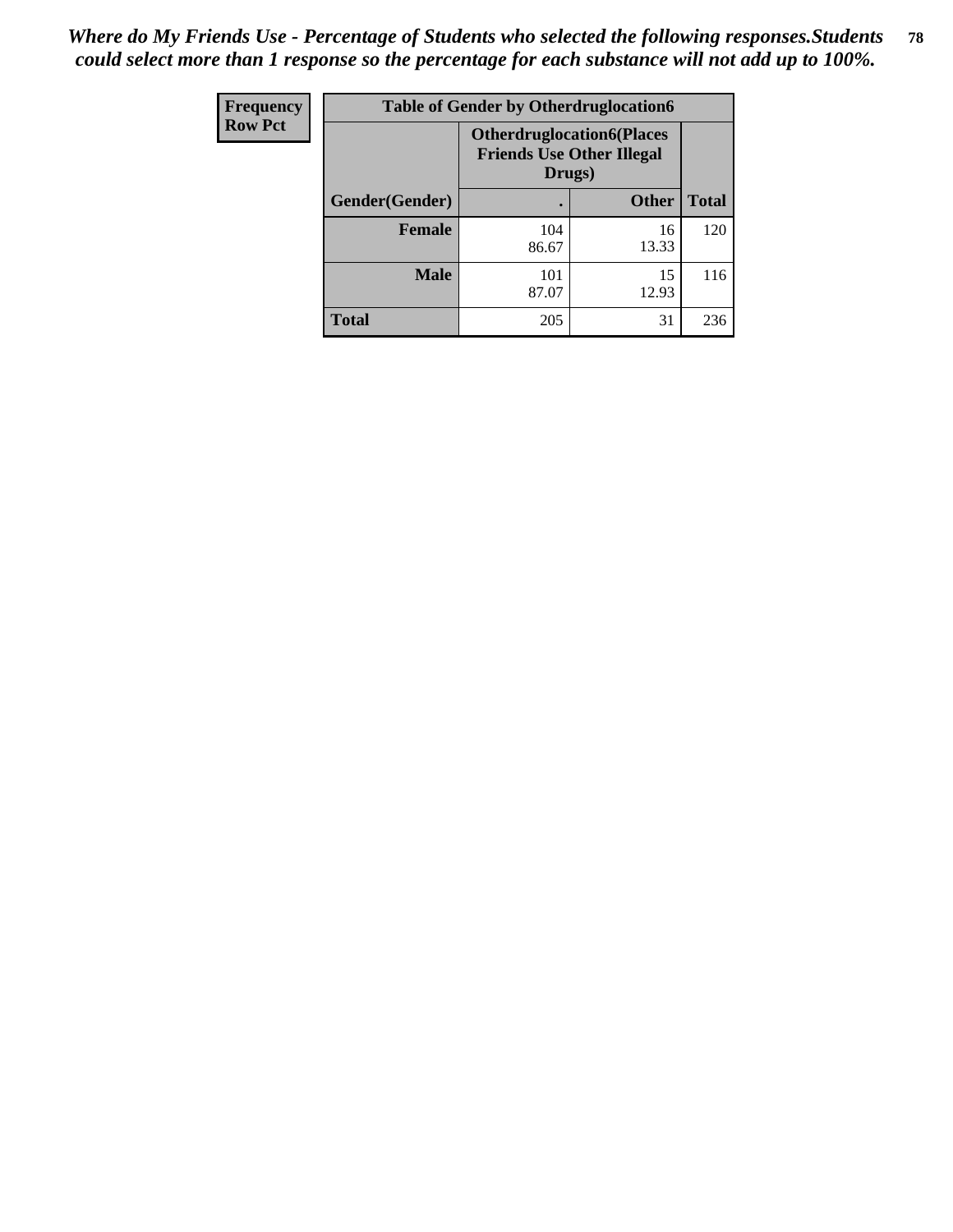*Where do My Friends Use - Percentage of Students who selected the following responses.Students could select more than 1 response so the percentage for each substance will not add up to 100%.*

| Frequency<br>Row Pct | Table of Gender by Otherdruglocation6 | | |
|---|---|---|---|
| | Otherdruglocation6(Places Friends Use Other Illegal Drugs) | | |
| Gender(Gender) | . | Other | Total |
| Female | 104<br>86.67 | 16<br>13.33 | 120 |
| Male | 101<br>87.07 | 15<br>12.93 | 116 |
| Total | 205 | 31 | 236 |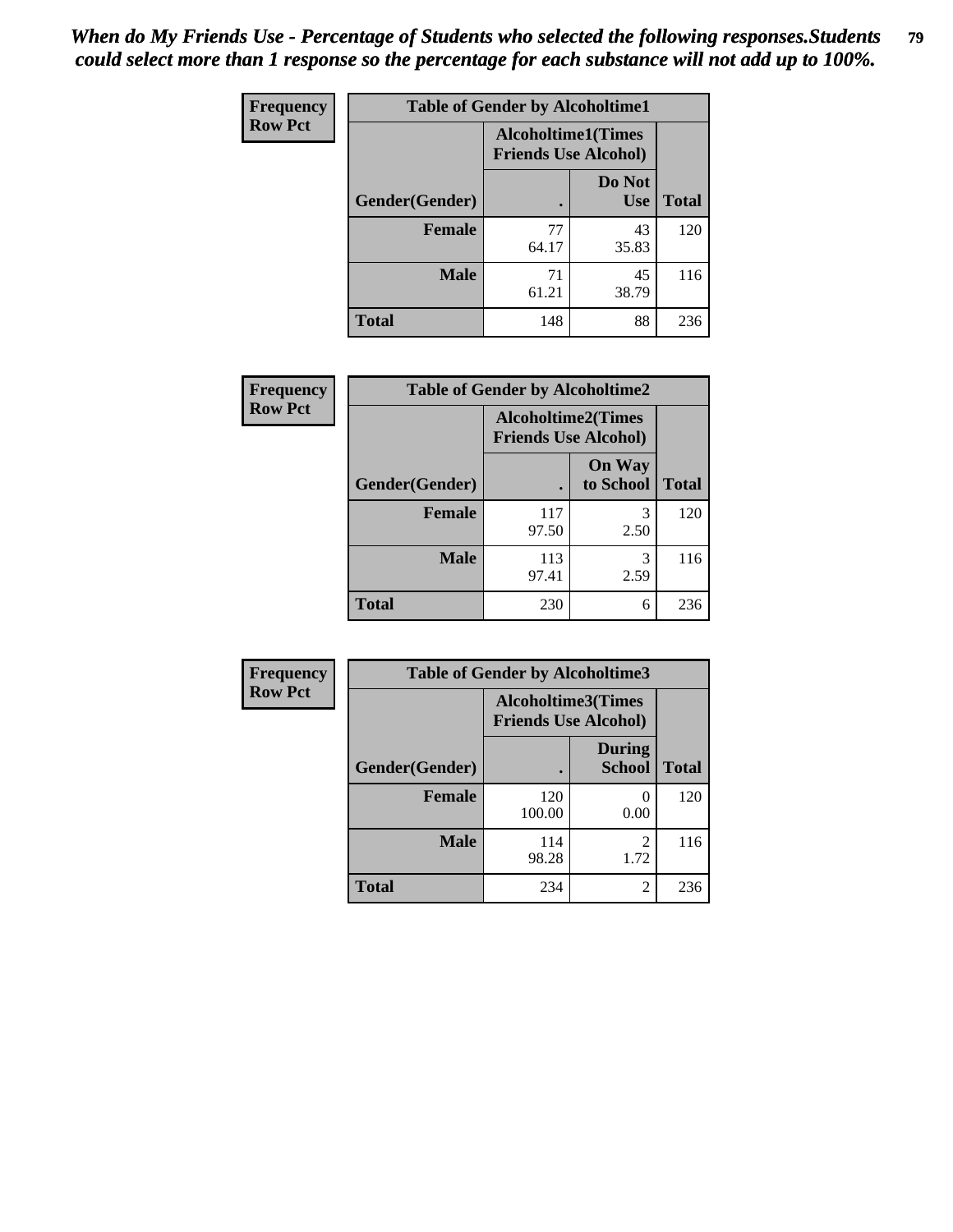*When do My Friends Use - Percentage of Students who selected the following responses.Students could select more than 1 response so the percentage for each substance will not add up to 100%.*

| Frequency Row Pct | Table of Gender by Alcoholtime1 | | |
|---|---|---|---|
| | Alcoholtime1(Times Friends Use Alcohol) | | |
| Gender(Gender) | . | Do Not Use | Total |
| Female | 77<br>64.17 | 43<br>35.83 | 120 |
| Male | 71<br>61.21 | 45<br>38.79 | 116 |
| Total | 148 | 88 | 236 |

| Frequency Row Pct | Table of Gender by Alcoholtime2 | | |
|---|---|---|---|
| | Alcoholtime2(Times Friends Use Alcohol) | | |
| Gender(Gender) | . | On Way to School | Total |
| Female | 117<br>97.50 | 3<br>2.50 | 120 |
| Male | 113<br>97.41 | 3<br>2.59 | 116 |
| Total | 230 | 6 | 236 |

| Frequency Row Pct | Table of Gender by Alcoholtime3 | | |
|---|---|---|---|
| | Alcoholtime3(Times Friends Use Alcohol) | | |
| Gender(Gender) | . | During School | Total |
| Female | 120<br>100.00 | 0<br>0.00 | 120 |
| Male | 114<br>98.28 | 2<br>1.72 | 116 |
| Total | 234 | 2 | 236 |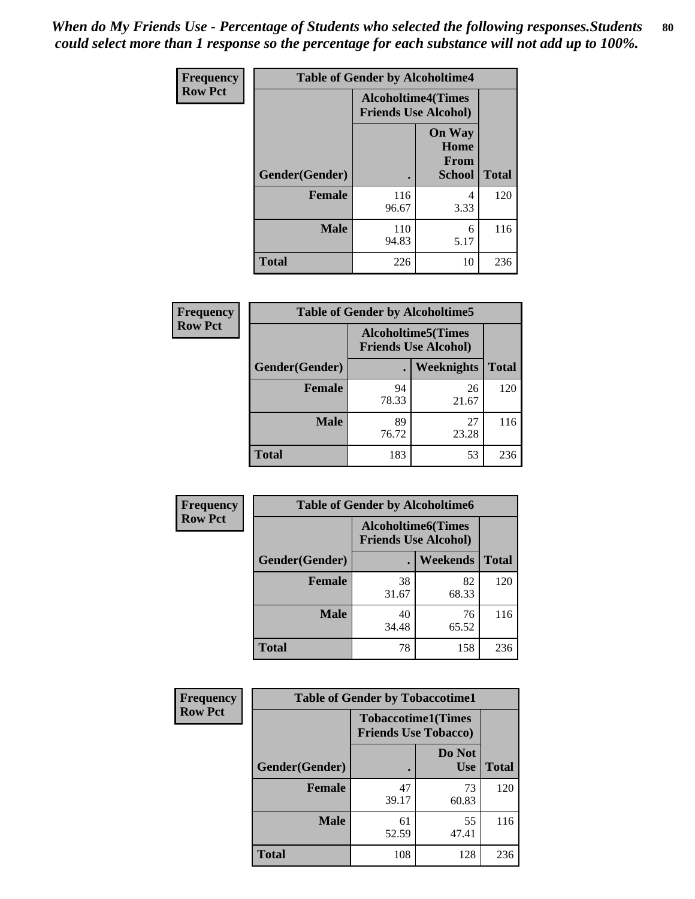*When do My Friends Use - Percentage of Students who selected the following responses.Students could select more than 1 response so the percentage for each substance will not add up to 100%.*

**Frequency**
**Row Pct**

| Table of Gender by Alcoholtime4 | | | |
|---|---|---|---|
| | Alcoholtime4(Times Friends Use Alcohol) | | |
| Gender(Gender) | . | On Way Home From School | Total |
| **Female** | 116<br>96.67 | 4<br>3.33 | 120 |
| **Male** | 110<br>94.83 | 6<br>5.17 | 116 |
| **Total** | 226 | 10 | 236 |

**Frequency**
**Row Pct**

| Table of Gender by Alcoholtime5 | | | |
|---|---|---|---|
| | Alcoholtime5(Times Friends Use Alcohol) | | |
| Gender(Gender) | . | Weeknights | Total |
| **Female** | 94<br>78.33 | 26<br>21.67 | 120 |
| **Male** | 89<br>76.72 | 27<br>23.28 | 116 |
| **Total** | 183 | 53 | 236 |

**Frequency**
**Row Pct**

| Table of Gender by Alcoholtime6 | | | |
|---|---|---|---|
| | Alcoholtime6(Times Friends Use Alcohol) | | |
| Gender(Gender) | . | Weekends | Total |
| **Female** | 38<br>31.67 | 82<br>68.33 | 120 |
| **Male** | 40<br>34.48 | 76<br>65.52 | 116 |
| **Total** | 78 | 158 | 236 |

**Frequency**
**Row Pct**

| Table of Gender by Tobaccotime1 | | | |
|---|---|---|---|
| | Tobaccotime1(Times Friends Use Tobacco) | | |
| Gender(Gender) | . | Do Not Use | Total |
| **Female** | 47<br>39.17 | 73<br>60.83 | 120 |
| **Male** | 61<br>52.59 | 55<br>47.41 | 116 |
| **Total** | 108 | 128 | 236 |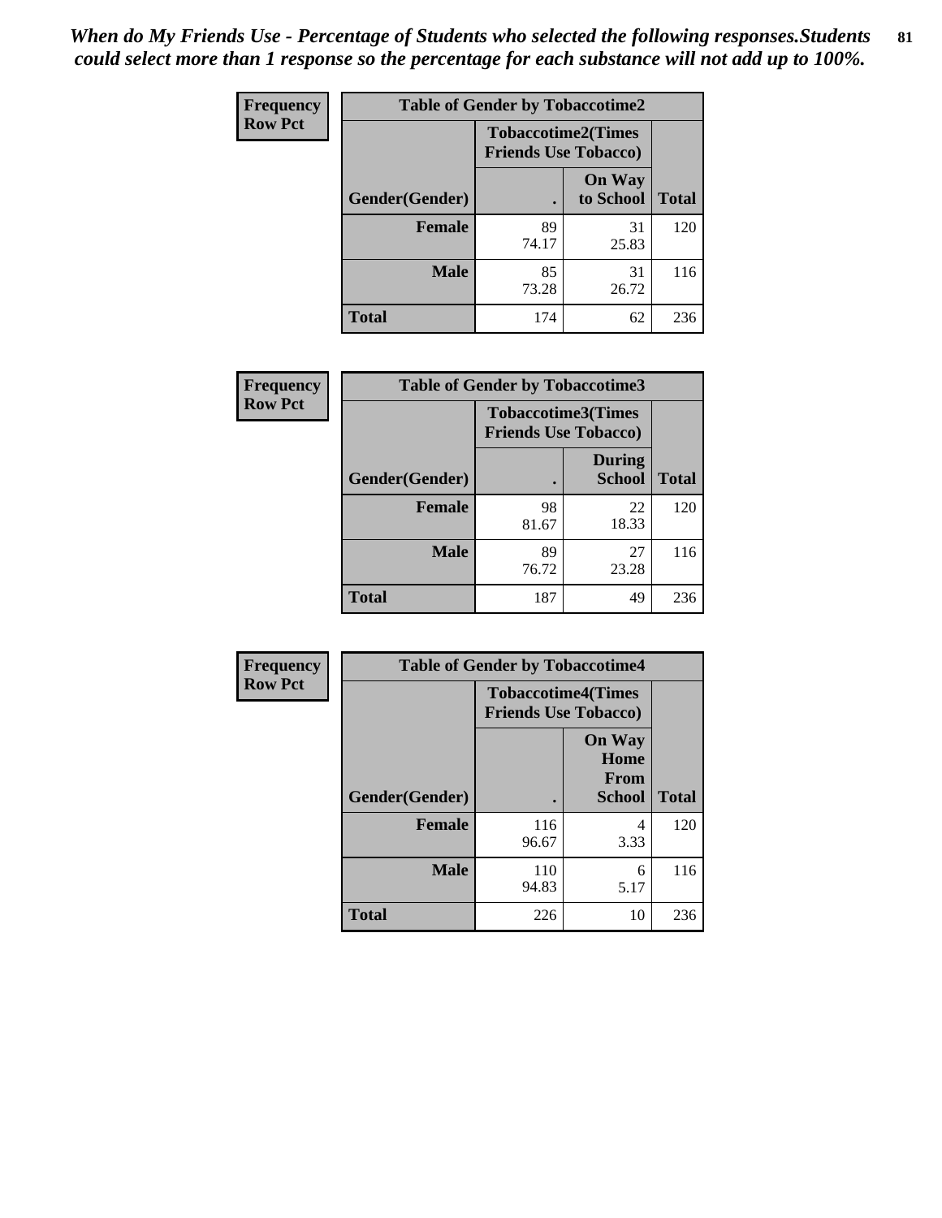*When do My Friends Use - Percentage of Students who selected the following responses.Students could select more than 1 response so the percentage for each substance will not add up to 100%.*

**Frequency**
**Row Pct**

| Table of Gender by Tobaccotime2 | | | |
|---|---|---|---|
| | Tobaccotime2(Times Friends Use Tobacco) | | |
| Gender(Gender) | . | On Way to School | Total |
| **Female** | 89<br>74.17 | 31<br>25.83 | 120 |
| **Male** | 85<br>73.28 | 31<br>26.72 | 116 |
| **Total** | 174 | 62 | 236 |

**Frequency**
**Row Pct**

| Table of Gender by Tobaccotime3 | | | |
|---|---|---|---|
| | Tobaccotime3(Times Friends Use Tobacco) | | |
| Gender(Gender) | . | During School | Total |
| **Female** | 98<br>81.67 | 22<br>18.33 | 120 |
| **Male** | 89<br>76.72 | 27<br>23.28 | 116 |
| **Total** | 187 | 49 | 236 |

**Frequency**
**Row Pct**

| Table of Gender by Tobaccotime4 | | | |
|---|---|---|---|
| | Tobaccotime4(Times Friends Use Tobacco) | | |
| Gender(Gender) | . | On Way Home From School | Total |
| **Female** | 116<br>96.67 | 4<br>3.33 | 120 |
| **Male** | 110<br>94.83 | 6<br>5.17 | 116 |
| **Total** | 226 | 10 | 236 |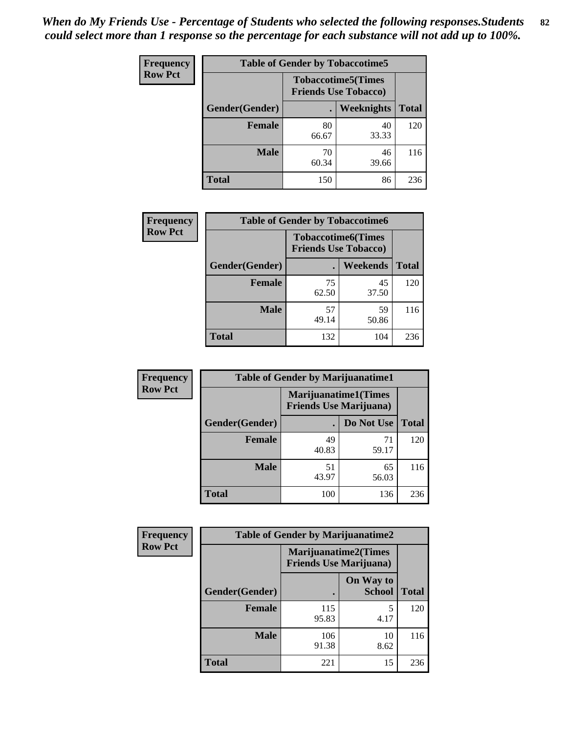*When do My Friends Use - Percentage of Students who selected the following responses.Students could select more than 1 response so the percentage for each substance will not add up to 100%.*

**Frequency**
**Row Pct**

| Table of Gender by Tobaccotime5 | | | |
|---|---|---|---|
| | Tobaccotime5(Times Friends Use Tobacco) | | |
| Gender(Gender) | . | Weeknights | Total |
| **Female** | 80<br>66.67 | 40<br>33.33 | 120 |
| **Male** | 70<br>60.34 | 46<br>39.66 | 116 |
| **Total** | 150 | 86 | 236 |

**Frequency**
**Row Pct**

| Table of Gender by Tobaccotime6 | | | |
|---|---|---|---|
| | Tobaccotime6(Times Friends Use Tobacco) | | |
| Gender(Gender) | . | Weekends | Total |
| **Female** | 75<br>62.50 | 45<br>37.50 | 120 |
| **Male** | 57<br>49.14 | 59<br>50.86 | 116 |
| **Total** | 132 | 104 | 236 |

**Frequency**
**Row Pct**

| Table of Gender by Marijuanatime1 | | | |
|---|---|---|---|
| | Marijuanatime1(Times Friends Use Marijuana) | | |
| Gender(Gender) | . | Do Not Use | Total |
| **Female** | 49<br>40.83 | 71<br>59.17 | 120 |
| **Male** | 51<br>43.97 | 65<br>56.03 | 116 |
| **Total** | 100 | 136 | 236 |

**Frequency**
**Row Pct**

| Table of Gender by Marijuanatime2 | | | |
|---|---|---|---|
| | Marijuanatime2(Times Friends Use Marijuana) | | |
| Gender(Gender) | . | On Way to School | Total |
| **Female** | 115<br>95.83 | 5<br>4.17 | 120 |
| **Male** | 106<br>91.38 | 10<br>8.62 | 116 |
| **Total** | 221 | 15 | 236 |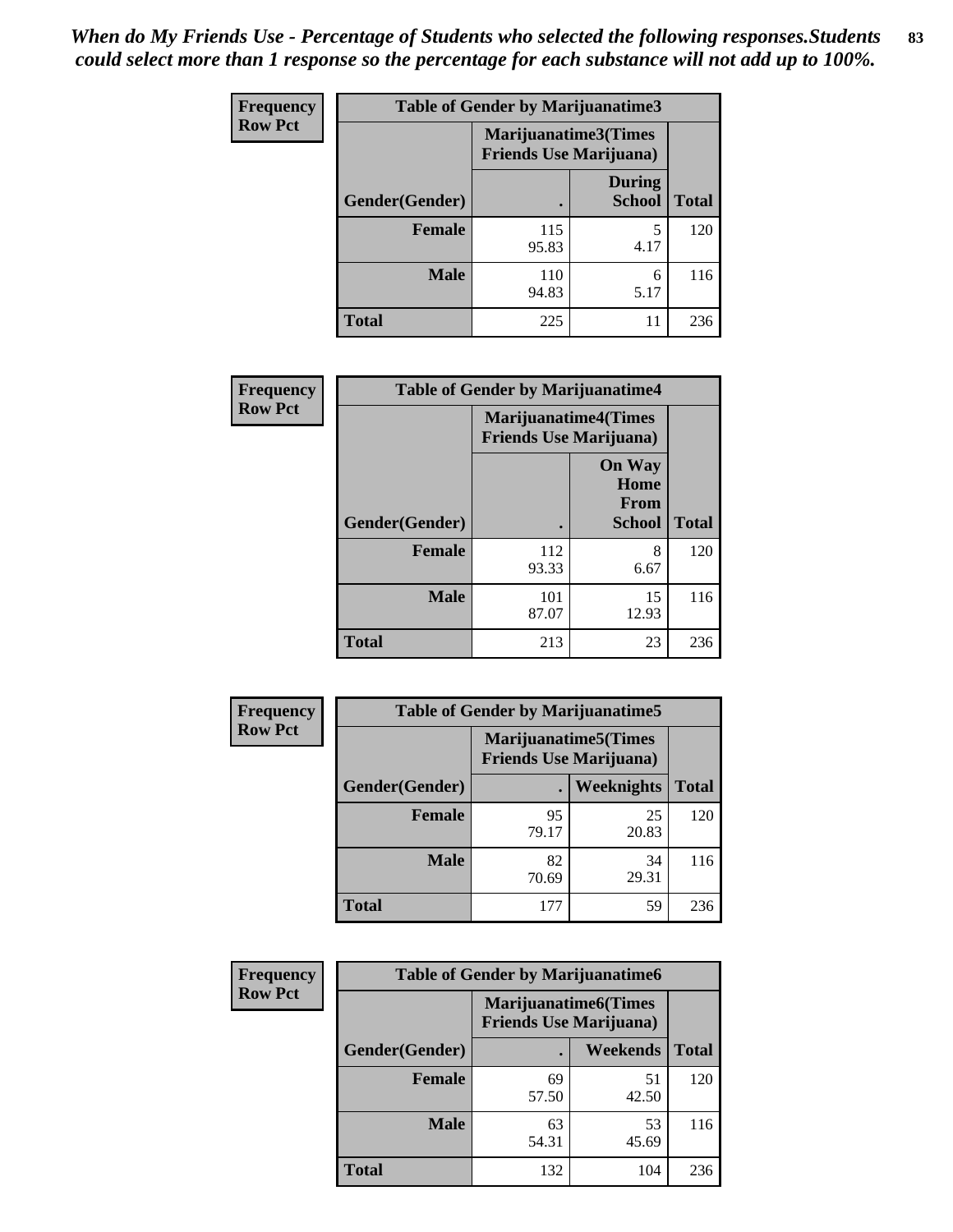*When do My Friends Use - Percentage of Students who selected the following responses.Students could select more than 1 response so the percentage for each substance will not add up to 100%.*

**Frequency**
**Row Pct**

| Table of Gender by Marijuanatime3 | | | |
|---|---|---|---|
| | Marijuanatime3(Times Friends Use Marijuana) | | |
| Gender(Gender) | . | During School | Total |
| **Female** | 115<br>95.83 | 5<br>4.17 | 120 |
| **Male** | 110<br>94.83 | 6<br>5.17 | 116 |
| **Total** | 225 | 11 | 236 |

**Frequency**
**Row Pct**

| Table of Gender by Marijuanatime4 | | | |
|---|---|---|---|
| | Marijuanatime4(Times Friends Use Marijuana) | | |
| Gender(Gender) | . | On Way Home From School | Total |
| **Female** | 112<br>93.33 | 8<br>6.67 | 120 |
| **Male** | 101<br>87.07 | 15<br>12.93 | 116 |
| **Total** | 213 | 23 | 236 |

**Frequency**
**Row Pct**

| Table of Gender by Marijuanatime5 | | | |
|---|---|---|---|
| | Marijuanatime5(Times Friends Use Marijuana) | | |
| Gender(Gender) | . | Weeknights | Total |
| **Female** | 95<br>79.17 | 25<br>20.83 | 120 |
| **Male** | 82<br>70.69 | 34<br>29.31 | 116 |
| **Total** | 177 | 59 | 236 |

**Frequency**
**Row Pct**

| Table of Gender by Marijuanatime6 | | | |
|---|---|---|---|
| | Marijuanatime6(Times Friends Use Marijuana) | | |
| Gender(Gender) | . | Weekends | Total |
| **Female** | 69<br>57.50 | 51<br>42.50 | 120 |
| **Male** | 63<br>54.31 | 53<br>45.69 | 116 |
| **Total** | 132 | 104 | 236 |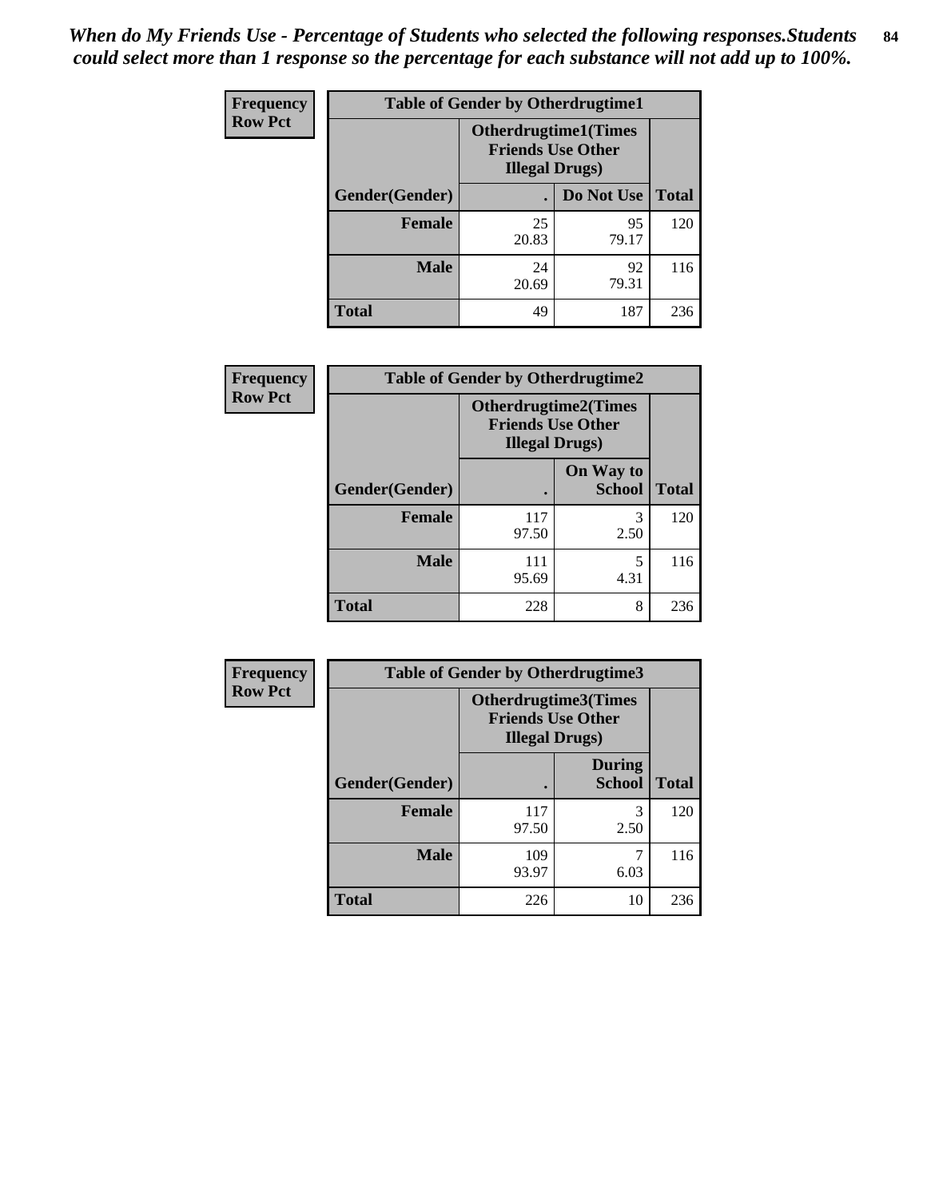*When do My Friends Use - Percentage of Students who selected the following responses.Students could select more than 1 response so the percentage for each substance will not add up to 100%.*

**Frequency**
**Row Pct**

| Table of Gender by Otherdrugtime1 | | | |
|---|---|---|---|
| | Otherdrugtime1(Times Friends Use Other Illegal Drugs) | | |
| Gender(Gender) | . | Do Not Use | Total |
| **Female** | 25<br>20.83 | 95<br>79.17 | 120 |
| **Male** | 24<br>20.69 | 92<br>79.31 | 116 |
| **Total** | 49 | 187 | 236 |

**Frequency**
**Row Pct**

| Table of Gender by Otherdrugtime2 | | | |
|---|---|---|---|
| | Otherdrugtime2(Times Friends Use Other Illegal Drugs) | | |
| Gender(Gender) | . | On Way to School | Total |
| **Female** | 117<br>97.50 | 3<br>2.50 | 120 |
| **Male** | 111<br>95.69 | 5<br>4.31 | 116 |
| **Total** | 228 | 8 | 236 |

**Frequency**
**Row Pct**

| Table of Gender by Otherdrugtime3 | | | |
|---|---|---|---|
| | Otherdrugtime3(Times Friends Use Other Illegal Drugs) | | |
| Gender(Gender) | . | During School | Total |
| **Female** | 117<br>97.50 | 3<br>2.50 | 120 |
| **Male** | 109<br>93.97 | 7<br>6.03 | 116 |
| **Total** | 226 | 10 | 236 |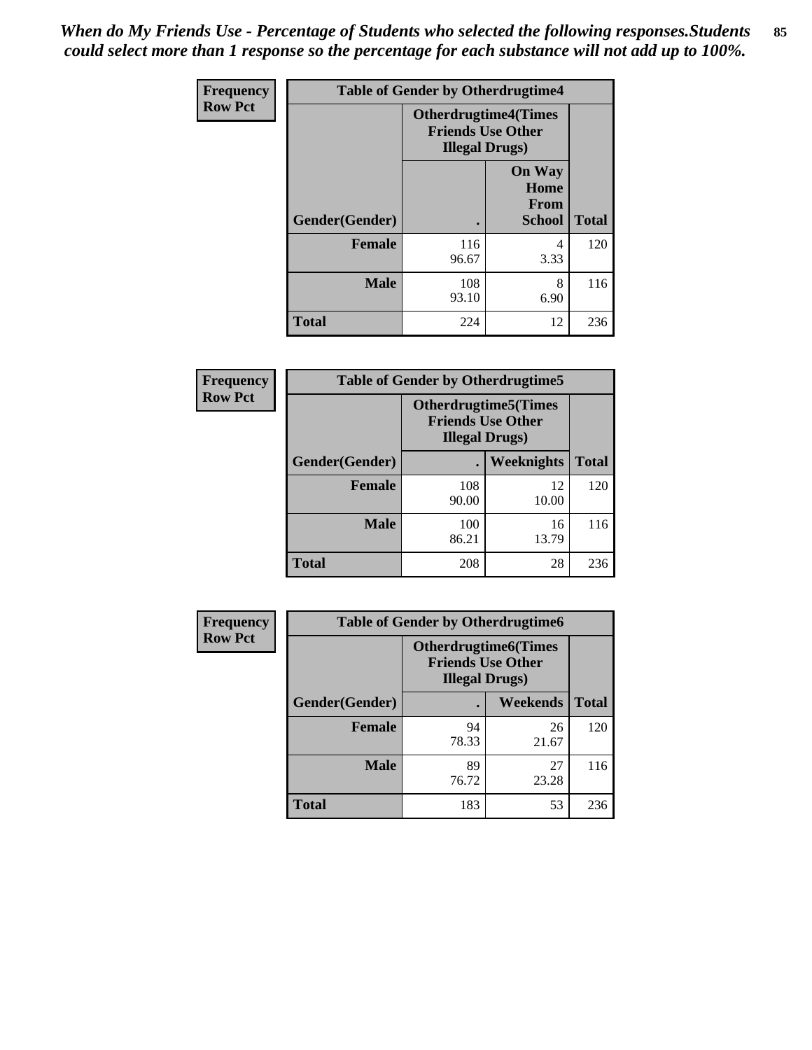*When do My Friends Use - Percentage of Students who selected the following responses.Students could select more than 1 response so the percentage for each substance will not add up to 100%.*

| Frequency Row Pct | Table of Gender by Otherdrugtime4 | | |
|---|---|---|---|
| | Otherdrugtime4(Times Friends Use Other Illegal Drugs) | | |
| Gender(Gender) | . | On Way Home From School | Total |
| Female | 116<br>96.67 | 4<br>3.33 | 120 |
| Male | 108<br>93.10 | 8<br>6.90 | 116 |
| Total | 224 | 12 | 236 |

| Frequency Row Pct | Table of Gender by Otherdrugtime5 | | |
|---|---|---|---|
| | Otherdrugtime5(Times Friends Use Other Illegal Drugs) | | |
| Gender(Gender) | . | Weeknights | Total |
| Female | 108<br>90.00 | 12<br>10.00 | 120 |
| Male | 100<br>86.21 | 16<br>13.79 | 116 |
| Total | 208 | 28 | 236 |

| Frequency Row Pct | Table of Gender by Otherdrugtime6 | | |
|---|---|---|---|
| | Otherdrugtime6(Times Friends Use Other Illegal Drugs) | | |
| Gender(Gender) | . | Weekends | Total |
| Female | 94<br>78.33 | 26<br>21.67 | 120 |
| Male | 89<br>76.72 | 27<br>23.28 | 116 |
| Total | 183 | 53 | 236 |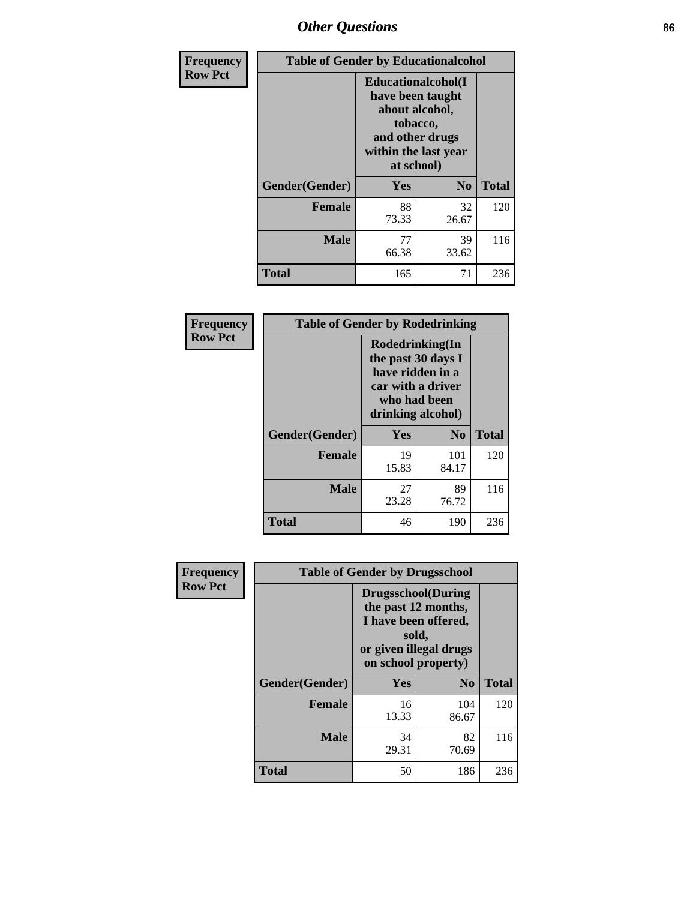## Other Questions

**Frequency Row Pct**

| Table of Gender by Educationalcohol | | | |
|---|---|---|---|
| | Educationalcohol(I have been taught about alcohol, tobacco, and other drugs within the last year at school) | | |
| Gender(Gender) | Yes | No | Total |
| Female | 88<br>73.33 | 32<br>26.67 | 120 |
| Male | 77<br>66.38 | 39<br>33.62 | 116 |
| Total | 165 | 71 | 236 |

**Frequency Row Pct**

| Table of Gender by Rodedrinking | | | |
|---|---|---|---|
| | Rodedrinking(In the past 30 days I have ridden in a car with a driver who had been drinking alcohol) | | |
| Gender(Gender) | Yes | No | Total |
| Female | 19<br>15.83 | 101<br>84.17 | 120 |
| Male | 27<br>23.28 | 89<br>76.72 | 116 |
| Total | 46 | 190 | 236 |

**Frequency Row Pct**

| Table of Gender by Drugsschool | | | |
|---|---|---|---|
| | Drugsschool(During the past 12 months, I have been offered, sold, or given illegal drugs on school property) | | |
| Gender(Gender) | Yes | No | Total |
| Female | 16<br>13.33 | 104<br>86.67 | 120 |
| Male | 34<br>29.31 | 82<br>70.69 | 116 |
| Total | 50 | 186 | 236 |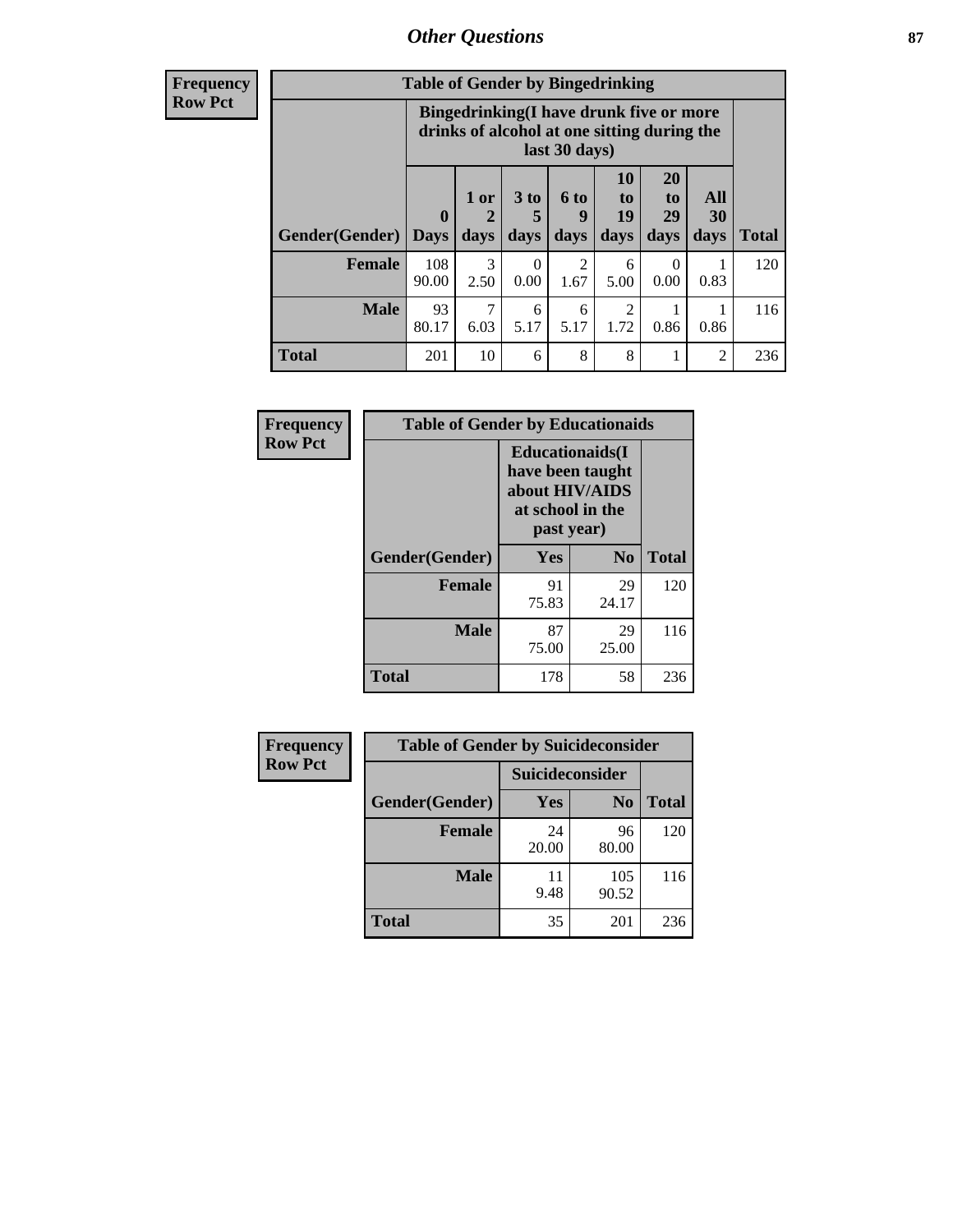## Other Questions

**Frequency**
**Row Pct**

| Table of Gender by Bingedrinking | | | | | | | | |
|---|---|---|---|---|---|---|---|---|
| | Bingedrinking(I have drunk five or more drinks of alcohol at one sitting during the last 30 days) | | | | | | | |
| Gender(Gender) | 0 Days | 1 or 2 days | 3 to 5 days | 6 to 9 days | 10 to 19 days | 20 to 29 days | All 30 days | Total |
| **Female** | 108<br>90.00 | 3<br>2.50 | 0<br>0.00 | 2<br>1.67 | 6<br>5.00 | 0<br>0.00 | 1<br>0.83 | 120 |
| **Male** | 93<br>80.17 | 7<br>6.03 | 6<br>5.17 | 6<br>5.17 | 2<br>1.72 | 1<br>0.86 | 1<br>0.86 | 116 |
| **Total** | 201 | 10 | 6 | 8 | 8 | 1 | 2 | 236 |

**Frequency**
**Row Pct**

| Table of Gender by Educationaids | | | |
|---|---|---|---|
| | Educationaids(I have been taught about HIV/AIDS at school in the past year) | | |
| Gender(Gender) | Yes | No | Total |
| **Female** | 91<br>75.83 | 29<br>24.17 | 120 |
| **Male** | 87<br>75.00 | 29<br>25.00 | 116 |
| **Total** | 178 | 58 | 236 |

**Frequency**
**Row Pct**

| Table of Gender by Suicideconsider | | | |
|---|---|---|---|
| | Suicideconsider | | |
| Gender(Gender) | Yes | No | Total |
| **Female** | 24<br>20.00 | 96<br>80.00 | 120 |
| **Male** | 11<br>9.48 | 105<br>90.52 | 116 |
| **Total** | 35 | 201 | 236 |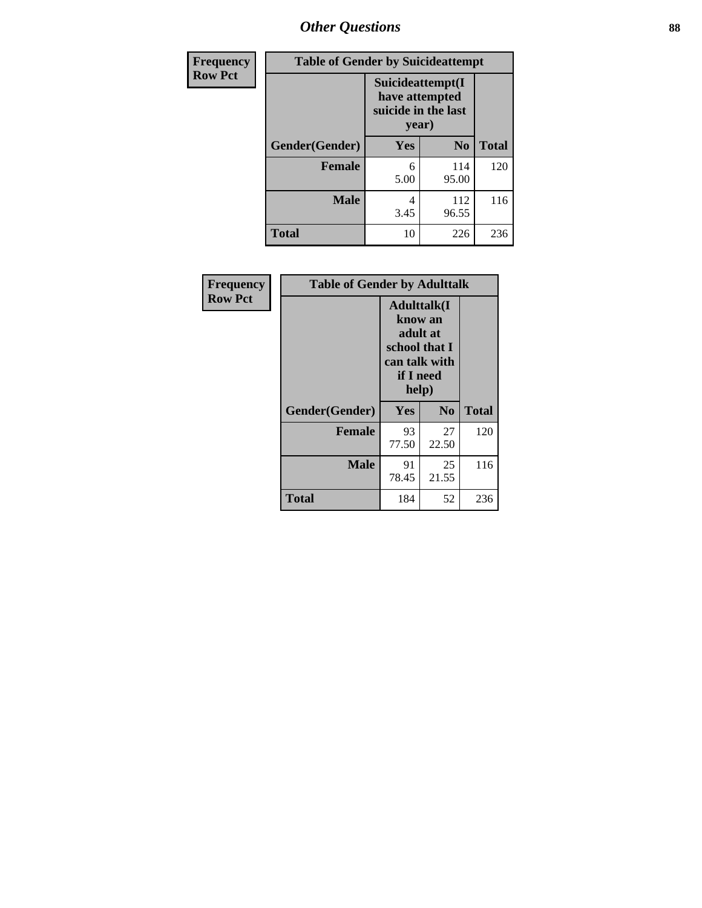# Other Questions

Frequency
Row Pct

| Table of Gender by Suicideattempt | | | |
|---|---|---|---|
| | Suicideattempt(I have attempted suicide in the last year) | | |
| Gender(Gender) | Yes | No | Total |
| Female | 6<br>5.00 | 114<br>95.00 | 120 |
| Male | 4<br>3.45 | 112<br>96.55 | 116 |
| Total | 10 | 226 | 236 |

Frequency
Row Pct

| Table of Gender by Adulttalk | | | |
|---|---|---|---|
| | Adulttalk(I know an adult at school that I can talk with if I need help) | | |
| Gender(Gender) | Yes | No | Total |
| Female | 93<br>77.50 | 27<br>22.50 | 120 |
| Male | 91<br>78.45 | 25<br>21.55 | 116 |
| Total | 184 | 52 | 236 |